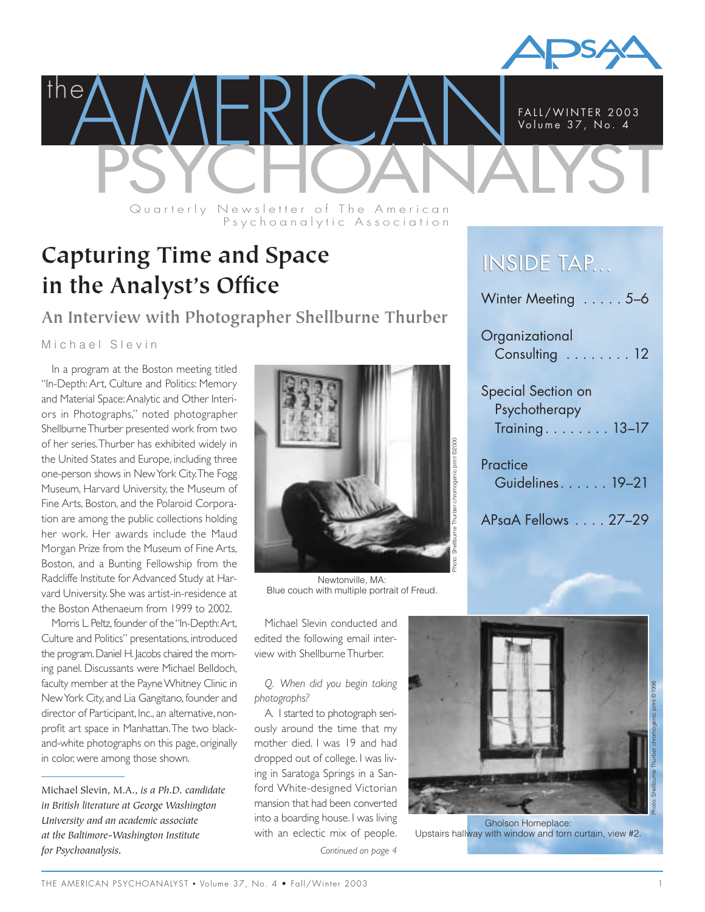# the AMERICAN PSYCHOANALYST

FALL/WINTER 2003
Volume 37, No. 4

Quarterly Newsletter of The American Psychoanalytic Association

## Capturing Time and Space in the Analyst's Office

### An Interview with Photographer Shellburne Thurber

Michael Slevin

In a program at the Boston meeting titled "In-Depth: Art, Culture and Politics: Memory and Material Space: Analytic and Other Interiors in Photographs," noted photographer Shellburne Thurber presented work from two of her series. Thurber has exhibited widely in the United States and Europe, including three one-person shows in New York City. The Fogg Museum, Harvard University, the Museum of Fine Arts, Boston, and the Polaroid Corporation are among the public collections holding her work. Her awards include the Maud Morgan Prize from the Museum of Fine Arts, Boston, and a Bunting Fellowship from the Radcliffe Institute for Advanced Study at Harvard University. She was artist-in-residence at the Boston Athenaeum from 1999 to 2002.

Morris L. Peltz, founder of the "In-Depth: Art, Culture and Politics" presentations, introduced the program. Daniel H. Jacobs chaired the morning panel. Discussants were Michael Belldoch, faculty member at the Payne Whitney Clinic in New York City, and Lia Gangitano, founder and director of Participant, Inc., an alternative, non-profit art space in Manhattan. The two black-and-white photographs on this page, originally in color, were among those shown.

---

Michael Slevin, M.A., *is a Ph.D. candidate in British literature at George Washington University and an academic associate at the Baltimore-Washington Institute for Psychoanalysis.*

Newtonville, MA:
Blue couch with multiple portrait of Freud.

Photo: Shellburne Thurber chromogenic print ©2000

Michael Slevin conducted and edited the following email interview with Shellburne Thurber.

*Q. When did you begin taking photographs?*

A. I started to photograph seriously around the time that my mother died. I was 19 and had dropped out of college. I was living in Saratoga Springs in a Sanford White-designed Victorian mansion that had been converted into a boarding house. I was living with an eclectic mix of people.

*Continued on page 4*

Gholson Homeplace:
Upstairs hallway with window and torn curtain, view #2.

Photo: Shellburne Thurber chromogenic print ©1998

## INSIDE TAP...

- Winter Meeting . . . . . 5–6
- Organizational Consulting . . . . . . . . 12
- Special Section on Psychotherapy Training . . . . . . . . 13–17
- Practice Guidelines. . . . . . 19–21
- APsaA Fellows . . . . 27–29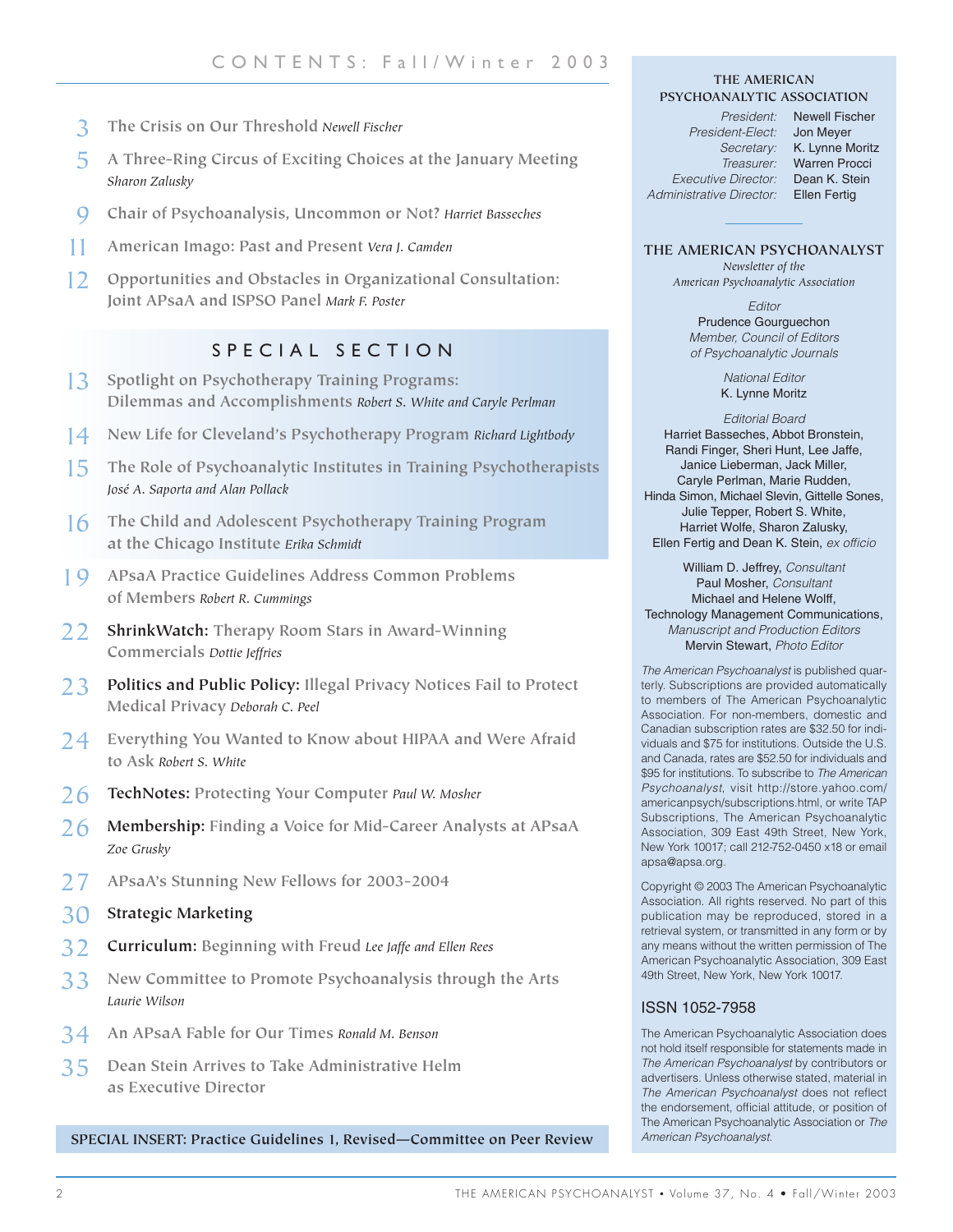# CONTENTS: Fall/Winter 2003

3 The Crisis on Our Threshold *Newell Fischer*

5 A Three-Ring Circus of Exciting Choices at the January Meeting *Sharon Zalusky*

9 Chair of Psychoanalysis, Uncommon or Not? *Harriet Basseches*

11 American Imago: Past and Present *Vera J. Camden*

12 Opportunities and Obstacles in Organizational Consultation: Joint APsaA and ISPSO Panel *Mark F. Poster*

## SPECIAL SECTION

13 Spotlight on Psychotherapy Training Programs: Dilemmas and Accomplishments *Robert S. White and Caryle Perlman*

14 New Life for Cleveland's Psychotherapy Program *Richard Lightbody*

15 The Role of Psychoanalytic Institutes in Training Psychotherapists *José A. Saporta and Alan Pollack*

16 The Child and Adolescent Psychotherapy Training Program at the Chicago Institute *Erika Schmidt*

19 APsaA Practice Guidelines Address Common Problems of Members *Robert R. Cummings*

22 **ShrinkWatch:** Therapy Room Stars in Award-Winning Commercials *Dottie Jeffries*

23 **Politics and Public Policy:** Illegal Privacy Notices Fail to Protect Medical Privacy *Deborah C. Peel*

24 Everything You Wanted to Know about HIPAA and Were Afraid to Ask *Robert S. White*

26 **TechNotes:** Protecting Your Computer *Paul W. Mosher*

26 **Membership:** Finding a Voice for Mid-Career Analysts at APsaA *Zoe Grusky*

27 APsaA's Stunning New Fellows for 2003-2004

30 **Strategic Marketing**

32 **Curriculum:** Beginning with Freud *Lee Jaffe and Ellen Rees*

33 New Committee to Promote Psychoanalysis through the Arts *Laurie Wilson*

34 An APsaA Fable for Our Times *Ronald M. Benson*

35 Dean Stein Arrives to Take Administrative Helm as Executive Director

**SPECIAL INSERT: Practice Guidelines 1, Revised—Committee on Peer Review**

---

THE AMERICAN PSYCHOANALYTIC ASSOCIATION

*President:* Newell Fischer
*President-Elect:* Jon Meyer
*Secretary:* K. Lynne Moritz
*Treasurer:* Warren Procci
*Executive Director:* Dean K. Stein
*Administrative Director:* Ellen Fertig

## THE AMERICAN PSYCHOANALYST

*Newsletter of the American Psychoanalytic Association*

*Editor*
Prudence Gourguechon
*Member, Council of Editors of Psychoanalytic Journals*

*National Editor*
K. Lynne Moritz

*Editorial Board*
Harriet Basseches, Abbot Bronstein, Randi Finger, Sheri Hunt, Lee Jaffe, Janice Lieberman, Jack Miller, Caryle Perlman, Marie Rudden, Hinda Simon, Michael Slevin, Gittelle Sones, Julie Tepper, Robert S. White, Harriet Wolfe, Sharon Zalusky, Ellen Fertig and Dean K. Stein, *ex officio*

William D. Jeffrey, *Consultant*
Paul Mosher, *Consultant*
Michael and Helene Wolff, Technology Management Communications, *Manuscript and Production Editors*
Mervin Stewart, *Photo Editor*

*The American Psychoanalyst* is published quarterly. Subscriptions are provided automatically to members of The American Psychoanalytic Association. For non-members, domestic and Canadian subscription rates are $32.50 for individuals and $75 for institutions. Outside the U.S. and Canada, rates are $52.50 for individuals and $95 for institutions. To subscribe to *The American Psychoanalyst*, visit http://store.yahoo.com/americanpsych/subscriptions.html, or write TAP Subscriptions, The American Psychoanalytic Association, 309 East 49th Street, New York, New York 10017; call 212-752-0450 x18 or email apsa@apsa.org.

Copyright © 2003 The American Psychoanalytic Association. All rights reserved. No part of this publication may be reproduced, stored in a retrieval system, or transmitted in any form or by any means without the written permission of The American Psychoanalytic Association, 309 East 49th Street, New York, New York 10017.

ISSN 1052-7958

The American Psychoanalytic Association does not hold itself responsible for statements made in *The American Psychoanalyst* by contributors or advertisers. Unless otherwise stated, material in *The American Psychoanalyst* does not reflect the endorsement, official attitude, or position of The American Psychoanalytic Association or *The American Psychoanalyst*.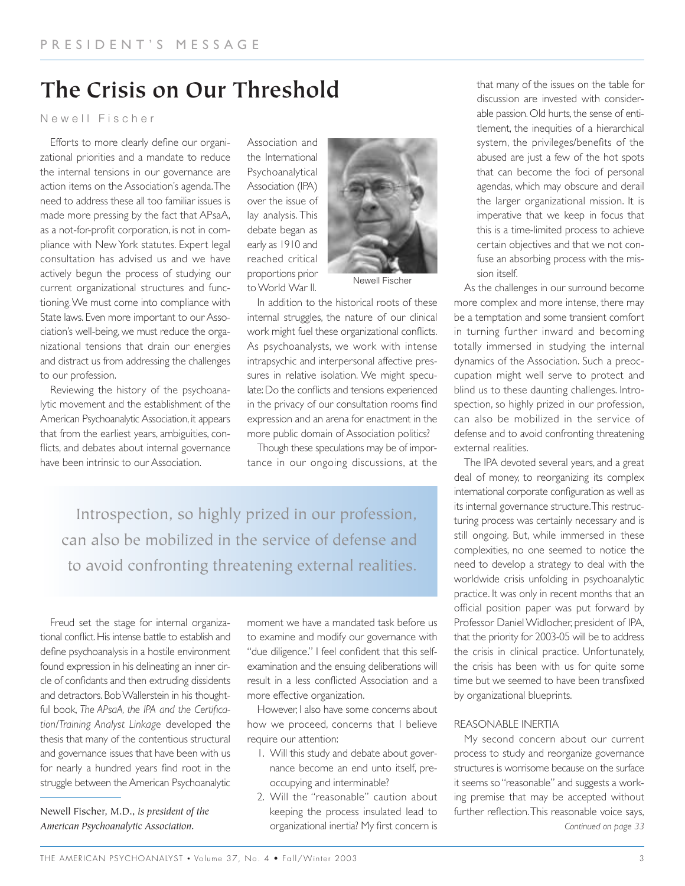PRESIDENT'S MESSAGE

# The Crisis on Our Threshold

Newell Fischer

Efforts to more clearly define our organizational priorities and a mandate to reduce the internal tensions in our governance are action items on the Association's agenda. The need to address these all too familiar issues is made more pressing by the fact that APsaA, as a not-for-profit corporation, is not in compliance with New York statutes. Expert legal consultation has advised us and we have actively begun the process of studying our current organizational structures and functioning. We must come into compliance with State laws. Even more important to our Association's well-being, we must reduce the organizational tensions that drain our energies and distract us from addressing the challenges to our profession.

Reviewing the history of the psychoanalytic movement and the establishment of the American Psychoanalytic Association, it appears that from the earliest years, ambiguities, conflicts, and debates about internal governance have been intrinsic to our Association.

Freud set the stage for internal organizational conflict. His intense battle to establish and define psychoanalysis in a hostile environment found expression in his delineating an inner circle of confidants and then extruding dissidents and detractors. Bob Wallerstein in his thoughtful book, *The APsaA, the IPA and the Certification/Training Analyst Linkage* developed the thesis that many of the contentious structural and governance issues that have been with us for nearly a hundred years find root in the struggle between the American Psychoanalytic Association and the International Psychoanalytical Association (IPA) over the issue of lay analysis. This debate began as early as 1910 and reached critical proportions prior to World War II.

Newell Fischer

In addition to the historical roots of these internal struggles, the nature of our clinical work might fuel these organizational conflicts. As psychoanalysts, we work with intense intrapsychic and interpersonal affective pressures in relative isolation. We might speculate: Do the conflicts and tensions experienced in the privacy of our consultation rooms find expression and an arena for enactment in the more public domain of Association politics?

Though these speculations may be of importance in our ongoing discussions, at the moment we have a mandated task before us to examine and modify our governance with "due diligence." I feel confident that this self-examination and the ensuing deliberations will result in a less conflicted Association and a more effective organization.

However, I also have some concerns about how we proceed, concerns that I believe require our attention:

1. Will this study and debate about governance become an end unto itself, preoccupying and interminable?
2. Will the "reasonable" caution about keeping the process insulated lead to organizational inertia? My first concern is that many of the issues on the table for discussion are invested with considerable passion. Old hurts, the sense of entitlement, the inequities of a hierarchical system, the privileges/benefits of the abused are just a few of the hot spots that can become the foci of personal agendas, which may obscure and derail the larger organizational mission. It is imperative that we keep in focus that this is a time-limited process to achieve certain objectives and that we not confuse an absorbing process with the mission itself.

As the challenges in our surround become more complex and more intense, there may be a temptation and some transient comfort in turning further inward and becoming totally immersed in studying the internal dynamics of the Association. Such a preoccupation might well serve to protect and blind us to these daunting challenges. Introspection, so highly prized in our profession, can also be mobilized in the service of defense and to avoid confronting threatening external realities.

> Introspection, so highly prized in our profession, can also be mobilized in the service of defense and to avoid confronting threatening external realities.

The IPA devoted several years, and a great deal of money, to reorganizing its complex international corporate configuration as well as its internal governance structure. This restructuring process was certainly necessary and is still ongoing. But, while immersed in these complexities, no one seemed to notice the need to develop a strategy to deal with the worldwide crisis unfolding in psychoanalytic practice. It was only in recent months that an official position paper was put forward by Professor Daniel Widlocher, president of IPA, that the priority for 2003-05 will be to address the crisis in clinical practice. Unfortunately, the crisis has been with us for quite some time but we seemed to have been transfixed by organizational blueprints.

## REASONABLE INERTIA

My second concern about our current process to study and reorganize governance structures is worrisome because on the surface it seems so "reasonable" and suggests a working premise that may be accepted without further reflection. This reasonable voice says,

*Continued on page 33*

Newell Fischer, M.D., *is president of the American Psychoanalytic Association.*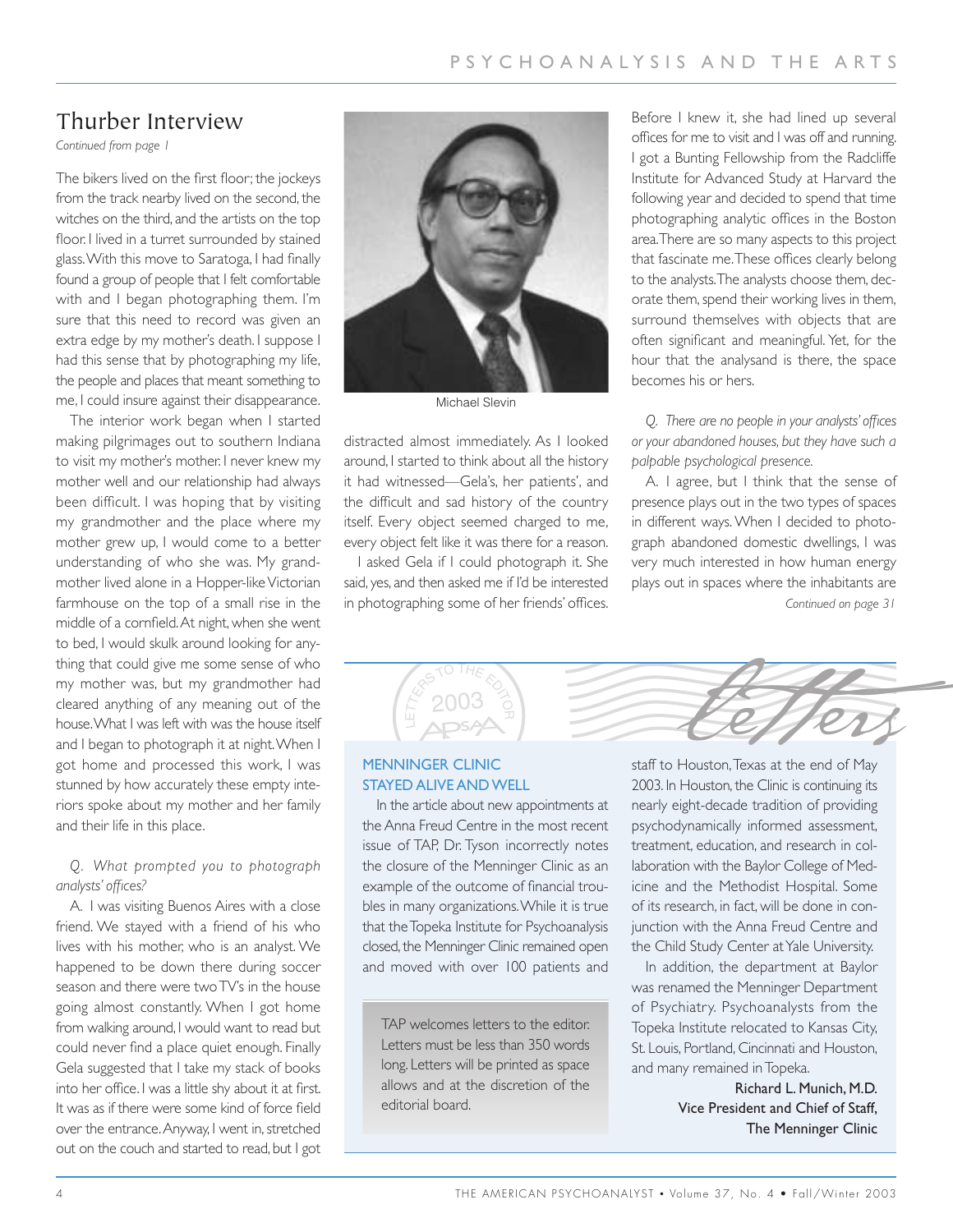## Thurber Interview

*Continued from page 1*

The bikers lived on the first floor; the jockeys from the track nearby lived on the second, the witches on the third, and the artists on the top floor. I lived in a turret surrounded by stained glass. With this move to Saratoga, I had finally found a group of people that I felt comfortable with and I began photographing them. I'm sure that this need to record was given an extra edge by my mother's death. I suppose I had this sense that by photographing my life, the people and places that meant something to me, I could insure against their disappearance.

The interior work began when I started making pilgrimages out to southern Indiana to visit my mother's mother. I never knew my mother well and our relationship had always been difficult. I was hoping that by visiting my grandmother and the place where my mother grew up, I would come to a better understanding of who she was. My grandmother lived alone in a Hopper-like Victorian farmhouse on the top of a small rise in the middle of a cornfield. At night, when she went to bed, I would skulk around looking for anything that could give me some sense of who my mother was, but my grandmother had cleared anything of any meaning out of the house. What I was left with was the house itself and I began to photograph it at night. When I got home and processed this work, I was stunned by how accurately these empty interiors spoke about my mother and her family and their life in this place.

*Q. What prompted you to photograph analysts' offices?*

A. I was visiting Buenos Aires with a close friend. We stayed with a friend of his who lives with his mother, who is an analyst. We happened to be down there during soccer season and there were two TV's in the house going almost constantly. When I got home from walking around, I would want to read but could never find a place quiet enough. Finally Gela suggested that I take my stack of books into her office. I was a little shy about it at first. It was as if there were some kind of force field over the entrance. Anyway, I went in, stretched out on the couch and started to read, but I got distracted almost immediately. As I looked around, I started to think about all the history it had witnessed—Gela's, her patients', and the difficult and sad history of the country itself. Every object seemed charged to me, every object felt like it was there for a reason.

Michael Slevin

I asked Gela if I could photograph it. She said, yes, and then asked me if I'd be interested in photographing some of her friends' offices. Before I knew it, she had lined up several offices for me to visit and I was off and running. I got a Bunting Fellowship from the Radcliffe Institute for Advanced Study at Harvard the following year and decided to spend that time photographing analytic offices in the Boston area. There are so many aspects to this project that fascinate me. These offices clearly belong to the analysts. The analysts choose them, decorate them, spend their working lives in them, surround themselves with objects that are often significant and meaningful. Yet, for the hour that the analysand is there, the space becomes his or hers.

*Q. There are no people in your analysts' offices or your abandoned houses, but they have such a palpable psychological presence.*

A. I agree, but I think that the sense of presence plays out in the two types of spaces in different ways. When I decided to photograph abandoned domestic dwellings, I was very much interested in how human energy plays out in spaces where the inhabitants are

*Continued on page 31*

---

## Letters

LETTERS TO THE EDITOR 2003 APsaA

### MENNINGER CLINIC STAYED ALIVE AND WELL

In the article about new appointments at the Anna Freud Centre in the most recent issue of TAP, Dr. Tyson incorrectly notes the closure of the Menninger Clinic as an example of the outcome of financial troubles in many organizations. While it is true that the Topeka Institute for Psychoanalysis closed, the Menninger Clinic remained open and moved with over 100 patients and staff to Houston, Texas at the end of May 2003. In Houston, the Clinic is continuing its nearly eight-decade tradition of providing psychodynamically informed assessment, treatment, education, and research in collaboration with the Baylor College of Medicine and the Methodist Hospital. Some of its research, in fact, will be done in conjunction with the Anna Freud Centre and the Child Study Center at Yale University.

In addition, the department at Baylor was renamed the Menninger Department of Psychiatry. Psychoanalysts from the Topeka Institute relocated to Kansas City, St. Louis, Portland, Cincinnati and Houston, and many remained in Topeka.

Richard L. Munich, M.D.
Vice President and Chief of Staff,
The Menninger Clinic

TAP welcomes letters to the editor. Letters must be less than 350 words long. Letters will be printed as space allows and at the discretion of the editorial board.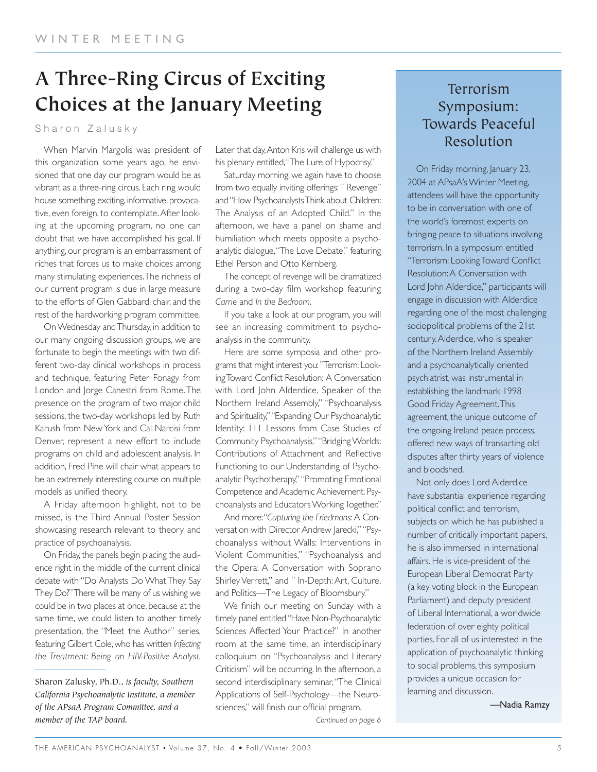# A Three-Ring Circus of Exciting Choices at the January Meeting

Sharon Zalusky

When Marvin Margolis was president of this organization some years ago, he envisioned that one day our program would be as vibrant as a three-ring circus. Each ring would house something exciting, informative, provocative, even foreign, to contemplate. After looking at the upcoming program, no one can doubt that we have accomplished his goal. If anything, our program is an embarrassment of riches that forces us to make choices among many stimulating experiences. The richness of our current program is due in large measure to the efforts of Glen Gabbard, chair, and the rest of the hardworking program committee.

On Wednesday and Thursday, in addition to our many ongoing discussion groups, we are fortunate to begin the meetings with two different two-day clinical workshops in process and technique, featuring Peter Fonagy from London and Jorge Canestri from Rome. The presence on the program of two major child sessions, the two-day workshops led by Ruth Karush from New York and Cal Narcisi from Denver, represent a new effort to include programs on child and adolescent analysis. In addition, Fred Pine will chair what appears to be an extremely interesting course on multiple models as unified theory.

A Friday afternoon highlight, not to be missed, is the Third Annual Poster Session showcasing research relevant to theory and practice of psychoanalysis.

On Friday, the panels begin placing the audience right in the middle of the current clinical debate with "Do Analysts Do What They Say They Do?" There will be many of us wishing we could be in two places at once, because at the same time, we could listen to another timely presentation, the "Meet the Author" series, featuring Gilbert Cole, who has written *Infecting the Treatment: Being an HIV-Positive Analyst*. Later that day, Anton Kris will challenge us with his plenary entitled, "The Lure of Hypocrisy."

Saturday morning, we again have to choose from two equally inviting offerings: " Revenge" and "How Psychoanalysts Think about Children: The Analysis of an Adopted Child." In the afternoon, we have a panel on shame and humiliation which meets opposite a psychoanalytic dialogue, "The Love Debate," featuring Ethel Person and Otto Kernberg.

The concept of revenge will be dramatized during a two-day film workshop featuring *Carrie* and *In the Bedroom*.

If you take a look at our program, you will see an increasing commitment to psychoanalysis in the community.

Here are some symposia and other programs that might interest you: "Terrorism: Looking Toward Conflict Resolution: A Conversation with Lord John Alderdice, Speaker of the Northern Ireland Assembly," "Psychoanalysis and Spirituality," "Expanding Our Psychoanalytic Identity: 111 Lessons from Case Studies of Community Psychoanalysis," "Bridging Worlds: Contributions of Attachment and Reflective Functioning to our Understanding of Psychoanalytic Psychotherapy," "Promoting Emotional Competence and Academic Achievement: Psychoanalysts and Educators Working Together."

And more: "*Capturing the Friedmans:* A Conversation with Director Andrew Jarecki," "Psychoanalysis without Walls: Interventions in Violent Communities," "Psychoanalysis and the Opera: A Conversation with Soprano Shirley Verrett," and " In-Depth: Art, Culture, and Politics—The Legacy of Bloomsbury."

We finish our meeting on Sunday with a timely panel entitled "Have Non-Psychoanalytic Sciences Affected Your Practice?" In another room at the same time, an interdisciplinary colloquium on "Psychoanalysis and Literary Criticism" will be occurring. In the afternoon, a second interdisciplinary seminar, "The Clinical Applications of Self-Psychology—the Neurosciences," will finish our official program.

*Continued on page 6*

---

Sharon Zalusky, Ph.D., *is faculty, Southern California Psychoanalytic Institute, a member of the APsaA Program Committee, and a member of the TAP board.*

---

## Terrorism Symposium: Towards Peaceful Resolution

On Friday morning, January 23, 2004 at APsaA's Winter Meeting, attendees will have the opportunity to be in conversation with one of the world's foremost experts on bringing peace to situations involving terrorism. In a symposium entitled "Terrorism: Looking Toward Conflict Resolution: A Conversation with Lord John Alderdice," participants will engage in discussion with Alderdice regarding one of the most challenging sociopolitical problems of the 21st century. Alderdice, who is speaker of the Northern Ireland Assembly and a psychoanalytically oriented psychiatrist, was instrumental in establishing the landmark 1998 Good Friday Agreement. This agreement, the unique outcome of the ongoing Ireland peace process, offered new ways of transacting old disputes after thirty years of violence and bloodshed.

Not only does Lord Alderdice have substantial experience regarding political conflict and terrorism, subjects on which he has published a number of critically important papers, he is also immersed in international affairs. He is vice-president of the European Liberal Democrat Party (a key voting block in the European Parliament) and deputy president of Liberal International, a worldwide federation of over eighty political parties. For all of us interested in the application of psychoanalytic thinking to social problems, this symposium provides a unique occasion for learning and discussion.

—Nadia Ramzy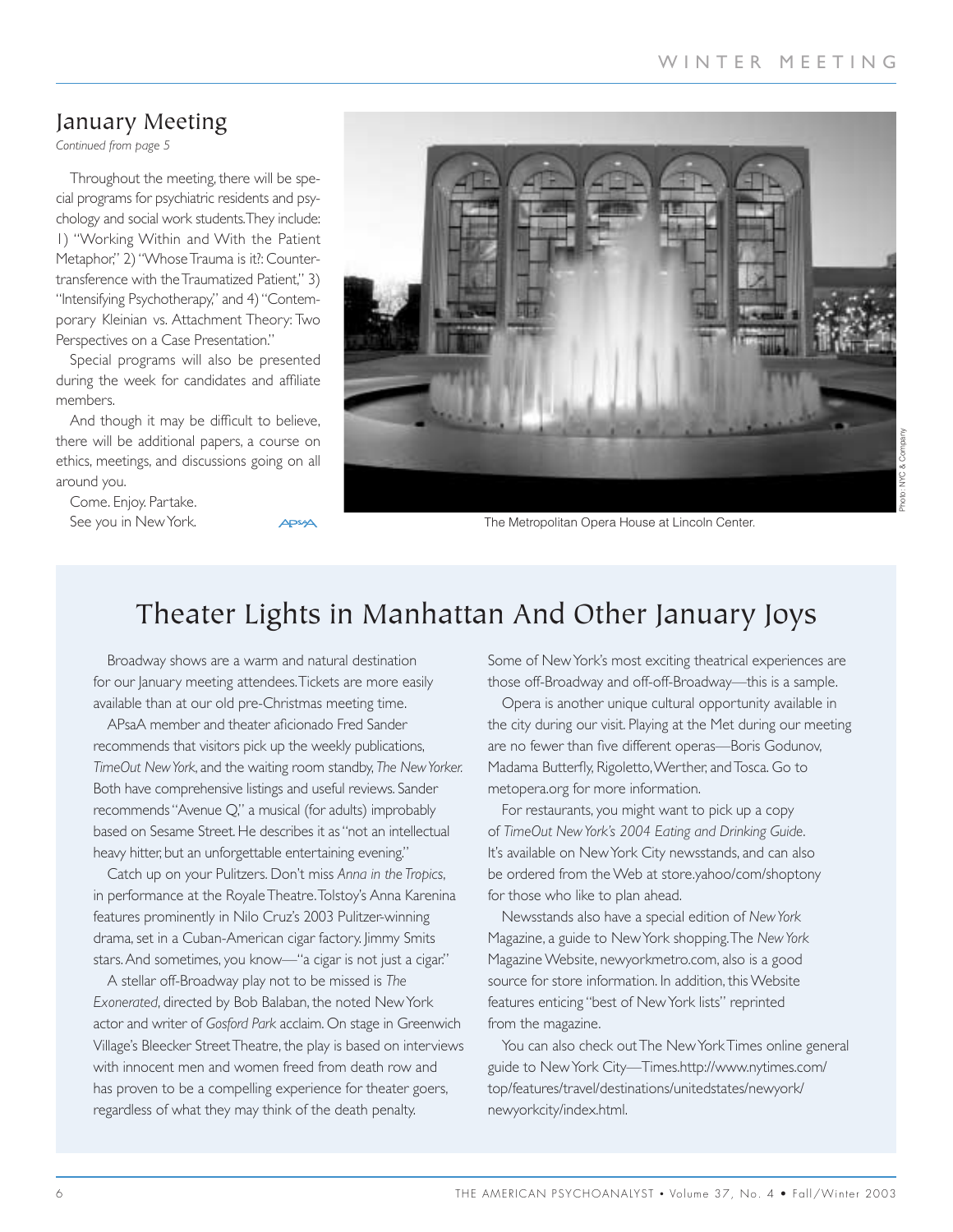## January Meeting

*Continued from page 5*

Throughout the meeting, there will be special programs for psychiatric residents and psychology and social work students. They include: 1) "Working Within and With the Patient Metaphor," 2) "Whose Trauma is it?: Countertransference with the Traumatized Patient," 3) "Intensifying Psychotherapy," and 4) "Contemporary Kleinian vs. Attachment Theory: Two Perspectives on a Case Presentation."

Special programs will also be presented during the week for candidates and affiliate members.

And though it may be difficult to believe, there will be additional papers, a course on ethics, meetings, and discussions going on all around you.

Come. Enjoy. Partake.

See you in New York.

The Metropolitan Opera House at Lincoln Center.

Photo: NYC & Company

# Theater Lights in Manhattan And Other January Joys

Broadway shows are a warm and natural destination for our January meeting attendees. Tickets are more easily available than at our old pre-Christmas meeting time.

APsaA member and theater aficionado Fred Sander recommends that visitors pick up the weekly publications, *TimeOut New York*, and the waiting room standby, *The New Yorker.* Both have comprehensive listings and useful reviews. Sander recommends "Avenue Q," a musical (for adults) improbably based on Sesame Street. He describes it as "not an intellectual heavy hitter, but an unforgettable entertaining evening."

Catch up on your Pulitzers. Don't miss *Anna in the Tropics*, in performance at the Royale Theatre. Tolstoy's Anna Karenina features prominently in Nilo Cruz's 2003 Pulitzer-winning drama, set in a Cuban-American cigar factory. Jimmy Smits stars. And sometimes, you know—"a cigar is not just a cigar."

A stellar off-Broadway play not to be missed is *The Exonerated*, directed by Bob Balaban, the noted New York actor and writer of *Gosford Park* acclaim. On stage in Greenwich Village's Bleecker Street Theatre, the play is based on interviews with innocent men and women freed from death row and has proven to be a compelling experience for theater goers, regardless of what they may think of the death penalty.

Some of New York's most exciting theatrical experiences are those off-Broadway and off-off-Broadway—this is a sample.

Opera is another unique cultural opportunity available in the city during our visit. Playing at the Met during our meeting are no fewer than five different operas—Boris Godunov, Madama Butterfly, Rigoletto, Werther, and Tosca. Go to metopera.org for more information.

For restaurants, you might want to pick up a copy of *TimeOut New York's 2004 Eating and Drinking Guide*. It's available on New York City newsstands, and can also be ordered from the Web at store.yahoo/com/shoptony for those who like to plan ahead.

Newsstands also have a special edition of *New York* Magazine, a guide to New York shopping. The *New York* Magazine Website, newyorkmetro.com, also is a good source for store information. In addition, this Website features enticing "best of New York lists" reprinted from the magazine.

You can also check out The New York Times online general guide to New York City—Times.http://www.nytimes.com/top/features/travel/destinations/unitedstates/newyork/newyorkcity/index.html.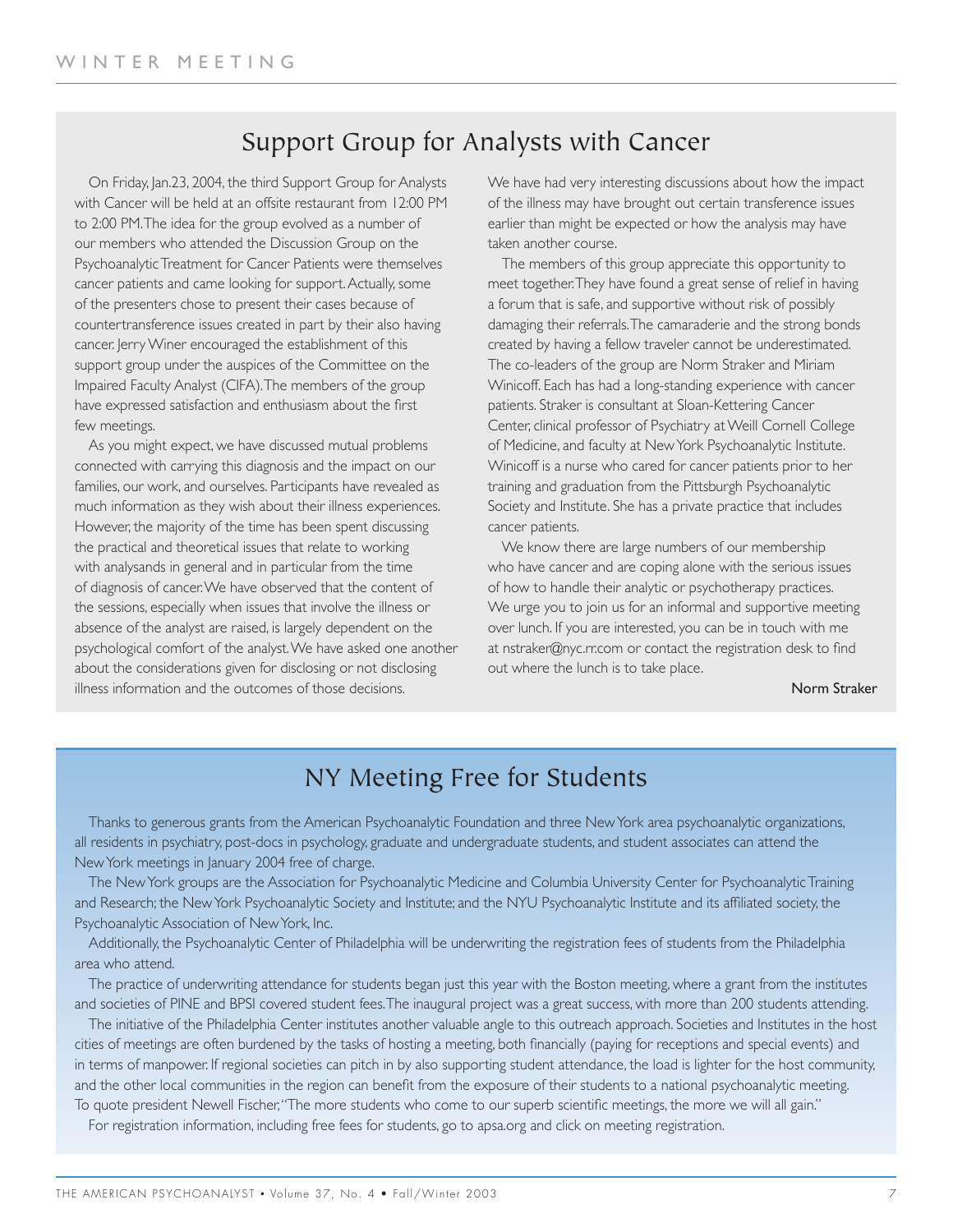# Support Group for Analysts with Cancer

On Friday, Jan.23, 2004, the third Support Group for Analysts with Cancer will be held at an offsite restaurant from 12:00 PM to 2:00 PM. The idea for the group evolved as a number of our members who attended the Discussion Group on the Psychoanalytic Treatment for Cancer Patients were themselves cancer patients and came looking for support. Actually, some of the presenters chose to present their cases because of countertransference issues created in part by their also having cancer. Jerry Winer encouraged the establishment of this support group under the auspices of the Committee on the Impaired Faculty Analyst (CIFA). The members of the group have expressed satisfaction and enthusiasm about the first few meetings.

As you might expect, we have discussed mutual problems connected with carrying this diagnosis and the impact on our families, our work, and ourselves. Participants have revealed as much information as they wish about their illness experiences. However, the majority of the time has been spent discussing the practical and theoretical issues that relate to working with analysands in general and in particular from the time of diagnosis of cancer. We have observed that the content of the sessions, especially when issues that involve the illness or absence of the analyst are raised, is largely dependent on the psychological comfort of the analyst. We have asked one another about the considerations given for disclosing or not disclosing illness information and the outcomes of those decisions. We have had very interesting discussions about how the impact of the illness may have brought out certain transference issues earlier than might be expected or how the analysis may have taken another course.

The members of this group appreciate this opportunity to meet together. They have found a great sense of relief in having a forum that is safe, and supportive without risk of possibly damaging their referrals. The camaraderie and the strong bonds created by having a fellow traveler cannot be underestimated. The co-leaders of the group are Norm Straker and Miriam Winicoff. Each has had a long-standing experience with cancer patients. Straker is consultant at Sloan-Kettering Cancer Center, clinical professor of Psychiatry at Weill Cornell College of Medicine, and faculty at New York Psychoanalytic Institute. Winicoff is a nurse who cared for cancer patients prior to her training and graduation from the Pittsburgh Psychoanalytic Society and Institute. She has a private practice that includes cancer patients.

We know there are large numbers of our membership who have cancer and are coping alone with the serious issues of how to handle their analytic or psychotherapy practices. We urge you to join us for an informal and supportive meeting over lunch. If you are interested, you can be in touch with me at nstraker@nyc.rr.com or contact the registration desk to find out where the lunch is to take place.

Norm Straker

# NY Meeting Free for Students

Thanks to generous grants from the American Psychoanalytic Foundation and three New York area psychoanalytic organizations, all residents in psychiatry, post-docs in psychology, graduate and undergraduate students, and student associates can attend the New York meetings in January 2004 free of charge.

The New York groups are the Association for Psychoanalytic Medicine and Columbia University Center for Psychoanalytic Training and Research; the New York Psychoanalytic Society and Institute; and the NYU Psychoanalytic Institute and its affiliated society, the Psychoanalytic Association of New York, Inc.

Additionally, the Psychoanalytic Center of Philadelphia will be underwriting the registration fees of students from the Philadelphia area who attend.

The practice of underwriting attendance for students began just this year with the Boston meeting, where a grant from the institutes and societies of PINE and BPSI covered student fees. The inaugural project was a great success, with more than 200 students attending.

The initiative of the Philadelphia Center institutes another valuable angle to this outreach approach. Societies and Institutes in the host cities of meetings are often burdened by the tasks of hosting a meeting, both financially (paying for receptions and special events) and in terms of manpower. If regional societies can pitch in by also supporting student attendance, the load is lighter for the host community, and the other local communities in the region can benefit from the exposure of their students to a national psychoanalytic meeting. To quote president Newell Fischer, "The more students who come to our superb scientific meetings, the more we will all gain."

For registration information, including free fees for students, go to apsa.org and click on meeting registration.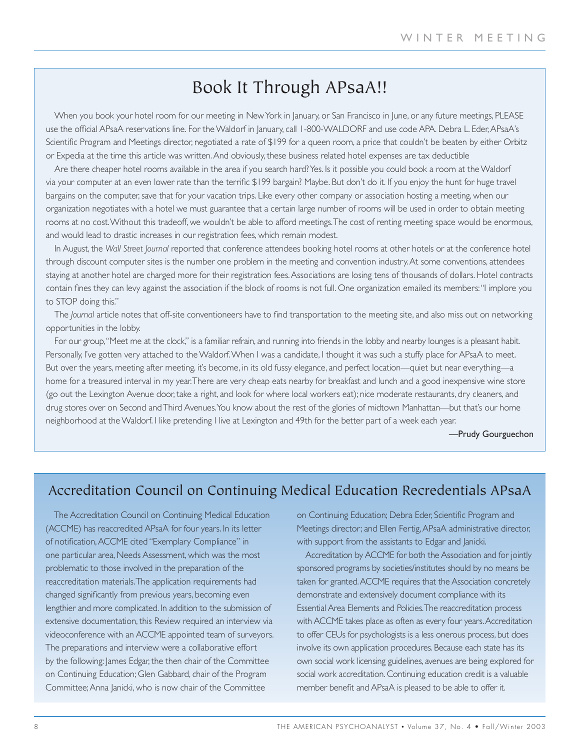## Book It Through APsaA!!

When you book your hotel room for our meeting in New York in January, or San Francisco in June, or any future meetings, PLEASE use the official APsaA reservations line. For the Waldorf in January, call 1-800-WALDORF and use code APA. Debra L. Eder, APsaA's Scientific Program and Meetings director, negotiated a rate of $199 for a queen room, a price that couldn't be beaten by either Orbitz or Expedia at the time this article was written. And obviously, these business related hotel expenses are tax deductible

Are there cheaper hotel rooms available in the area if you search hard? Yes. Is it possible you could book a room at the Waldorf via your computer at an even lower rate than the terrific $199 bargain? Maybe. But don't do it. If you enjoy the hunt for huge travel bargains on the computer, save that for your vacation trips. Like every other company or association hosting a meeting, when our organization negotiates with a hotel we must guarantee that a certain large number of rooms will be used in order to obtain meeting rooms at no cost. Without this tradeoff, we wouldn't be able to afford meetings. The cost of renting meeting space would be enormous, and would lead to drastic increases in our registration fees, which remain modest.

In August, the *Wall Street Journal* reported that conference attendees booking hotel rooms at other hotels or at the conference hotel through discount computer sites is the number one problem in the meeting and convention industry. At some conventions, attendees staying at another hotel are charged more for their registration fees. Associations are losing tens of thousands of dollars. Hotel contracts contain fines they can levy against the association if the block of rooms is not full. One organization emailed its members: "I implore you to STOP doing this."

The *Journal* article notes that off-site conventioneers have to find transportation to the meeting site, and also miss out on networking opportunities in the lobby.

For our group, "Meet me at the clock," is a familiar refrain, and running into friends in the lobby and nearby lounges is a pleasant habit. Personally, I've gotten very attached to the Waldorf. When I was a candidate, I thought it was such a stuffy place for APsaA to meet. But over the years, meeting after meeting, it's become, in its old fussy elegance, and perfect location—quiet but near everything—a home for a treasured interval in my year. There are very cheap eats nearby for breakfast and lunch and a good inexpensive wine store (go out the Lexington Avenue door, take a right, and look for where local workers eat); nice moderate restaurants, dry cleaners, and drug stores over on Second and Third Avenues. You know about the rest of the glories of midtown Manhattan—but that's our home neighborhood at the Waldorf. I like pretending I live at Lexington and 49th for the better part of a week each year.

—Prudy Gourguechon

## Accreditation Council on Continuing Medical Education Recredentials APsaA

The Accreditation Council on Continuing Medical Education (ACCME) has reaccredited APsaA for four years. In its letter of notification, ACCME cited "Exemplary Compliance" in one particular area, Needs Assessment, which was the most problematic to those involved in the preparation of the reaccreditation materials. The application requirements had changed significantly from previous years, becoming even lengthier and more complicated. In addition to the submission of extensive documentation, this Review required an interview via videoconference with an ACCME appointed team of surveyors. The preparations and interview were a collaborative effort by the following: James Edgar, the then chair of the Committee on Continuing Education; Glen Gabbard, chair of the Program Committee; Anna Janicki, who is now chair of the Committee on Continuing Education; Debra Eder, Scientific Program and Meetings director; and Ellen Fertig, APsaA administrative director, with support from the assistants to Edgar and Janicki.

Accreditation by ACCME for both the Association and for jointly sponsored programs by societies/institutes should by no means be taken for granted. ACCME requires that the Association concretely demonstrate and extensively document compliance with its Essential Area Elements and Policies. The reaccreditation process with ACCME takes place as often as every four years. Accreditation to offer CEUs for psychologists is a less onerous process, but does involve its own application procedures. Because each state has its own social work licensing guidelines, avenues are being explored for social work accreditation. Continuing education credit is a valuable member benefit and APsaA is pleased to be able to offer it.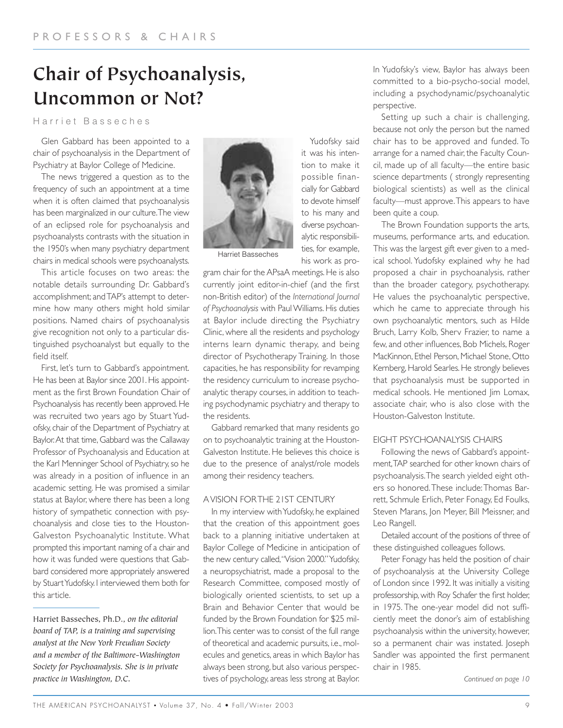# Chair of Psychoanalysis, Uncommon or Not?

Harriet Basseches

Glen Gabbard has been appointed to a chair of psychoanalysis in the Department of Psychiatry at Baylor College of Medicine.

The news triggered a question as to the frequency of such an appointment at a time when it is often claimed that psychoanalysis has been marginalized in our culture. The view of an eclipsed role for psychoanalysis and psychoanalysts contrasts with the situation in the 1950's when many psychiatry department chairs in medical schools were psychoanalysts.

This article focuses on two areas: the notable details surrounding Dr. Gabbard's accomplishment; and TAP's attempt to determine how many others might hold similar positions. Named chairs of psychoanalysis give recognition not only to a particular distinguished psychoanalyst but equally to the field itself.

First, let's turn to Gabbard's appointment. He has been at Baylor since 2001. His appointment as the first Brown Foundation Chair of Psychoanalysis has recently been approved. He was recruited two years ago by Stuart Yudofsky, chair of the Department of Psychiatry at Baylor. At that time, Gabbard was the Callaway Professor of Psychoanalysis and Education at the Karl Menninger School of Psychiatry, so he was already in a position of influence in an academic setting. He was promised a similar status at Baylor, where there has been a long history of sympathetic connection with psychoanalysis and close ties to the Houston-Galveston Psychoanalytic Institute. What prompted this important naming of a chair and how it was funded were questions that Gabbard considered more appropriately answered by Stuart Yudofsky. I interviewed them both for this article.

*Harriet Basseches, Ph.D., on the editorial board of TAP, is a training and supervising analyst at the New York Freudian Society and a member of the Baltimore-Washington Society for Psychoanalysis. She is in private practice in Washington, D.C.*

Harriet Basseches

Yudofsky said it was his intention to make it possible financially for Gabbard to devote himself to his many and diverse psychoanalytic responsibilities, for example, his work as program chair for the APsaA meetings. He is also currently joint editor-in-chief (and the first non-British editor) of the *International Journal of Psychoanalysis* with Paul Williams. His duties at Baylor include directing the Psychiatry Clinic, where all the residents and psychology interns learn dynamic therapy, and being director of Psychotherapy Training. In those capacities, he has responsibility for revamping the residency curriculum to increase psychoanalytic therapy courses, in addition to teaching psychodynamic psychiatry and therapy to the residents.

Gabbard remarked that many residents go on to psychoanalytic training at the Houston-Galveston Institute. He believes this choice is due to the presence of analyst/role models among their residency teachers.

## A VISION FOR THE 21ST CENTURY

In my interview with Yudofsky, he explained that the creation of this appointment goes back to a planning initiative undertaken at Baylor College of Medicine in anticipation of the new century called, "Vision 2000." Yudofsky, a neuropsychiatrist, made a proposal to the Research Committee, composed mostly of biologically oriented scientists, to set up a Brain and Behavior Center that would be funded by the Brown Foundation for $25 million. This center was to consist of the full range of theoretical and academic pursuits, i.e., molecules and genetics, areas in which Baylor has always been strong, but also various perspectives of psychology, areas less strong at Baylor. In Yudofsky's view, Baylor has always been committed to a bio-psycho-social model, including a psychodynamic/psychoanalytic perspective.

Setting up such a chair is challenging, because not only the person but the named chair has to be approved and funded. To arrange for a named chair, the Faculty Council, made up of all faculty—the entire basic science departments ( strongly representing biological scientists) as well as the clinical faculty—must approve. This appears to have been quite a coup.

The Brown Foundation supports the arts, museums, performance arts, and education. This was the largest gift ever given to a medical school. Yudofsky explained why he had proposed a chair in psychoanalysis, rather than the broader category, psychotherapy. He values the psychoanalytic perspective, which he came to appreciate through his own psychoanalytic mentors, such as Hilde Bruch, Larry Kolb, Sherv Frazier, to name a few, and other influences, Bob Michels, Roger MacKinnon, Ethel Person, Michael Stone, Otto Kernberg, Harold Searles. He strongly believes that psychoanalysis must be supported in medical schools. He mentioned Jim Lomax, associate chair, who is also close with the Houston-Galveston Institute.

## EIGHT PSYCHOANALYSIS CHAIRS

Following the news of Gabbard's appointment, TAP searched for other known chairs of psychoanalysis. The search yielded eight others so honored. These include: Thomas Barrett, Schmule Erlich, Peter Fonagy, Ed Foulks, Steven Marans, Jon Meyer, Bill Meissner, and Leo Rangell.

Detailed account of the positions of three of these distinguished colleagues follows.

Peter Fonagy has held the position of chair of psychoanalysis at the University College of London since 1992. It was initially a visiting professorship, with Roy Schafer the first holder, in 1975. The one-year model did not sufficiently meet the donor's aim of establishing psychoanalysis within the university, however, so a permanent chair was instated. Joseph Sandler was appointed the first permanent chair in 1985.

*Continued on page 10*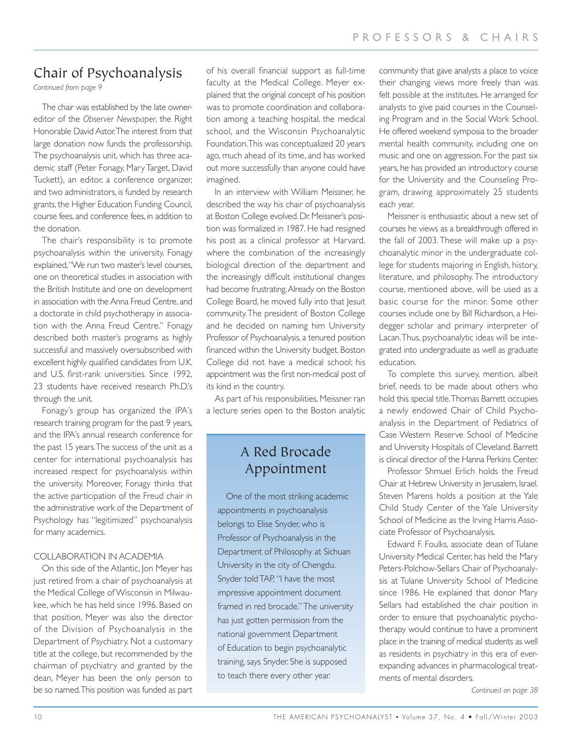## Chair of Psychoanalysis

*Continued from page 9*

The chair was established by the late owner-editor of the *Observer Newspaper*, the Right Honorable David Astor. The interest from that large donation now funds the professorship. The psychoanalysis unit, which has three academic staff (Peter Fonagy, Mary Target, David Tuckett), an editor, a conference organizer, and two administrators, is funded by research grants, the Higher Education Funding Council, course fees, and conference fees, in addition to the donation.

The chair's responsibility is to promote psychoanalysis within the university. Fonagy explained, "We run two master's level courses, one on theoretical studies in association with the British Institute and one on development in association with the Anna Freud Centre, and a doctorate in child psychotherapy in association with the Anna Freud Centre." Fonagy described both master's programs as highly successful and massively oversubscribed with excellent highly qualified candidates from U.K. and U.S. first-rank universities. Since 1992, 23 students have received research Ph.D.'s through the unit.

Fonagy's group has organized the IPA's research training program for the past 9 years, and the IPA's annual research conference for the past 15 years. The success of the unit as a center for international psychoanalysis has increased respect for psychoanalysis within the university. Moreover, Fonagy thinks that the active participation of the Freud chair in the administrative work of the Department of Psychology has "legitimized" psychoanalysis for many academics.

### COLLABORATION IN ACADEMIA

On this side of the Atlantic, Jon Meyer has just retired from a chair of psychoanalysis at the Medical College of Wisconsin in Milwaukee, which he has held since 1996. Based on that position, Meyer was also the director of the Division of Psychoanalysis in the Department of Psychiatry. Not a customary title at the college, but recommended by the chairman of psychiatry and granted by the dean, Meyer has been the only person to be so named. This position was funded as part of his overall financial support as full-time faculty at the Medical College. Meyer explained that the original concept of his position was to promote coordination and collaboration among a teaching hospital, the medical school, and the Wisconsin Psychoanalytic Foundation. This was conceptualized 20 years ago, much ahead of its time, and has worked out more successfully than anyone could have imagined.

In an interview with William Meissner, he described the way his chair of psychoanalysis at Boston College evolved. Dr. Meissner's position was formalized in 1987. He had resigned his post as a clinical professor at Harvard, where the combination of the increasingly biological direction of the department and the increasingly difficult institutional changes had become frustrating. Already on the Boston College Board, he moved fully into that Jesuit community. The president of Boston College and he decided on naming him University Professor of Psychoanalysis, a tenured position financed within the University budget. Boston College did not have a medical school; his appointment was the first non-medical post of its kind in the country.

As part of his responsibilities, Meissner ran a lecture series open to the Boston analytic community that gave analysts a place to voice their changing views more freely than was felt possible at the institutes. He arranged for analysts to give paid courses in the Counseling Program and in the Social Work School. He offered weekend symposia to the broader mental health community, including one on music and one on aggression. For the past six years, he has provided an introductory course for the University and the Counseling Program, drawing approximately 25 students each year.

Meissner is enthusiastic about a new set of courses he views as a breakthrough offered in the fall of 2003. These will make up a psychoanalytic minor in the undergraduate college for students majoring in English, history, literature, and philosophy. The introductory course, mentioned above, will be used as a basic course for the minor. Some other courses include one by Bill Richardson, a Heidegger scholar and primary interpreter of Lacan. Thus, psychoanalytic ideas will be integrated into undergraduate as well as graduate education.

To complete this survey, mention, albeit brief, needs to be made about others who hold this special title. Thomas Barrett occupies a newly endowed Chair of Child Psychoanalysis in the Department of Pediatrics of Case Western Reserve School of Medicine and University Hospitals of Cleveland. Barrett is clinical director of the Hanna Perkins Center.

Professor Shmuel Erlich holds the Freud Chair at Hebrew University in Jerusalem, Israel. Steven Marens holds a position at the Yale Child Study Center of the Yale University School of Medicine as the Irving Harris Associate Professor of Psychoanalysis.

Edward F. Foulks, associate dean of Tulane University Medical Center, has held the Mary Peters-Polchow-Sellars Chair of Psychoanalysis at Tulane University School of Medicine since 1986. He explained that donor Mary Sellars had established the chair position in order to ensure that psychoanalytic psychotherapy would continue to have a prominent place in the training of medical students as well as residents in psychiatry in this era of ever-expanding advances in pharmacological treatments of mental disorders.

*Continued on page 38*

### A Red Brocade Appointment

One of the most striking academic appointments in psychoanalysis belongs to Elise Snyder, who is Professor of Psychoanalysis in the Department of Philosophy at Sichuan University in the city of Chengdu. Snyder told TAP, "I have the most impressive appointment document framed in red brocade." The university has just gotten permission from the national government Department of Education to begin psychoanalytic training, says Snyder. She is supposed to teach there every other year.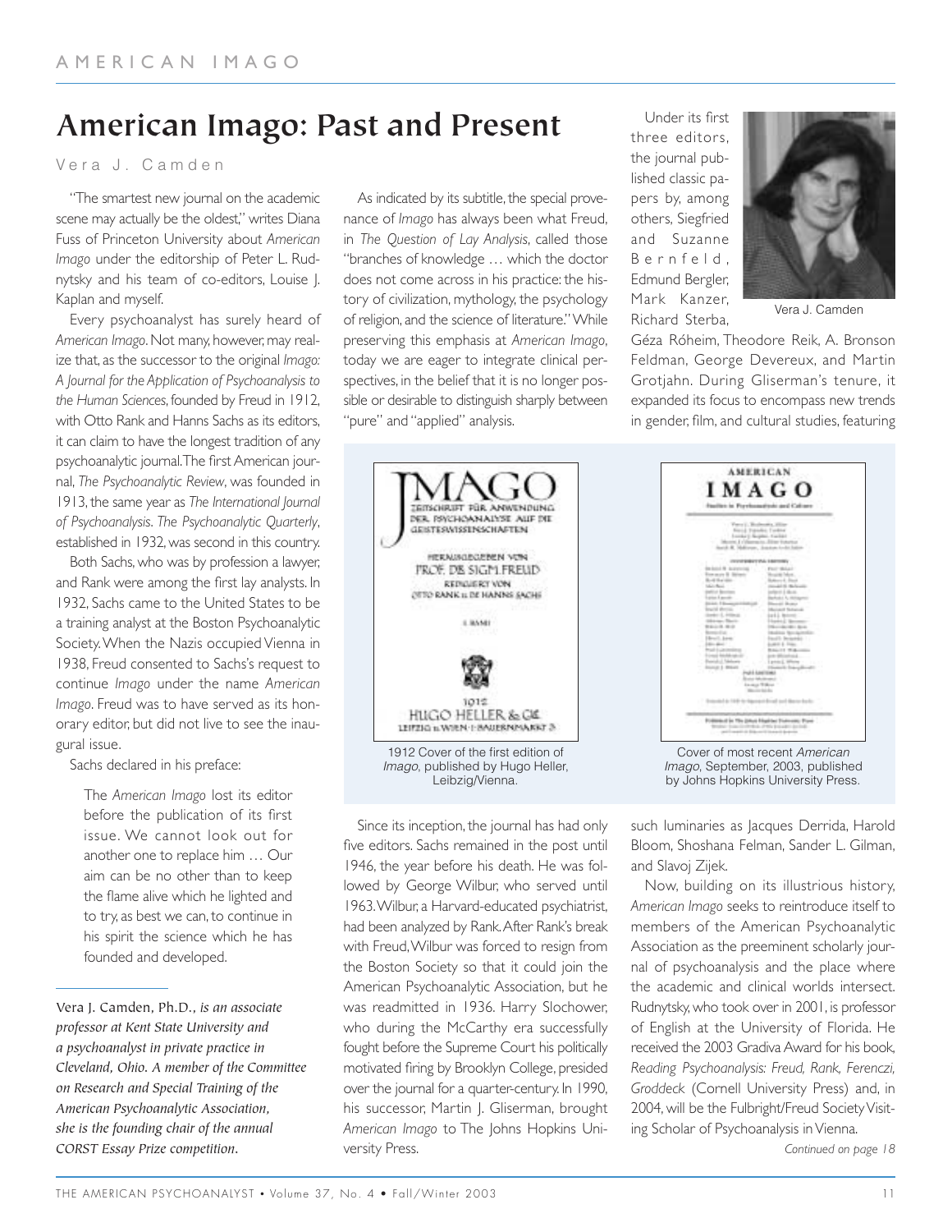# American Imago: Past and Present

Vera J. Camden

"The smartest new journal on the academic scene may actually be the oldest," writes Diana Fuss of Princeton University about *American Imago* under the editorship of Peter L. Rudnytsky and his team of co-editors, Louise J. Kaplan and myself.

Every psychoanalyst has surely heard of *American Imago*. Not many, however, may realize that, as the successor to the original *Imago: A Journal for the Application of Psychoanalysis to the Human Sciences*, founded by Freud in 1912, with Otto Rank and Hanns Sachs as its editors, it can claim to have the longest tradition of any psychoanalytic journal. The first American journal, *The Psychoanalytic Review*, was founded in 1913, the same year as *The International Journal of Psychoanalysis*. *The Psychoanalytic Quarterly*, established in 1932, was second in this country.

Both Sachs, who was by profession a lawyer, and Rank were among the first lay analysts. In 1932, Sachs came to the United States to be a training analyst at the Boston Psychoanalytic Society. When the Nazis occupied Vienna in 1938, Freud consented to Sachs's request to continue *Imago* under the name *American Imago*. Freud was to have served as its honorary editor, but did not live to see the inaugural issue.

Sachs declared in his preface:

> The *American Imago* lost its editor before the publication of its first issue. We cannot look out for another one to replace him … Our aim can be no other than to keep the flame alive which he lighted and to try, as best we can, to continue in his spirit the science which he has founded and developed.

As indicated by its subtitle, the special provenance of *Imago* has always been what Freud, in *The Question of Lay Analysis*, called those "branches of knowledge … which the doctor does not come across in his practice: the history of civilization, mythology, the psychology of religion, and the science of literature." While preserving this emphasis at *American Imago*, today we are eager to integrate clinical perspectives, in the belief that it is no longer possible or desirable to distinguish sharply between "pure" and "applied" analysis.

1912 Cover of the first edition of *Imago*, published by Hugo Heller, Leibzig/Vienna.

Cover of most recent *American Imago*, September, 2003, published by Johns Hopkins University Press.

Since its inception, the journal has had only five editors. Sachs remained in the post until 1946, the year before his death. He was followed by George Wilbur, who served until 1963. Wilbur, a Harvard-educated psychiatrist, had been analyzed by Rank. After Rank's break with Freud, Wilbur was forced to resign from the Boston Society so that it could join the American Psychoanalytic Association, but he was readmitted in 1936. Harry Slochower, who during the McCarthy era successfully fought before the Supreme Court his politically motivated firing by Brooklyn College, presided over the journal for a quarter-century. In 1990, his successor, Martin J. Gliserman, brought *American Imago* to The Johns Hopkins University Press.

Under its first three editors, the journal published classic papers by, among others, Siegfried and Suzanne Bernfeld, Edmund Bergler, Mark Kanzer, Richard Sterba, Géza Róheim, Theodore Reik, A. Bronson Feldman, George Devereux, and Martin Grotjahn. During Gliserman's tenure, it expanded its focus to encompass new trends in gender, film, and cultural studies, featuring such luminaries as Jacques Derrida, Harold Bloom, Shoshana Felman, Sander L. Gilman, and Slavoj Zijek.

Vera J. Camden

Now, building on its illustrious history, *American Imago* seeks to reintroduce itself to members of the American Psychoanalytic Association as the preeminent scholarly journal of psychoanalysis and the place where the academic and clinical worlds intersect. Rudnytsky, who took over in 2001, is professor of English at the University of Florida. He received the 2003 Gradiva Award for his book, *Reading Psychoanalysis: Freud, Rank, Ferenczi, Groddeck* (Cornell University Press) and, in 2004, will be the Fulbright/Freud Society Visiting Scholar of Psychoanalysis in Vienna.

*Continued on page 18*

---

Vera J. Camden, Ph.D., *is an associate professor at Kent State University and a psychoanalyst in private practice in Cleveland, Ohio. A member of the Committee on Research and Special Training of the American Psychoanalytic Association, she is the founding chair of the annual CORST Essay Prize competition.*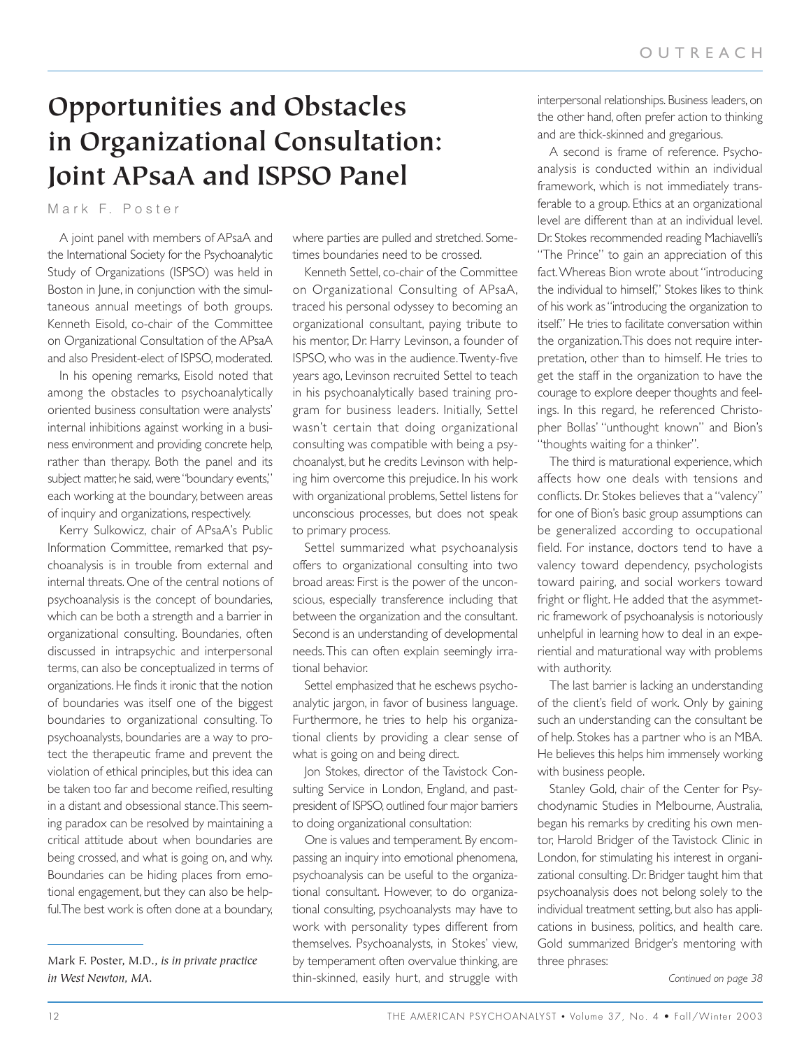# Opportunities and Obstacles in Organizational Consultation: Joint APsaA and ISPSO Panel

Mark F. Poster

A joint panel with members of APsaA and the International Society for the Psychoanalytic Study of Organizations (ISPSO) was held in Boston in June, in conjunction with the simultaneous annual meetings of both groups. Kenneth Eisold, co-chair of the Committee on Organizational Consultation of the APsaA and also President-elect of ISPSO, moderated.

In his opening remarks, Eisold noted that among the obstacles to psychoanalytically oriented business consultation were analysts' internal inhibitions against working in a business environment and providing concrete help, rather than therapy. Both the panel and its subject matter, he said, were "boundary events," each working at the boundary, between areas of inquiry and organizations, respectively.

Kerry Sulkowicz, chair of APsaA's Public Information Committee, remarked that psychoanalysis is in trouble from external and internal threats. One of the central notions of psychoanalysis is the concept of boundaries, which can be both a strength and a barrier in organizational consulting. Boundaries, often discussed in intrapsychic and interpersonal terms, can also be conceptualized in terms of organizations. He finds it ironic that the notion of boundaries was itself one of the biggest boundaries to organizational consulting. To psychoanalysts, boundaries are a way to protect the therapeutic frame and prevent the violation of ethical principles, but this idea can be taken too far and become reified, resulting in a distant and obsessional stance. This seeming paradox can be resolved by maintaining a critical attitude about when boundaries are being crossed, and what is going on, and why. Boundaries can be hiding places from emotional engagement, but they can also be helpful. The best work is often done at a boundary, where parties are pulled and stretched. Sometimes boundaries need to be crossed.

Kenneth Settel, co-chair of the Committee on Organizational Consulting of APsaA, traced his personal odyssey to becoming an organizational consultant, paying tribute to his mentor, Dr. Harry Levinson, a founder of ISPSO, who was in the audience. Twenty-five years ago, Levinson recruited Settel to teach in his psychoanalytically based training program for business leaders. Initially, Settel wasn't certain that doing organizational consulting was compatible with being a psychoanalyst, but he credits Levinson with helping him overcome this prejudice. In his work with organizational problems, Settel listens for unconscious processes, but does not speak to primary process.

Settel summarized what psychoanalysis offers to organizational consulting into two broad areas: First is the power of the unconscious, especially transference including that between the organization and the consultant. Second is an understanding of developmental needs. This can often explain seemingly irrational behavior.

Settel emphasized that he eschews psychoanalytic jargon, in favor of business language. Furthermore, he tries to help his organizational clients by providing a clear sense of what is going on and being direct.

Jon Stokes, director of the Tavistock Consulting Service in London, England, and past-president of ISPSO, outlined four major barriers to doing organizational consultation:

One is values and temperament. By encompassing an inquiry into emotional phenomena, psychoanalysis can be useful to the organizational consultant. However, to do organizational consulting, psychoanalysts may have to work with personality types different from themselves. Psychoanalysts, in Stokes' view, by temperament often overvalue thinking, are thin-skinned, easily hurt, and struggle with interpersonal relationships. Business leaders, on the other hand, often prefer action to thinking and are thick-skinned and gregarious.

A second is frame of reference. Psychoanalysis is conducted within an individual framework, which is not immediately transferable to a group. Ethics at an organizational level are different than at an individual level. Dr. Stokes recommended reading Machiavelli's "The Prince" to gain an appreciation of this fact. Whereas Bion wrote about "introducing the individual to himself," Stokes likes to think of his work as "introducing the organization to itself." He tries to facilitate conversation within the organization. This does not require interpretation, other than to himself. He tries to get the staff in the organization to have the courage to explore deeper thoughts and feelings. In this regard, he referenced Christopher Bollas' "unthought known" and Bion's "thoughts waiting for a thinker".

The third is maturational experience, which affects how one deals with tensions and conflicts. Dr. Stokes believes that a "valency" for one of Bion's basic group assumptions can be generalized according to occupational field. For instance, doctors tend to have a valency toward dependency, psychologists toward pairing, and social workers toward fright or flight. He added that the asymmetric framework of psychoanalysis is notoriously unhelpful in learning how to deal in an experiential and maturational way with problems with authority.

The last barrier is lacking an understanding of the client's field of work. Only by gaining such an understanding can the consultant be of help. Stokes has a partner who is an MBA. He believes this helps him immensely working with business people.

Stanley Gold, chair of the Center for Psychodynamic Studies in Melbourne, Australia, began his remarks by crediting his own mentor, Harold Bridger of the Tavistock Clinic in London, for stimulating his interest in organizational consulting. Dr. Bridger taught him that psychoanalysis does not belong solely to the individual treatment setting, but also has applications in business, politics, and health care. Gold summarized Bridger's mentoring with three phrases:

*Continued on page 38*

---

Mark F. Poster, M.D., *is in private practice in West Newton, MA.*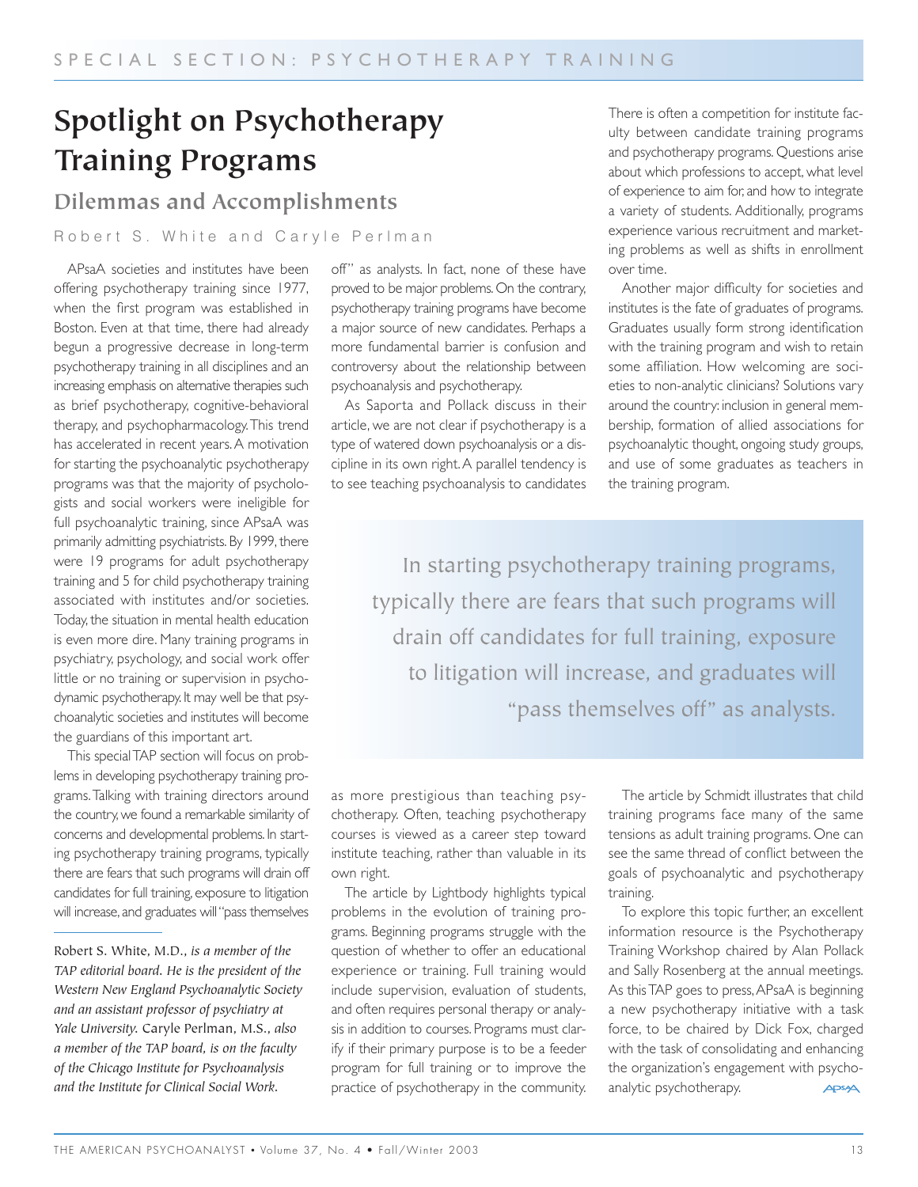SPECIAL SECTION: PSYCHOTHERAPY TRAINING

# Spotlight on Psychotherapy Training Programs

## Dilemmas and Accomplishments

Robert S. White and Caryle Perlman

APsaA societies and institutes have been offering psychotherapy training since 1977, when the first program was established in Boston. Even at that time, there had already begun a progressive decrease in long-term psychotherapy training in all disciplines and an increasing emphasis on alternative therapies such as brief psychotherapy, cognitive-behavioral therapy, and psychopharmacology. This trend has accelerated in recent years. A motivation for starting the psychoanalytic psychotherapy programs was that the majority of psychologists and social workers were ineligible for full psychoanalytic training, since APsaA was primarily admitting psychiatrists. By 1999, there were 19 programs for adult psychotherapy training and 5 for child psychotherapy training associated with institutes and/or societies. Today, the situation in mental health education is even more dire. Many training programs in psychiatry, psychology, and social work offer little or no training or supervision in psychodynamic psychotherapy. It may well be that psychoanalytic societies and institutes will become the guardians of this important art.

This special TAP section will focus on problems in developing psychotherapy training programs. Talking with training directors around the country, we found a remarkable similarity of concerns and developmental problems. In starting psychotherapy training programs, typically there are fears that such programs will drain off candidates for full training, exposure to litigation will increase, and graduates will "pass themselves off" as analysts. In fact, none of these have proved to be major problems. On the contrary, psychotherapy training programs have become a major source of new candidates. Perhaps a more fundamental barrier is confusion and controversy about the relationship between psychoanalysis and psychotherapy.

As Saporta and Pollack discuss in their article, we are not clear if psychotherapy is a type of watered down psychoanalysis or a discipline in its own right. A parallel tendency is to see teaching psychoanalysis to candidates as more prestigious than teaching psychotherapy. Often, teaching psychotherapy courses is viewed as a career step toward institute teaching, rather than valuable in its own right.

The article by Lightbody highlights typical problems in the evolution of training programs. Beginning programs struggle with the question of whether to offer an educational experience or training. Full training would include supervision, evaluation of students, and often requires personal therapy or analysis in addition to courses. Programs must clarify if their primary purpose is to be a feeder program for full training or to improve the practice of psychotherapy in the community. There is often a competition for institute faculty between candidate training programs and psychotherapy programs. Questions arise about which professions to accept, what level of experience to aim for, and how to integrate a variety of students. Additionally, programs experience various recruitment and marketing problems as well as shifts in enrollment over time.

Another major difficulty for societies and institutes is the fate of graduates of programs. Graduates usually form strong identification with the training program and wish to retain some affiliation. How welcoming are societies to non-analytic clinicians? Solutions vary around the country: inclusion in general membership, formation of allied associations for psychoanalytic thought, ongoing study groups, and use of some graduates as teachers in the training program.

> In starting psychotherapy training programs, typically there are fears that such programs will drain off candidates for full training, exposure to litigation will increase, and graduates will "pass themselves off" as analysts.

The article by Schmidt illustrates that child training programs face many of the same tensions as adult training programs. One can see the same thread of conflict between the goals of psychoanalytic and psychotherapy training.

To explore this topic further, an excellent information resource is the Psychotherapy Training Workshop chaired by Alan Pollack and Sally Rosenberg at the annual meetings. As this TAP goes to press, APsaA is beginning a new psychotherapy initiative with a task force, to be chaired by Dick Fox, charged with the task of consolidating and enhancing the organization's engagement with psychoanalytic psychotherapy.

---

Robert S. White, M.D., *is a member of the TAP editorial board. He is the president of the Western New England Psychoanalytic Society and an assistant professor of psychiatry at Yale University.* Caryle Perlman, M.S., *also a member of the TAP board, is on the faculty of the Chicago Institute for Psychoanalysis and the Institute for Clinical Social Work.*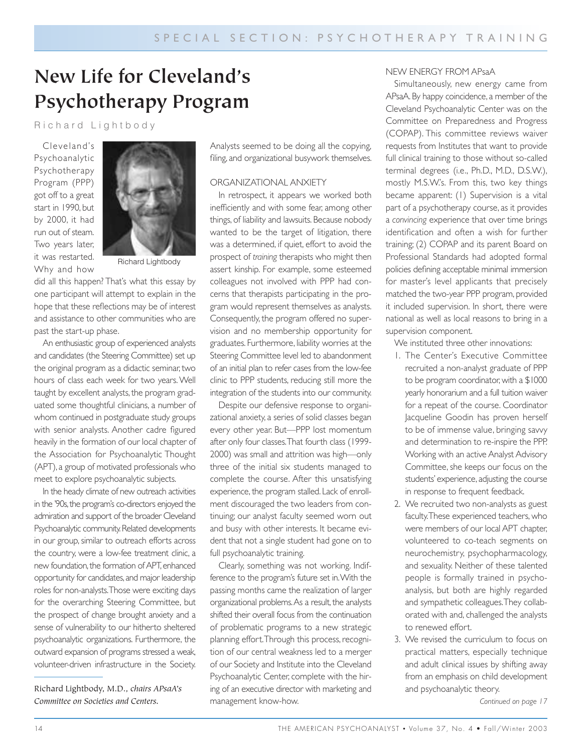# New Life for Cleveland's Psychotherapy Program

Richard Lightbody

Cleveland's Psychoanalytic Psychotherapy Program (PPP) got off to a great start in 1990, but by 2000, it had run out of steam. Two years later, it was restarted. Why and how did all this happen? That's what this essay by one participant will attempt to explain in the hope that these reflections may be of interest and assistance to other communities who are past the start-up phase.

Richard Lightbody

An enthusiastic group of experienced analysts and candidates (the Steering Committee) set up the original program as a didactic seminar, two hours of class each week for two years. Well taught by excellent analysts, the program graduated some thoughtful clinicians, a number of whom continued in postgraduate study groups with senior analysts. Another cadre figured heavily in the formation of our local chapter of the Association for Psychoanalytic Thought (APT), a group of motivated professionals who meet to explore psychoanalytic subjects.

In the heady climate of new outreach activities in the '90s, the program's co-directors enjoyed the admiration and support of the broader Cleveland Psychoanalytic community. Related developments in our group, similar to outreach efforts across the country, were a low-fee treatment clinic, a new foundation, the formation of APT, enhanced opportunity for candidates, and major leadership roles for non-analysts. Those were exciting days for the overarching Steering Committee, but the prospect of change brought anxiety and a sense of vulnerability to our hitherto sheltered psychoanalytic organizations. Furthermore, the outward expansion of programs stressed a weak, volunteer-driven infrastructure in the Society. Analysts seemed to be doing all the copying, filing, and organizational busywork themselves.

*Richard Lightbody, M.D., chairs APsaA's Committee on Societies and Centers.*

## ORGANIZATIONAL ANXIETY

In retrospect, it appears we worked both inefficiently and with some fear, among other things, of liability and lawsuits. Because nobody wanted to be the target of litigation, there was a determined, if quiet, effort to avoid the prospect of *training* therapists who might then assert kinship. For example, some esteemed colleagues not involved with PPP had concerns that therapists participating in the program would represent themselves as analysts. Consequently, the program offered no supervision and no membership opportunity for graduates. Furthermore, liability worries at the Steering Committee level led to abandonment of an initial plan to refer cases from the low-fee clinic to PPP students, reducing still more the integration of the students into our community.

Despite our defensive response to organizational anxiety, a series of solid classes began every other year. But—PPP lost momentum after only four classes. That fourth class (1999-2000) was small and attrition was high—only three of the initial six students managed to complete the course. After this unsatisfying experience, the program stalled. Lack of enrollment discouraged the two leaders from continuing; our analyst faculty seemed worn out and busy with other interests. It became evident that not a single student had gone on to full psychoanalytic training.

Clearly, something was not working. Indifference to the program's future set in. With the passing months came the realization of larger organizational problems. As a result, the analysts shifted their overall focus from the continuation of problematic programs to a new strategic planning effort. Through this process, recognition of our central weakness led to a merger of our Society and Institute into the Cleveland Psychoanalytic Center, complete with the hiring of an executive director with marketing and management know-how.

## NEW ENERGY FROM APsaA

Simultaneously, new energy came from APsaA. By happy coincidence, a member of the Cleveland Psychoanalytic Center was on the Committee on Preparedness and Progress (COPAP). This committee reviews waiver requests from Institutes that want to provide full clinical training to those without so-called terminal degrees (i.e., Ph.D., M.D., D.S.W.), mostly M.S.W.'s. From this, two key things became apparent: (1) Supervision is a vital part of a psychotherapy course, as it provides a *convincing* experience that over time brings identification and often a wish for further training; (2) COPAP and its parent Board on Professional Standards had adopted formal policies defining acceptable minimal immersion for master's level applicants that precisely matched the two-year PPP program, provided it included supervision. In short, there were national as well as local reasons to bring in a supervision component.

We instituted three other innovations:

1. The Center's Executive Committee recruited a non-analyst graduate of PPP to be program coordinator, with a $1000 yearly honorarium and a full tuition waiver for a repeat of the course. Coordinator Jacqueline Goodin has proven herself to be of immense value, bringing savvy and determination to re-inspire the PPP. Working with an active Analyst Advisory Committee, she keeps our focus on the students' experience, adjusting the course in response to frequent feedback.
2. We recruited two non-analysts as guest faculty. These experienced teachers, who were members of our local APT chapter, volunteered to co-teach segments on neurochemistry, psychopharmacology, and sexuality. Neither of these talented people is formally trained in psychoanalysis, but both are highly regarded and sympathetic colleagues. They collaborated with and, challenged the analysts to renewed effort.
3. We revised the curriculum to focus on practical matters, especially technique and adult clinical issues by shifting away from an emphasis on child development and psychoanalytic theory.

*Continued on page 17*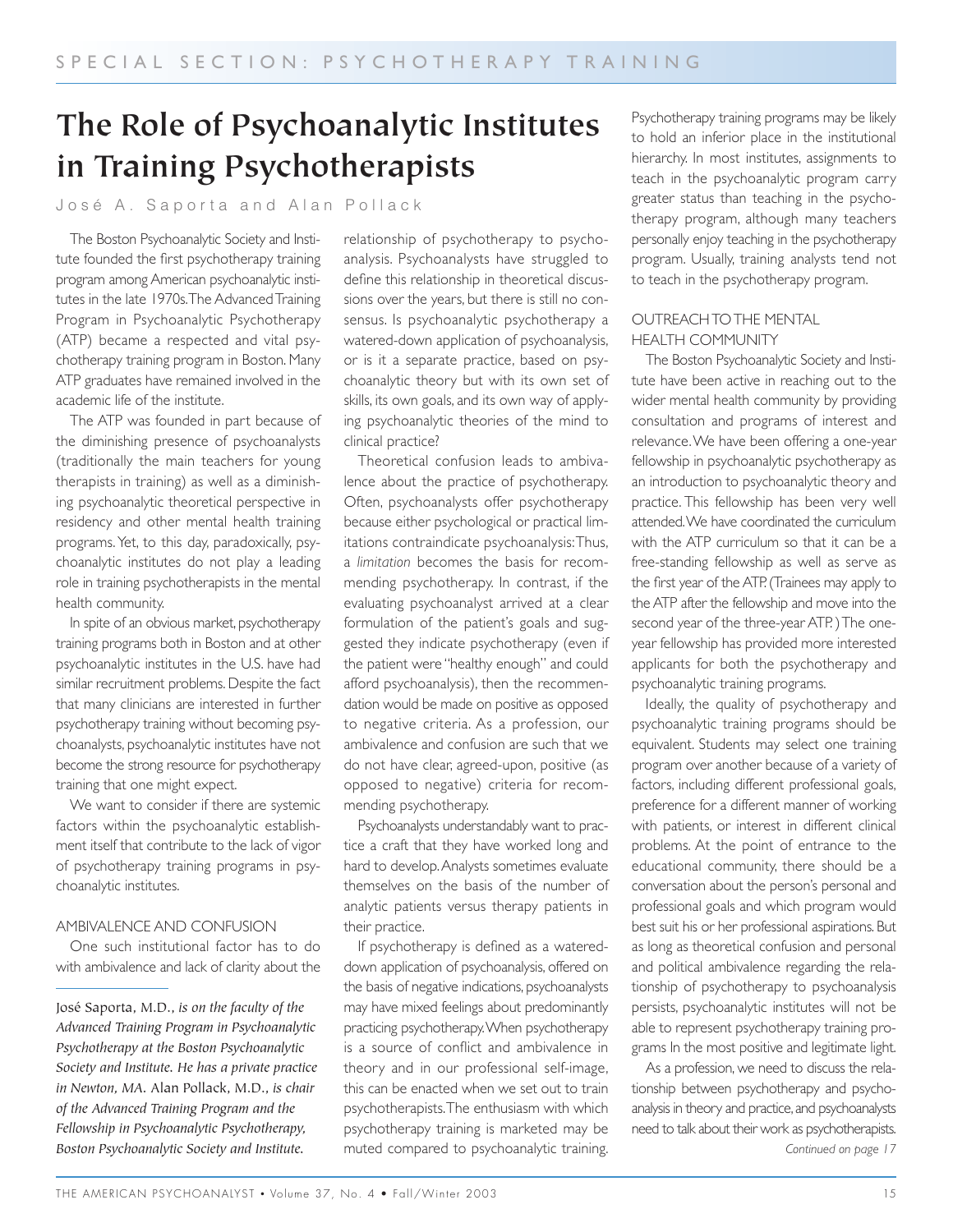SPECIAL SECTION: PSYCHOTHERAPY TRAINING

# The Role of Psychoanalytic Institutes in Training Psychotherapists

José A. Saporta and Alan Pollack

The Boston Psychoanalytic Society and Institute founded the first psychotherapy training program among American psychoanalytic institutes in the late 1970s. The Advanced Training Program in Psychoanalytic Psychotherapy (ATP) became a respected and vital psychotherapy training program in Boston. Many ATP graduates have remained involved in the academic life of the institute.

The ATP was founded in part because of the diminishing presence of psychoanalysts (traditionally the main teachers for young therapists in training) as well as a diminishing psychoanalytic theoretical perspective in residency and other mental health training programs. Yet, to this day, paradoxically, psychoanalytic institutes do not play a leading role in training psychotherapists in the mental health community.

In spite of an obvious market, psychotherapy training programs both in Boston and at other psychoanalytic institutes in the U.S. have had similar recruitment problems. Despite the fact that many clinicians are interested in further psychotherapy training without becoming psychoanalysts, psychoanalytic institutes have not become the strong resource for psychotherapy training that one might expect.

We want to consider if there are systemic factors within the psychoanalytic establishment itself that contribute to the lack of vigor of psychotherapy training programs in psychoanalytic institutes.

## AMBIVALENCE AND CONFUSION

One such institutional factor has to do with ambivalence and lack of clarity about the relationship of psychotherapy to psychoanalysis. Psychoanalysts have struggled to define this relationship in theoretical discussions over the years, but there is still no consensus. Is psychoanalytic psychotherapy a watered-down application of psychoanalysis, or is it a separate practice, based on psychoanalytic theory but with its own set of skills, its own goals, and its own way of applying psychoanalytic theories of the mind to clinical practice?

Theoretical confusion leads to ambivalence about the practice of psychotherapy. Often, psychoanalysts offer psychotherapy because either psychological or practical limitations contraindicate psychoanalysis: Thus, a *limitation* becomes the basis for recommending psychotherapy. In contrast, if the evaluating psychoanalyst arrived at a clear formulation of the patient's goals and suggested they indicate psychotherapy (even if the patient were "healthy enough" and could afford psychoanalysis), then the recommendation would be made on positive as opposed to negative criteria. As a profession, our ambivalence and confusion are such that we do not have clear, agreed-upon, positive (as opposed to negative) criteria for recommending psychotherapy.

Psychoanalysts understandably want to practice a craft that they have worked long and hard to develop. Analysts sometimes evaluate themselves on the basis of the number of analytic patients versus therapy patients in their practice.

If psychotherapy is defined as a watered-down application of psychoanalysis, offered on the basis of negative indications, psychoanalysts may have mixed feelings about predominantly practicing psychotherapy. When psychotherapy is a source of conflict and ambivalence in theory and in our professional self-image, this can be enacted when we set out to train psychotherapists. The enthusiasm with which psychotherapy training is marketed may be muted compared to psychoanalytic training. Psychotherapy training programs may be likely to hold an inferior place in the institutional hierarchy. In most institutes, assignments to teach in the psychoanalytic program carry greater status than teaching in the psychotherapy program, although many teachers personally enjoy teaching in the psychotherapy program. Usually, training analysts tend not to teach in the psychotherapy program.

## OUTREACH TO THE MENTAL HEALTH COMMUNITY

The Boston Psychoanalytic Society and Institute have been active in reaching out to the wider mental health community by providing consultation and programs of interest and relevance. We have been offering a one-year fellowship in psychoanalytic psychotherapy as an introduction to psychoanalytic theory and practice. This fellowship has been very well attended. We have coordinated the curriculum with the ATP curriculum so that it can be a free-standing fellowship as well as serve as the first year of the ATP. (Trainees may apply to the ATP after the fellowship and move into the second year of the three-year ATP.) The one-year fellowship has provided more interested applicants for both the psychotherapy and psychoanalytic training programs.

Ideally, the quality of psychotherapy and psychoanalytic training programs should be equivalent. Students may select one training program over another because of a variety of factors, including different professional goals, preference for a different manner of working with patients, or interest in different clinical problems. At the point of entrance to the educational community, there should be a conversation about the person's personal and professional goals and which program would best suit his or her professional aspirations. But as long as theoretical confusion and personal and political ambivalence regarding the relationship of psychotherapy to psychoanalysis persists, psychoanalytic institutes will not be able to represent psychotherapy training programs In the most positive and legitimate light.

As a profession, we need to discuss the relationship between psychotherapy and psychoanalysis in theory and practice, and psychoanalysts need to talk about their work as psychotherapists.

*Continued on page 17*

---

José Saporta, M.D., *is on the faculty of the Advanced Training Program in Psychoanalytic Psychotherapy at the Boston Psychoanalytic Society and Institute. He has a private practice in Newton, MA.* Alan Pollack, M.D., *is chair of the Advanced Training Program and the Fellowship in Psychoanalytic Psychotherapy, Boston Psychoanalytic Society and Institute.*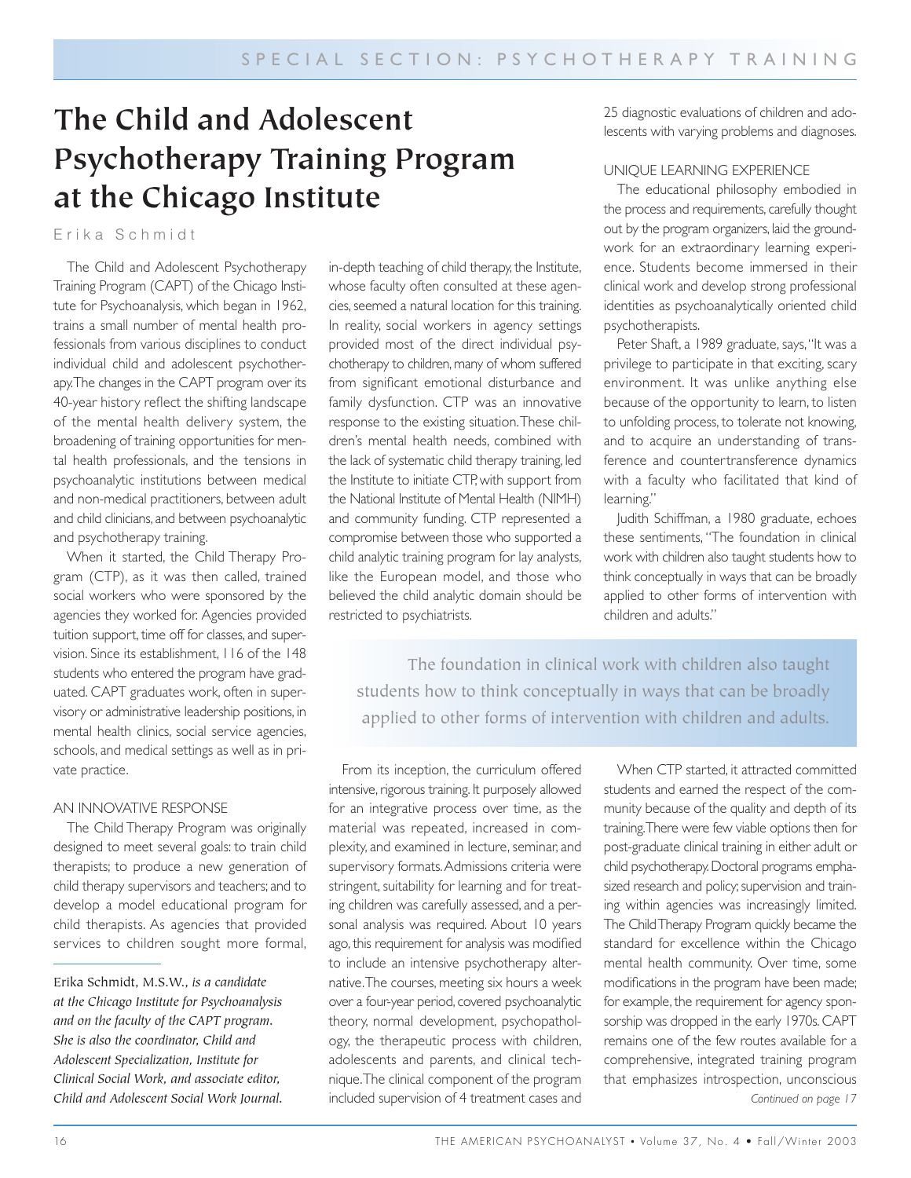SPECIAL SECTION: PSYCHOTHERAPY TRAINING

# The Child and Adolescent Psychotherapy Training Program at the Chicago Institute

Erika Schmidt

The Child and Adolescent Psychotherapy Training Program (CAPT) of the Chicago Institute for Psychoanalysis, which began in 1962, trains a small number of mental health professionals from various disciplines to conduct individual child and adolescent psychotherapy. The changes in the CAPT program over its 40-year history reflect the shifting landscape of the mental health delivery system, the broadening of training opportunities for mental health professionals, and the tensions in psychoanalytic institutions between medical and non-medical practitioners, between adult and child clinicians, and between psychoanalytic and psychotherapy training.

When it started, the Child Therapy Program (CTP), as it was then called, trained social workers who were sponsored by the agencies they worked for. Agencies provided tuition support, time off for classes, and supervision. Since its establishment, 116 of the 148 students who entered the program have graduated. CAPT graduates work, often in supervisory or administrative leadership positions, in mental health clinics, social service agencies, schools, and medical settings as well as in private practice.

## AN INNOVATIVE RESPONSE

The Child Therapy Program was originally designed to meet several goals: to train child therapists; to produce a new generation of child therapy supervisors and teachers; and to develop a model educational program for child therapists. As agencies that provided services to children sought more formal, in-depth teaching of child therapy, the Institute, whose faculty often consulted at these agencies, seemed a natural location for this training. In reality, social workers in agency settings provided most of the direct individual psychotherapy to children, many of whom suffered from significant emotional disturbance and family dysfunction. CTP was an innovative response to the existing situation. These children's mental health needs, combined with the lack of systematic child therapy training, led the Institute to initiate CTP, with support from the National Institute of Mental Health (NIMH) and community funding. CTP represented a compromise between those who supported a child analytic training program for lay analysts, like the European model, and those who believed the child analytic domain should be restricted to psychiatrists.

From its inception, the curriculum offered intensive, rigorous training. It purposely allowed for an integrative process over time, as the material was repeated, increased in complexity, and examined in lecture, seminar, and supervisory formats. Admissions criteria were stringent, suitability for learning and for treating children was carefully assessed, and a personal analysis was required. About 10 years ago, this requirement for analysis was modified to include an intensive psychotherapy alternative. The courses, meeting six hours a week over a four-year period, covered psychoanalytic theory, normal development, psychopathology, the therapeutic process with children, adolescents and parents, and clinical technique. The clinical component of the program included supervision of 4 treatment cases and 25 diagnostic evaluations of children and adolescents with varying problems and diagnoses.

## UNIQUE LEARNING EXPERIENCE

The educational philosophy embodied in the process and requirements, carefully thought out by the program organizers, laid the groundwork for an extraordinary learning experience. Students become immersed in their clinical work and develop strong professional identities as psychoanalytically oriented child psychotherapists.

Peter Shaft, a 1989 graduate, says, "It was a privilege to participate in that exciting, scary environment. It was unlike anything else because of the opportunity to learn, to listen to unfolding process, to tolerate not knowing, and to acquire an understanding of transference and countertransference dynamics with a faculty who facilitated that kind of learning."

Judith Schiffman, a 1980 graduate, echoes these sentiments, "The foundation in clinical work with children also taught students how to think conceptually in ways that can be broadly applied to other forms of intervention with children and adults."

> The foundation in clinical work with children also taught students how to think conceptually in ways that can be broadly applied to other forms of intervention with children and adults.

When CTP started, it attracted committed students and earned the respect of the community because of the quality and depth of its training. There were few viable options then for post-graduate clinical training in either adult or child psychotherapy. Doctoral programs emphasized research and policy; supervision and training within agencies was increasingly limited. The Child Therapy Program quickly became the standard for excellence within the Chicago mental health community. Over time, some modifications in the program have been made; for example, the requirement for agency sponsorship was dropped in the early 1970s. CAPT remains one of the few routes available for a comprehensive, integrated training program that emphasizes introspection, unconscious

*Continued on page 17*

---

Erika Schmidt, M.S.W., *is a candidate at the Chicago Institute for Psychoanalysis and on the faculty of the CAPT program. She is also the coordinator, Child and Adolescent Specialization, Institute for Clinical Social Work, and associate editor, Child and Adolescent Social Work Journal.*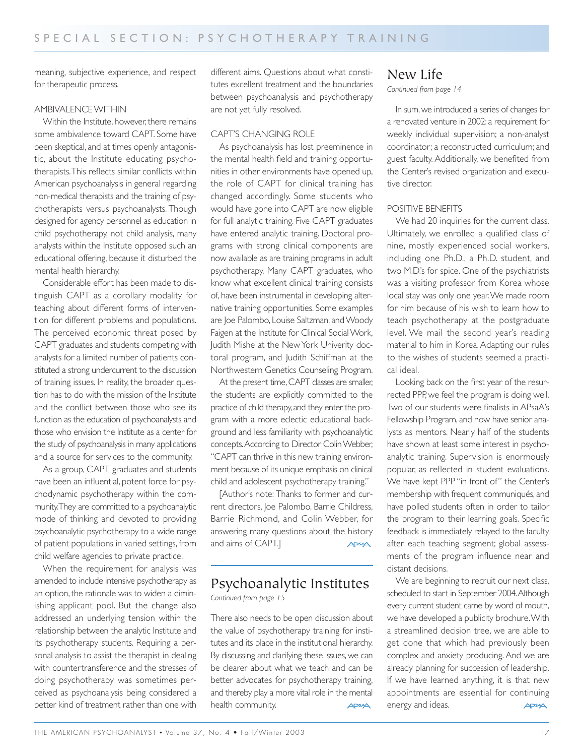meaning, subjective experience, and respect for therapeutic process.

### AMBIVALENCE WITHIN

Within the Institute, however, there remains some ambivalence toward CAPT. Some have been skeptical, and at times openly antagonistic, about the Institute educating psychotherapists. This reflects similar conflicts within American psychoanalysis in general regarding non-medical therapists and the training of psychotherapists versus psychoanalysts. Though designed for agency personnel as education in child psychotherapy, not child analysis, many analysts within the Institute opposed such an educational offering, because it disturbed the mental health hierarchy.

Considerable effort has been made to distinguish CAPT as a corollary modality for teaching about different forms of intervention for different problems and populations. The perceived economic threat posed by CAPT graduates and students competing with analysts for a limited number of patients constituted a strong undercurrent to the discussion of training issues. In reality, the broader question has to do with the mission of the Institute and the conflict between those who see its function as the education of psychoanalysts and those who envision the Institute as a center for the study of psychoanalysis in many applications and a source for services to the community.

As a group, CAPT graduates and students have been an influential, potent force for psychodynamic psychotherapy within the community. They are committed to a psychoanalytic mode of thinking and devoted to providing psychoanalytic psychotherapy to a wide range of patient populations in varied settings, from child welfare agencies to private practice.

When the requirement for analysis was amended to include intensive psychotherapy as an option, the rationale was to widen a diminishing applicant pool. But the change also addressed an underlying tension within the relationship between the analytic Institute and its psychotherapy students. Requiring a personal analysis to assist the therapist in dealing with countertransference and the stresses of doing psychotherapy was sometimes perceived as psychoanalysis being considered a better kind of treatment rather than one with different aims. Questions about what constitutes excellent treatment and the boundaries between psychoanalysis and psychotherapy are not yet fully resolved.

### CAPT'S CHANGING ROLE

As psychoanalysis has lost preeminence in the mental health field and training opportunities in other environments have opened up, the role of CAPT for clinical training has changed accordingly. Some students who would have gone into CAPT are now eligible for full analytic training. Five CAPT graduates have entered analytic training. Doctoral programs with strong clinical components are now available as are training programs in adult psychotherapy. Many CAPT graduates, who know what excellent clinical training consists of, have been instrumental in developing alternative training opportunities. Some examples are Joe Palombo, Louise Saltzman, and Woody Faigen at the Institute for Clinical Social Work, Judith Mishe at the New York Univerity doctoral program, and Judith Schiffman at the Northwestern Genetics Counseling Program.

At the present time, CAPT classes are smaller, the students are explicitly committed to the practice of child therapy, and they enter the program with a more eclectic educational background and less familiarity with psychoanalytic concepts. According to Director Colin Webber, "CAPT can thrive in this new training environment because of its unique emphasis on clinical child and adolescent psychotherapy training."

[Author's note: Thanks to former and current directors, Joe Palombo, Barrie Childress, Barrie Richmond, and Colin Webber, for answering many questions about the history and aims of CAPT.]

## Psychoanalytic Institutes

*Continued from page 15*

There also needs to be open discussion about the value of psychotherapy training for institutes and its place in the institutional hierarchy. By discussing and clarifying these issues, we can be clearer about what we teach and can be better advocates for psychotherapy training, and thereby play a more vital role in the mental health community.

## New Life

*Continued from page 14*

In sum, we introduced a series of changes for a renovated venture in 2002: a requirement for weekly individual supervision; a non-analyst coordinator; a reconstructed curriculum; and guest faculty. Additionally, we benefited from the Center's revised organization and executive director.

### POSITIVE BENEFITS

We had 20 inquiries for the current class. Ultimately, we enrolled a qualified class of nine, mostly experienced social workers, including one Ph.D., a Ph.D. student, and two M.D.'s for spice. One of the psychiatrists was a visiting professor from Korea whose local stay was only one year. We made room for him because of his wish to learn how to teach psychotherapy at the postgraduate level. We mail the second year's reading material to him in Korea. Adapting our rules to the wishes of students seemed a practical ideal.

Looking back on the first year of the resurrected PPP, we feel the program is doing well. Two of our students were finalists in APsaA's Fellowship Program, and now have senior analysts as mentors. Nearly half of the students have shown at least some interest in psychoanalytic training. Supervision is enormously popular, as reflected in student evaluations. We have kept PPP "in front of" the Center's membership with frequent communiqués, and have polled students often in order to tailor the program to their learning goals. Specific feedback is immediately relayed to the faculty after each teaching segment; global assessments of the program influence near and distant decisions.

We are beginning to recruit our next class, scheduled to start in September 2004. Although every current student came by word of mouth, we have developed a publicity brochure. With a streamlined decision tree, we are able to get done that which had previously been complex and anxiety producing. And we are already planning for succession of leadership. If we have learned anything, it is that new appointments are essential for continuing energy and ideas.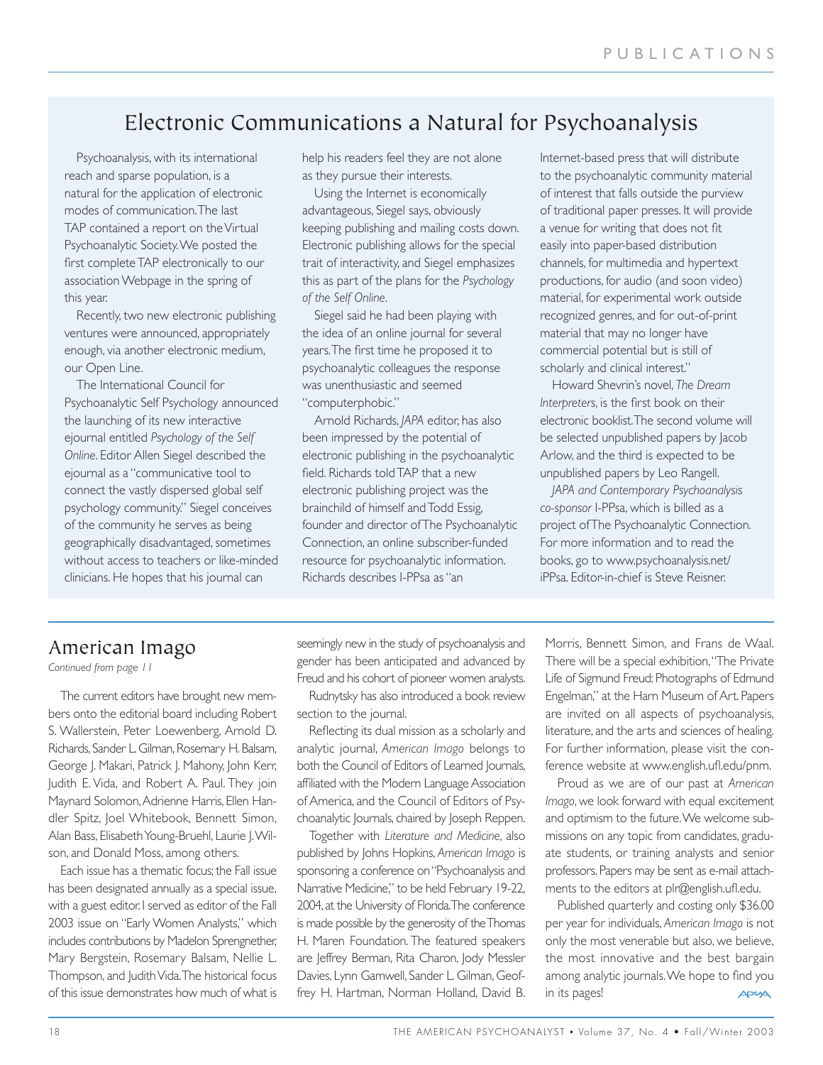# Electronic Communications a Natural for Psychoanalysis

Psychoanalysis, with its international reach and sparse population, is a natural for the application of electronic modes of communication. The last TAP contained a report on the Virtual Psychoanalytic Society. We posted the first complete TAP electronically to our association Webpage in the spring of this year.

Recently, two new electronic publishing ventures were announced, appropriately enough, via another electronic medium, our Open Line.

The International Council for Psychoanalytic Self Psychology announced the launching of its new interactive ejournal entitled *Psychology of the Self Online*. Editor Allen Siegel described the ejournal as a "communicative tool to connect the vastly dispersed global self psychology community." Siegel conceives of the community he serves as being geographically disadvantaged, sometimes without access to teachers or like-minded clinicians. He hopes that his journal can help his readers feel they are not alone as they pursue their interests.

Using the Internet is economically advantageous, Siegel says, obviously keeping publishing and mailing costs down. Electronic publishing allows for the special trait of interactivity, and Siegel emphasizes this as part of the plans for the *Psychology of the Self Online*.

Siegel said he had been playing with the idea of an online journal for several years. The first time he proposed it to psychoanalytic colleagues the response was unenthusiastic and seemed "computerphobic."

Arnold Richards, *JAPA* editor, has also been impressed by the potential of electronic publishing in the psychoanalytic field. Richards told TAP that a new electronic publishing project was the brainchild of himself and Todd Essig, founder and director of The Psychoanalytic Connection, an online subscriber-funded resource for psychoanalytic information. Richards describes I-PPsa as "an Internet-based press that will distribute to the psychoanalytic community material of interest that falls outside the purview of traditional paper presses. It will provide a venue for writing that does not fit easily into paper-based distribution channels, for multimedia and hypertext productions, for audio (and soon video) material, for experimental work outside recognized genres, and for out-of-print material that may no longer have commercial potential but is still of scholarly and clinical interest."

Howard Shevrin's novel, *The Dream Interpreters*, is the first book on their electronic booklist. The second volume will be selected unpublished papers by Jacob Arlow, and the third is expected to be unpublished papers by Leo Rangell.

*JAPA and Contemporary Psychoanalysis co-sponsor* I-PPsa, which is billed as a project of The Psychoanalytic Connection. For more information and to read the books, go to www.psychoanalysis.net/iPPsa. Editor-in-chief is Steve Reisner.

## American Imago

*Continued from page 11*

The current editors have brought new members onto the editorial board including Robert S. Wallerstein, Peter Loewenberg, Arnold D. Richards, Sander L. Gilman, Rosemary H. Balsam, George J. Makari, Patrick J. Mahony, John Kerr, Judith E. Vida, and Robert A. Paul. They join Maynard Solomon, Adrienne Harris, Ellen Handler Spitz, Joel Whitebook, Bennett Simon, Alan Bass, Elisabeth Young-Bruehl, Laurie J. Wilson, and Donald Moss, among others.

Each issue has a thematic focus; the Fall issue has been designated annually as a special issue, with a guest editor. I served as editor of the Fall 2003 issue on "Early Women Analysts," which includes contributions by Madelon Sprengnether, Mary Bergstein, Rosemary Balsam, Nellie L. Thompson, and Judith Vida. The historical focus of this issue demonstrates how much of what is seemingly new in the study of psychoanalysis and gender has been anticipated and advanced by Freud and his cohort of pioneer women analysts.

Rudnytsky has also introduced a book review section to the journal.

Reflecting its dual mission as a scholarly and analytic journal, *American Imago* belongs to both the Council of Editors of Learned Journals, affiliated with the Modern Language Association of America, and the Council of Editors of Psychoanalytic Journals, chaired by Joseph Reppen.

Together with *Literature and Medicine*, also published by Johns Hopkins, *American Imago* is sponsoring a conference on "Psychoanalysis and Narrative Medicine," to be held February 19-22, 2004, at the University of Florida. The conference is made possible by the generosity of the Thomas H. Maren Foundation. The featured speakers are Jeffrey Berman, Rita Charon, Jody Messler Davies, Lynn Gamwell, Sander L. Gilman, Geoffrey H. Hartman, Norman Holland, David B. Morris, Bennett Simon, and Frans de Waal. There will be a special exhibition, "The Private Life of Sigmund Freud: Photographs of Edmund Engelman," at the Harn Museum of Art. Papers are invited on all aspects of psychoanalysis, literature, and the arts and sciences of healing. For further information, please visit the conference website at www.english.ufl.edu/pnm.

Proud as we are of our past at *American Imago*, we look forward with equal excitement and optimism to the future. We welcome submissions on any topic from candidates, graduate students, or training analysts and senior professors. Papers may be sent as e-mail attachments to the editors at plr@english.ufl.edu.

Published quarterly and costing only $36.00 per year for individuals, *American Imago* is not only the most venerable but also, we believe, the most innovative and the best bargain among analytic journals. We hope to find you in its pages!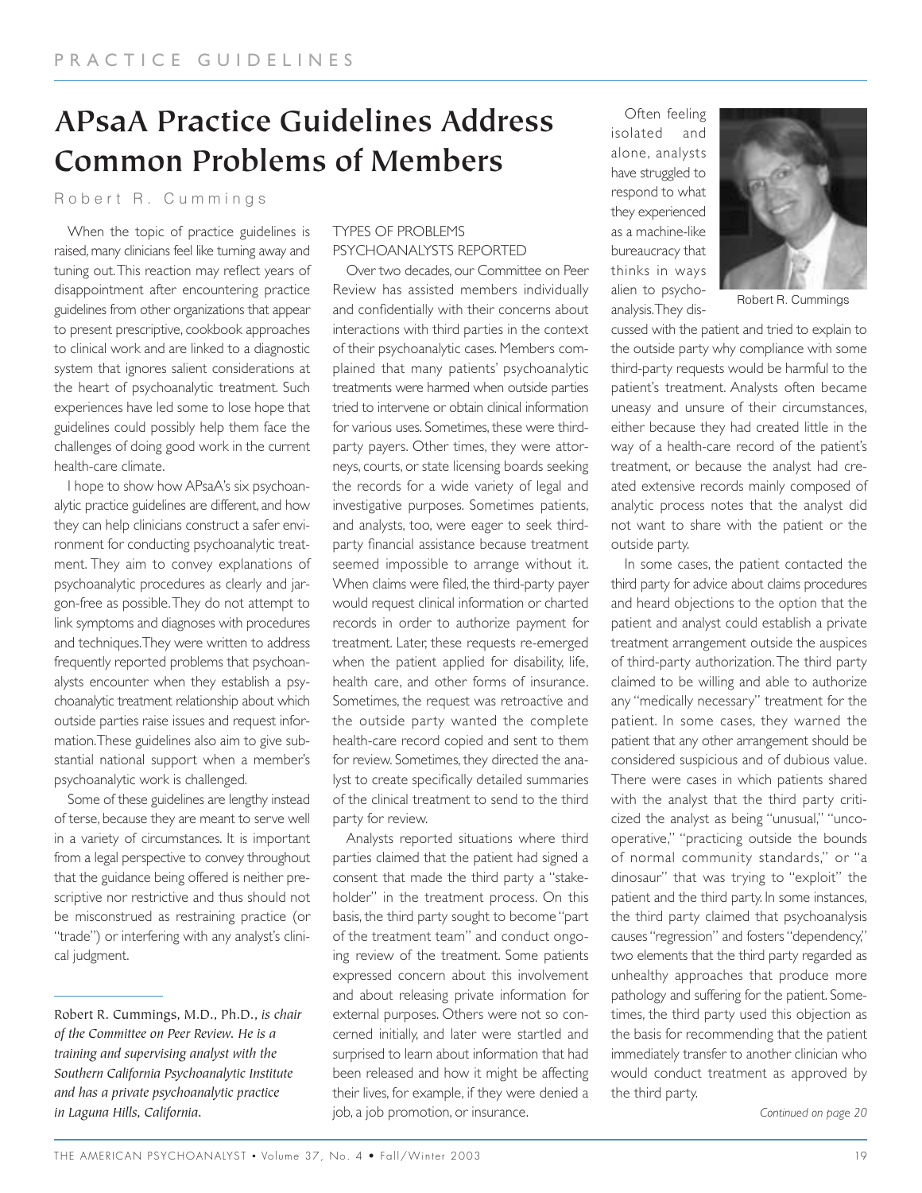# APsaA Practice Guidelines Address Common Problems of Members

Robert R. Cummings

When the topic of practice guidelines is raised, many clinicians feel like turning away and tuning out. This reaction may reflect years of disappointment after encountering practice guidelines from other organizations that appear to present prescriptive, cookbook approaches to clinical work and are linked to a diagnostic system that ignores salient considerations at the heart of psychoanalytic treatment. Such experiences have led some to lose hope that guidelines could possibly help them face the challenges of doing good work in the current health-care climate.

I hope to show how APsaA's six psychoanalytic practice guidelines are different, and how they can help clinicians construct a safer environment for conducting psychoanalytic treatment. They aim to convey explanations of psychoanalytic procedures as clearly and jargon-free as possible. They do not attempt to link symptoms and diagnoses with procedures and techniques. They were written to address frequently reported problems that psychoanalysts encounter when they establish a psychoanalytic treatment relationship about which outside parties raise issues and request information. These guidelines also aim to give substantial national support when a member's psychoanalytic work is challenged.

Some of these guidelines are lengthy instead of terse, because they are meant to serve well in a variety of circumstances. It is important from a legal perspective to convey throughout that the guidance being offered is neither prescriptive nor restrictive and thus should not be misconstrued as restraining practice (or "trade") or interfering with any analyst's clinical judgment.

---

*Robert R. Cummings, M.D., Ph.D., is chair of the Committee on Peer Review. He is a training and supervising analyst with the Southern California Psychoanalytic Institute and has a private psychoanalytic practice in Laguna Hills, California.*

## TYPES OF PROBLEMS PSYCHOANALYSTS REPORTED

Over two decades, our Committee on Peer Review has assisted members individually and confidentially with their concerns about interactions with third parties in the context of their psychoanalytic cases. Members complained that many patients' psychoanalytic treatments were harmed when outside parties tried to intervene or obtain clinical information for various uses. Sometimes, these were third-party payers. Other times, they were attorneys, courts, or state licensing boards seeking the records for a wide variety of legal and investigative purposes. Sometimes patients, and analysts, too, were eager to seek third-party financial assistance because treatment seemed impossible to arrange without it. When claims were filed, the third-party payer would request clinical information or charted records in order to authorize payment for treatment. Later, these requests re-emerged when the patient applied for disability, life, health care, and other forms of insurance. Sometimes, the request was retroactive and the outside party wanted the complete health-care record copied and sent to them for review. Sometimes, they directed the analyst to create specifically detailed summaries of the clinical treatment to send to the third party for review.

Analysts reported situations where third parties claimed that the patient had signed a consent that made the third party a "stakeholder" in the treatment process. On this basis, the third party sought to become "part of the treatment team" and conduct ongoing review of the treatment. Some patients expressed concern about this involvement and about releasing private information for external purposes. Others were not so concerned initially, and later were startled and surprised to learn about information that had been released and how it might be affecting their lives, for example, if they were denied a job, a job promotion, or insurance.

Often feeling isolated and alone, analysts have struggled to respond to what they experienced as a machine-like bureaucracy that thinks in ways alien to psychoanalysis. They discussed with the patient and tried to explain to the outside party why compliance with some third-party requests would be harmful to the patient's treatment. Analysts often became uneasy and unsure of their circumstances, either because they had created little in the way of a health-care record of the patient's treatment, or because the analyst had created extensive records mainly composed of analytic process notes that the analyst did not want to share with the patient or the outside party.

Robert R. Cummings

In some cases, the patient contacted the third party for advice about claims procedures and heard objections to the option that the patient and analyst could establish a private treatment arrangement outside the auspices of third-party authorization. The third party claimed to be willing and able to authorize any "medically necessary" treatment for the patient. In some cases, they warned the patient that any other arrangement should be considered suspicious and of dubious value. There were cases in which patients shared with the analyst that the third party criticized the analyst as being "unusual," "uncooperative," "practicing outside the bounds of normal community standards," or "a dinosaur" that was trying to "exploit" the patient and the third party. In some instances, the third party claimed that psychoanalysis causes "regression" and fosters "dependency," two elements that the third party regarded as unhealthy approaches that produce more pathology and suffering for the patient. Sometimes, the third party used this objection as the basis for recommending that the patient immediately transfer to another clinician who would conduct treatment as approved by the third party.

*Continued on page 20*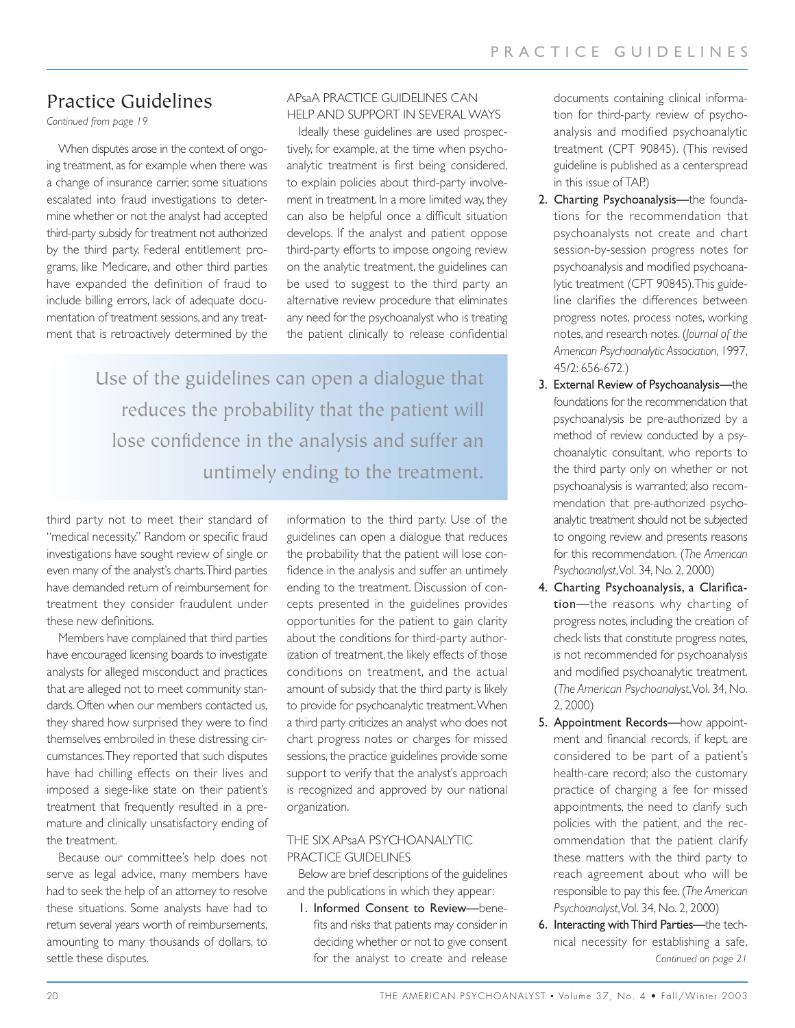# Practice Guidelines

*Continued from page 19*

When disputes arose in the context of ongoing treatment, as for example when there was a change of insurance carrier, some situations escalated into fraud investigations to determine whether or not the analyst had accepted third-party subsidy for treatment not authorized by the third party. Federal entitlement programs, like Medicare, and other third parties have expanded the definition of fraud to include billing errors, lack of adequate documentation of treatment sessions, and any treatment that is retroactively determined by the third party not to meet their standard of "medical necessity." Random or specific fraud investigations have sought review of single or even many of the analyst's charts. Third parties have demanded return of reimbursement for treatment they consider fraudulent under these new definitions.

Members have complained that third parties have encouraged licensing boards to investigate analysts for alleged misconduct and practices that are alleged not to meet community standards. Often when our members contacted us, they shared how surprised they were to find themselves embroiled in these distressing circumstances. They reported that such disputes have had chilling effects on their lives and imposed a siege-like state on their patient's treatment that frequently resulted in a premature and clinically unsatisfactory ending of the treatment.

Because our committee's help does not serve as legal advice, many members have had to seek the help of an attorney to resolve these situations. Some analysts have had to return several years worth of reimbursements, amounting to many thousands of dollars, to settle these disputes.

## APsaA PRACTICE GUIDELINES CAN HELP AND SUPPORT IN SEVERAL WAYS

Ideally these guidelines are used prospectively, for example, at the time when psychoanalytic treatment is first being considered, to explain policies about third-party involvement in treatment. In a more limited way, they can also be helpful once a difficult situation develops. If the analyst and patient oppose third-party efforts to impose ongoing review on the analytic treatment, the guidelines can be used to suggest to the third party an alternative review procedure that eliminates any need for the psychoanalyst who is treating the patient clinically to release confidential information to the third party. Use of the guidelines can open a dialogue that reduces the probability that the patient will lose confidence in the analysis and suffer an untimely ending to the treatment. Discussion of concepts presented in the guidelines provides opportunities for the patient to gain clarity about the conditions for third-party authorization of treatment, the likely effects of those conditions on treatment, and the actual amount of subsidy that the third party is likely to provide for psychoanalytic treatment. When a third party criticizes an analyst who does not chart progress notes or charges for missed sessions, the practice guidelines provide some support to verify that the analyst's approach is recognized and approved by our national organization.

> Use of the guidelines can open a dialogue that reduces the probability that the patient will lose confidence in the analysis and suffer an untimely ending to the treatment.

## THE SIX APsaA PSYCHOANALYTIC PRACTICE GUIDELINES

Below are brief descriptions of the guidelines and the publications in which they appear:

1. **Informed Consent to Review**—benefits and risks that patients may consider in deciding whether or not to give consent for the analyst to create and release documents containing clinical information for third-party review of psychoanalysis and modified psychoanalytic treatment (CPT 90845). (This revised guideline is published as a centerspread in this issue of TAP.)
2. **Charting Psychoanalysis**—the foundations for the recommendation that psychoanalysts not create and chart session-by-session progress notes for psychoanalysis and modified psychoanalytic treatment (CPT 90845). This guideline clarifies the differences between progress notes, process notes, working notes, and research notes. (*Journal of the American Psychoanalytic Association*, 1997, 45/2: 656-672.)
3. **External Review of Psychoanalysis**—the foundations for the recommendation that psychoanalysis be pre-authorized by a method of review conducted by a psychoanalytic consultant, who reports to the third party only on whether or not psychoanalysis is warranted; also recommendation that pre-authorized psychoanalytic treatment should not be subjected to ongoing review and presents reasons for this recommendation. (*The American Psychoanalyst*, Vol. 34, No. 2, 2000)
4. **Charting Psychoanalysis, a Clarification**—the reasons why charting of progress notes, including the creation of check lists that constitute progress notes, is not recommended for psychoanalysis and modified psychoanalytic treatment. (*The American Psychoanalyst*, Vol. 34, No. 2, 2000)
5. **Appointment Records**—how appointment and financial records, if kept, are considered to be part of a patient's health-care record; also the customary practice of charging a fee for missed appointments, the need to clarify such policies with the patient, and the recommendation that the patient clarify these matters with the third party to reach agreement about who will be responsible to pay this fee. (*The American Psychoanalyst*, Vol. 34, No. 2, 2000)
6. **Interacting with Third Parties**—the technical necessity for establishing a safe,

*Continued on page 21*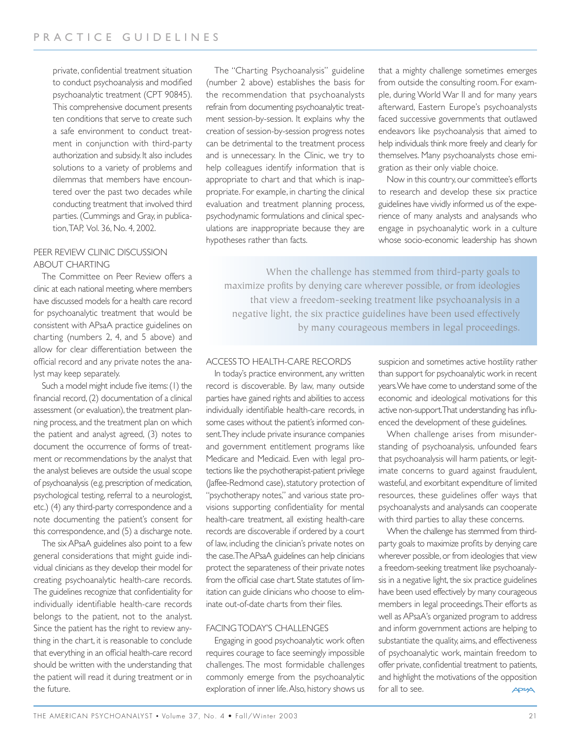private, confidential treatment situation to conduct psychoanalysis and modified psychoanalytic treatment (CPT 90845). This comprehensive document presents ten conditions that serve to create such a safe environment to conduct treatment in conjunction with third-party authorization and subsidy. It also includes solutions to a variety of problems and dilemmas that members have encountered over the past two decades while conducting treatment that involved third parties. (Cummings and Gray, in publication, TAP, Vol. 36, No. 4, 2002.

### PEER REVIEW CLINIC DISCUSSION ABOUT CHARTING

The Committee on Peer Review offers a clinic at each national meeting, where members have discussed models for a health care record for psychoanalytic treatment that would be consistent with APsaA practice guidelines on charting (numbers 2, 4, and 5 above) and allow for clear differentiation between the official record and any private notes the analyst may keep separately.

Such a model might include five items: (1) the financial record, (2) documentation of a clinical assessment (or evaluation), the treatment planning process, and the treatment plan on which the patient and analyst agreed, (3) notes to document the occurrence of forms of treatment or recommendations by the analyst that the analyst believes are outside the usual scope of psychoanalysis (e.g. prescription of medication, psychological testing, referral to a neurologist, etc.) (4) any third-party correspondence and a note documenting the patient's consent for this correspondence, and (5) a discharge note.

The six APsaA guidelines also point to a few general considerations that might guide individual clinicians as they develop their model for creating psychoanalytic health-care records. The guidelines recognize that confidentiality for individually identifiable health-care records belongs to the patient, not to the analyst. Since the patient has the right to review anything in the chart, it is reasonable to conclude that everything in an official health-care record should be written with the understanding that the patient will read it during treatment or in the future.

The "Charting Psychoanalysis" guideline (number 2 above) establishes the basis for the recommendation that psychoanalysts refrain from documenting psychoanalytic treatment session-by-session. It explains why the creation of session-by-session progress notes can be detrimental to the treatment process and is unnecessary. In the Clinic, we try to help colleagues identify information that is appropriate to chart and that which is inappropriate. For example, in charting the clinical evaluation and treatment planning process, psychodynamic formulations and clinical speculations are inappropriate because they are hypotheses rather than facts.

### ACCESS TO HEALTH-CARE RECORDS

In today's practice environment, any written record is discoverable. By law, many outside parties have gained rights and abilities to access individually identifiable health-care records, in some cases without the patient's informed consent. They include private insurance companies and government entitlement programs like Medicare and Medicaid. Even with legal protections like the psychotherapist-patient privilege (Jaffee-Redmond case), statutory protection of "psychotherapy notes," and various state provisions supporting confidentiality for mental health-care treatment, all existing health-care records are discoverable if ordered by a court of law, including the clinician's private notes on the case. The APsaA guidelines can help clinicians protect the separateness of their private notes from the official case chart. State statutes of limitation can guide clinicians who choose to eliminate out-of-date charts from their files.

### FACING TODAY'S CHALLENGES

Engaging in good psychoanalytic work often requires courage to face seemingly impossible challenges. The most formidable challenges commonly emerge from the psychoanalytic exploration of inner life. Also, history shows us that a mighty challenge sometimes emerges from outside the consulting room. For example, during World War II and for many years afterward, Eastern Europe's psychoanalysts faced successive governments that outlawed endeavors like psychoanalysis that aimed to help individuals think more freely and clearly for themselves. Many psychoanalysts chose emigration as their only viable choice.

Now in this country, our committee's efforts to research and develop these six practice guidelines have vividly informed us of the experience of many analysts and analysands who engage in psychoanalytic work in a culture whose socio-economic leadership has shown suspicion and sometimes active hostility rather than support for psychoanalytic work in recent years. We have come to understand some of the economic and ideological motivations for this active non-support. That understanding has influenced the development of these guidelines.

When challenge arises from misunderstanding of psychoanalysis, unfounded fears that psychoanalysis will harm patients, or legitimate concerns to guard against fraudulent, wasteful, and exorbitant expenditure of limited resources, these guidelines offer ways that psychoanalysts and analysands can cooperate with third parties to allay these concerns.

When the challenge has stemmed from third-party goals to maximize profits by denying care wherever possible, or from ideologies that view a freedom-seeking treatment like psychoanalysis in a negative light, the six practice guidelines have been used effectively by many courageous members in legal proceedings. Their efforts as well as APsaA's organized program to address and inform government actions are helping to substantiate the quality, aims, and effectiveness of psychoanalytic work, maintain freedom to offer private, confidential treatment to patients, and highlight the motivations of the opposition for all to see.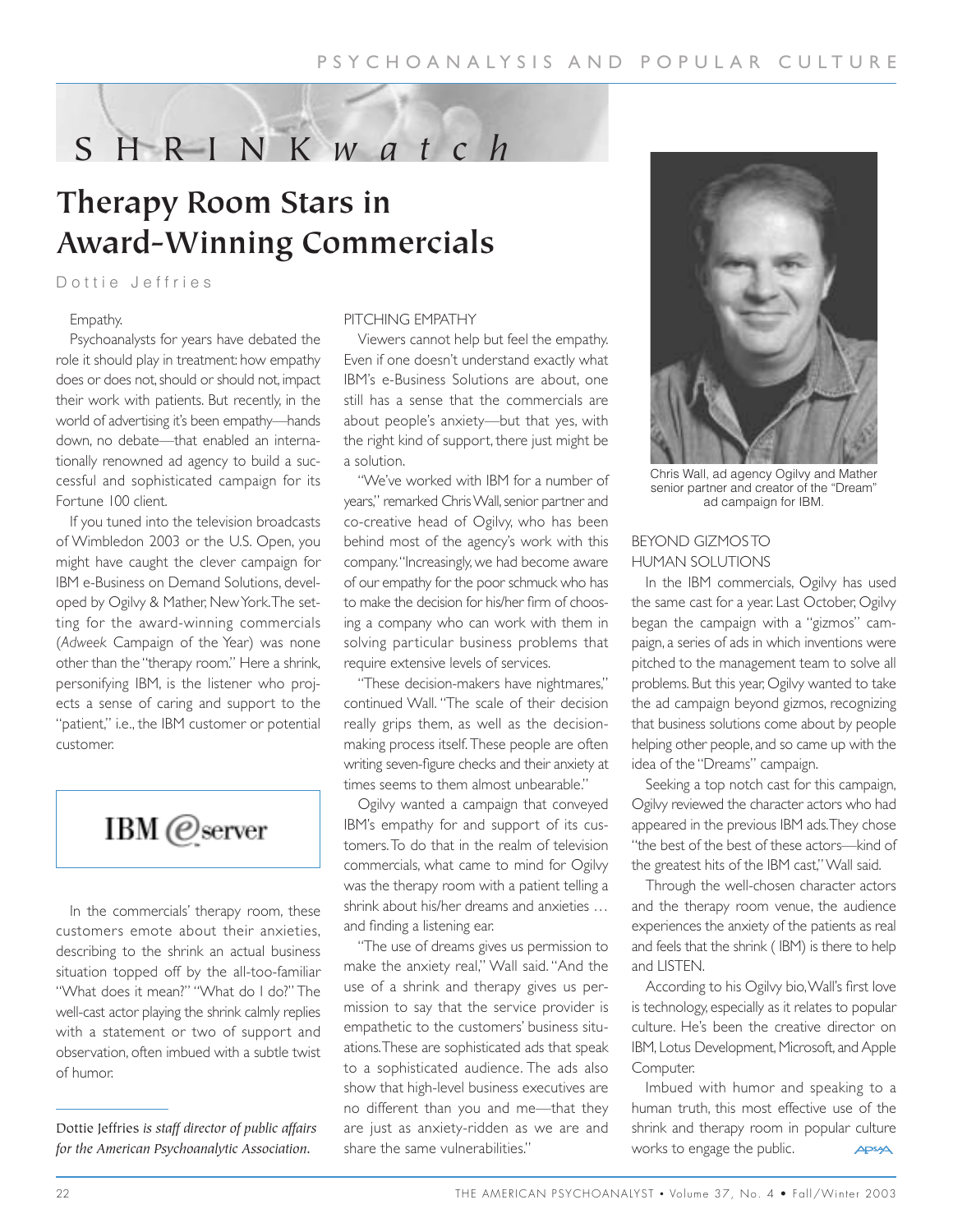SHRINKwatch

# Therapy Room Stars in Award-Winning Commercials

Dottie Jeffries

Empathy.

Psychoanalysts for years have debated the role it should play in treatment: how empathy does or does not, should or should not, impact their work with patients. But recently, in the world of advertising it's been empathy—hands down, no debate—that enabled an internationally renowned ad agency to build a successful and sophisticated campaign for its Fortune 100 client.

If you tuned into the television broadcasts of Wimbledon 2003 or the U.S. Open, you might have caught the clever campaign for IBM e-Business on Demand Solutions, developed by Ogilvy & Mather, New York. The setting for the award-winning commercials (*Adweek* Campaign of the Year) was none other than the "therapy room." Here a shrink, personifying IBM, is the listener who projects a sense of caring and support to the "patient," i.e., the IBM customer or potential customer.

IBM eserver

In the commercials' therapy room, these customers emote about their anxieties, describing to the shrink an actual business situation topped off by the all-too-familiar "What does it mean?" "What do I do?" The well-cast actor playing the shrink calmly replies with a statement or two of support and observation, often imbued with a subtle twist of humor.

## PITCHING EMPATHY

Viewers cannot help but feel the empathy. Even if one doesn't understand exactly what IBM's e-Business Solutions are about, one still has a sense that the commercials are about people's anxiety—but that yes, with the right kind of support, there just might be a solution.

"We've worked with IBM for a number of years," remarked Chris Wall, senior partner and co-creative head of Ogilvy, who has been behind most of the agency's work with this company. "Increasingly, we had become aware of our empathy for the poor schmuck who has to make the decision for his/her firm of choosing a company who can work with them in solving particular business problems that require extensive levels of services.

"These decision-makers have nightmares," continued Wall. "The scale of their decision really grips them, as well as the decision-making process itself. These people are often writing seven-figure checks and their anxiety at times seems to them almost unbearable."

Ogilvy wanted a campaign that conveyed IBM's empathy for and support of its customers. To do that in the realm of television commercials, what came to mind for Ogilvy was the therapy room with a patient telling a shrink about his/her dreams and anxieties … and finding a listening ear.

"The use of dreams gives us permission to make the anxiety real," Wall said. "And the use of a shrink and therapy gives us permission to say that the service provider is empathetic to the customers' business situations. These are sophisticated ads that speak to a sophisticated audience. The ads also show that high-level business executives are no different than you and me—that they are just as anxiety-ridden as we are and share the same vulnerabilities."

Chris Wall, ad agency Ogilvy and Mather senior partner and creator of the "Dream" ad campaign for IBM.

## BEYOND GIZMOS TO HUMAN SOLUTIONS

In the IBM commercials, Ogilvy has used the same cast for a year. Last October, Ogilvy began the campaign with a "gizmos" campaign, a series of ads in which inventions were pitched to the management team to solve all problems. But this year, Ogilvy wanted to take the ad campaign beyond gizmos, recognizing that business solutions come about by people helping other people, and so came up with the idea of the "Dreams" campaign.

Seeking a top notch cast for this campaign, Ogilvy reviewed the character actors who had appeared in the previous IBM ads. They chose "the best of the best of these actors—kind of the greatest hits of the IBM cast," Wall said.

Through the well-chosen character actors and the therapy room venue, the audience experiences the anxiety of the patients as real and feels that the shrink ( IBM) is there to help and LISTEN.

According to his Ogilvy bio, Wall's first love is technology, especially as it relates to popular culture. He's been the creative director on IBM, Lotus Development, Microsoft, and Apple Computer.

Imbued with humor and speaking to a human truth, this most effective use of the shrink and therapy room in popular culture works to engage the public.

---

Dottie Jeffries *is staff director of public affairs for the American Psychoanalytic Association.*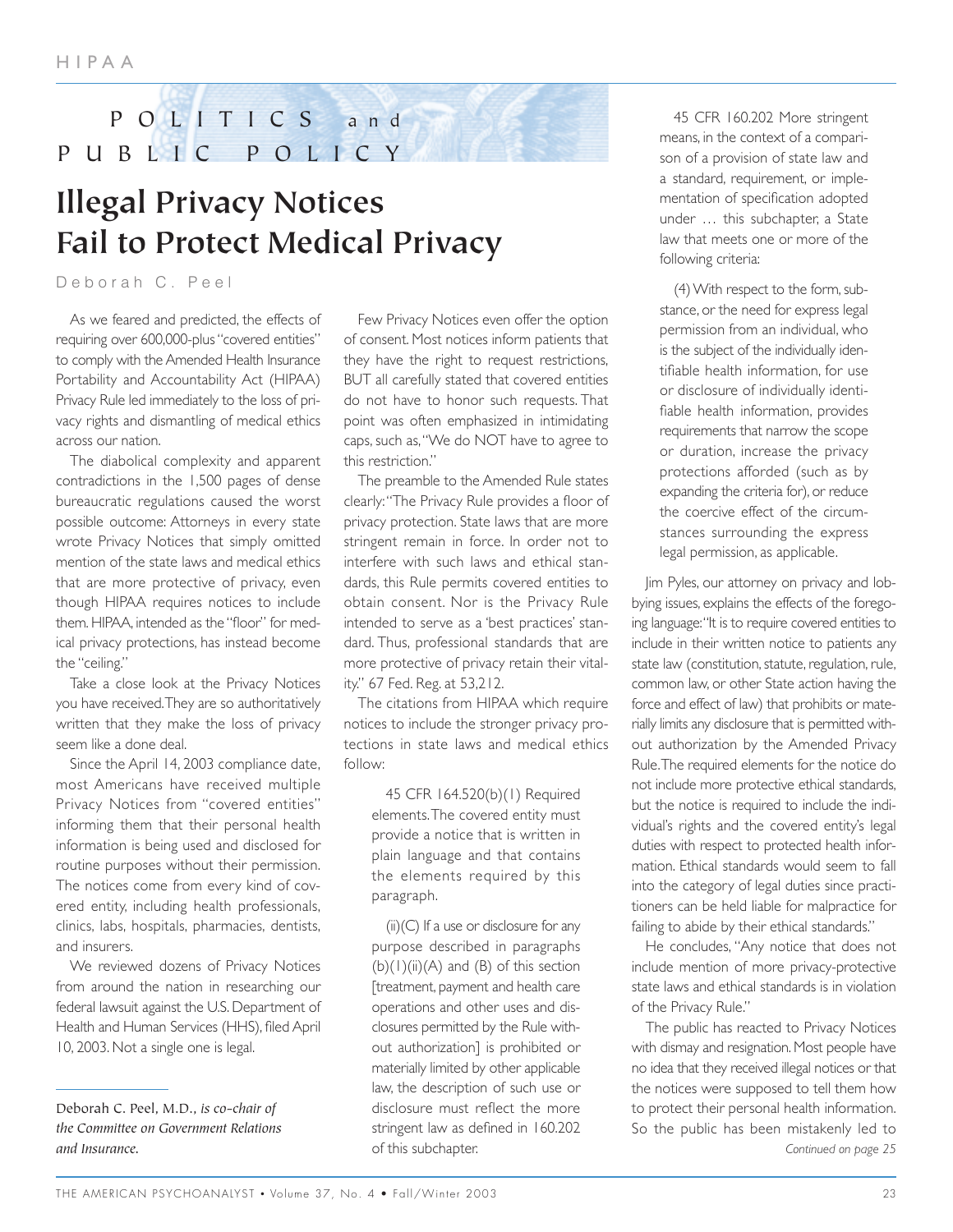POLITICS and PUBLIC POLICY

# Illegal Privacy Notices Fail to Protect Medical Privacy

Deborah C. Peel

As we feared and predicted, the effects of requiring over 600,000-plus "covered entities" to comply with the Amended Health Insurance Portability and Accountability Act (HIPAA) Privacy Rule led immediately to the loss of privacy rights and dismantling of medical ethics across our nation.

The diabolical complexity and apparent contradictions in the 1,500 pages of dense bureaucratic regulations caused the worst possible outcome: Attorneys in every state wrote Privacy Notices that simply omitted mention of the state laws and medical ethics that are more protective of privacy, even though HIPAA requires notices to include them. HIPAA, intended as the "floor" for medical privacy protections, has instead become the "ceiling."

Take a close look at the Privacy Notices you have received. They are so authoritatively written that they make the loss of privacy seem like a done deal.

Since the April 14, 2003 compliance date, most Americans have received multiple Privacy Notices from "covered entities" informing them that their personal health information is being used and disclosed for routine purposes without their permission. The notices come from every kind of covered entity, including health professionals, clinics, labs, hospitals, pharmacies, dentists, and insurers.

We reviewed dozens of Privacy Notices from around the nation in researching our federal lawsuit against the U.S. Department of Health and Human Services (HHS), filed April 10, 2003. Not a single one is legal.

Few Privacy Notices even offer the option of consent. Most notices inform patients that they have the right to request restrictions, BUT all carefully stated that covered entities do not have to honor such requests. That point was often emphasized in intimidating caps, such as, "We do NOT have to agree to this restriction."

The preamble to the Amended Rule states clearly: "The Privacy Rule provides a floor of privacy protection. State laws that are more stringent remain in force. In order not to interfere with such laws and ethical standards, this Rule permits covered entities to obtain consent. Nor is the Privacy Rule intended to serve as a 'best practices' standard. Thus, professional standards that are more protective of privacy retain their vitality." 67 Fed. Reg. at 53,212.

The citations from HIPAA which require notices to include the stronger privacy protections in state laws and medical ethics follow:

> 45 CFR 164.520(b)(1) Required elements. The covered entity must provide a notice that is written in plain language and that contains the elements required by this paragraph.
>
> (ii)(C) If a use or disclosure for any purpose described in paragraphs (b)(1)(ii)(A) and (B) of this section [treatment, payment and health care operations and other uses and disclosures permitted by the Rule without authorization] is prohibited or materially limited by other applicable law, the description of such use or disclosure must reflect the more stringent law as defined in 160.202 of this subchapter.
>
> 45 CFR 160.202 More stringent means, in the context of a comparison of a provision of state law and a standard, requirement, or implementation of specification adopted under … this subchapter, a State law that meets one or more of the following criteria:
>
> (4) With respect to the form, substance, or the need for express legal permission from an individual, who is the subject of the individually identifiable health information, for use or disclosure of individually identifiable health information, provides requirements that narrow the scope or duration, increase the privacy protections afforded (such as by expanding the criteria for), or reduce the coercive effect of the circumstances surrounding the express legal permission, as applicable.

Jim Pyles, our attorney on privacy and lobbying issues, explains the effects of the foregoing language: "It is to require covered entities to include in their written notice to patients any state law (constitution, statute, regulation, rule, common law, or other State action having the force and effect of law) that prohibits or materially limits any disclosure that is permitted without authorization by the Amended Privacy Rule. The required elements for the notice do not include more protective ethical standards, but the notice is required to include the individual's rights and the covered entity's legal duties with respect to protected health information. Ethical standards would seem to fall into the category of legal duties since practitioners can be held liable for malpractice for failing to abide by their ethical standards."

He concludes, "Any notice that does not include mention of more privacy-protective state laws and ethical standards is in violation of the Privacy Rule."

The public has reacted to Privacy Notices with dismay and resignation. Most people have no idea that they received illegal notices or that the notices were supposed to tell them how to protect their personal health information. So the public has been mistakenly led to

*Continued on page 25*

---

Deborah C. Peel, M.D., *is co-chair of the Committee on Government Relations and Insurance.*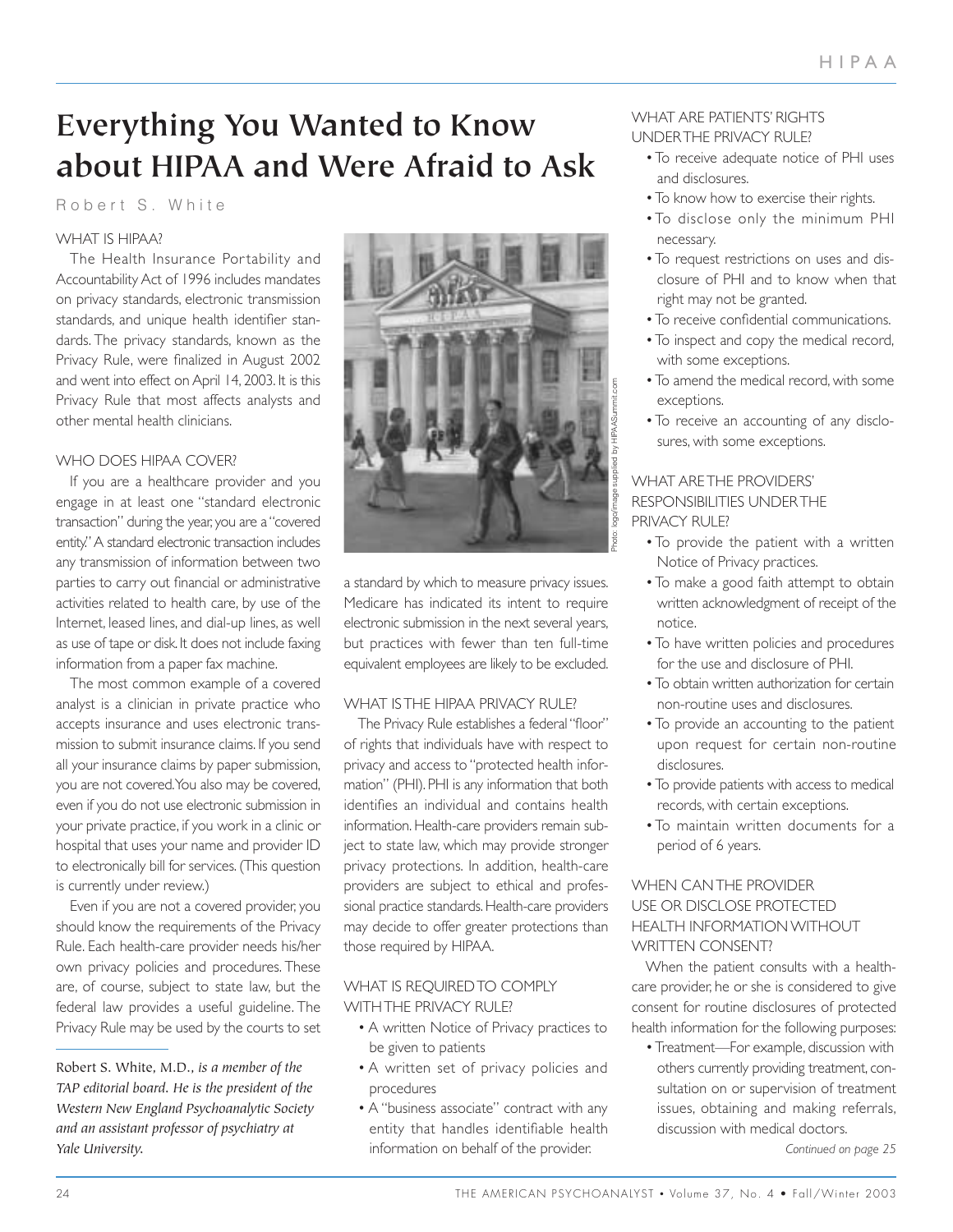# Everything You Wanted to Know about HIPAA and Were Afraid to Ask

Robert S. White

## WHAT IS HIPAA?

The Health Insurance Portability and Accountability Act of 1996 includes mandates on privacy standards, electronic transmission standards, and unique health identifier standards. The privacy standards, known as the Privacy Rule, were finalized in August 2002 and went into effect on April 14, 2003. It is this Privacy Rule that most affects analysts and other mental health clinicians.

## WHO DOES HIPAA COVER?

If you are a healthcare provider and you engage in at least one "standard electronic transaction" during the year, you are a "covered entity." A standard electronic transaction includes any transmission of information between two parties to carry out financial or administrative activities related to health care, by use of the Internet, leased lines, and dial-up lines, as well as use of tape or disk. It does not include faxing information from a paper fax machine.

The most common example of a covered analyst is a clinician in private practice who accepts insurance and uses electronic transmission to submit insurance claims. If you send all your insurance claims by paper submission, you are not covered. You also may be covered, even if you do not use electronic submission in your private practice, if you work in a clinic or hospital that uses your name and provider ID to electronically bill for services. (This question is currently under review.)

Even if you are not a covered provider, you should know the requirements of the Privacy Rule. Each health-care provider needs his/her own privacy policies and procedures. These are, of course, subject to state law, but the federal law provides a useful guideline. The Privacy Rule may be used by the courts to set a standard by which to measure privacy issues. Medicare has indicated its intent to require electronic submission in the next several years, but practices with fewer than ten full-time equivalent employees are likely to be excluded.

Photo: logo/image supplied by HIPAASummit.com

## WHAT IS THE HIPAA PRIVACY RULE?

The Privacy Rule establishes a federal "floor" of rights that individuals have with respect to privacy and access to "protected health information" (PHI). PHI is any information that both identifies an individual and contains health information. Health-care providers remain subject to state law, which may provide stronger privacy protections. In addition, health-care providers are subject to ethical and professional practice standards. Health-care providers may decide to offer greater protections than those required by HIPAA.

## WHAT IS REQUIRED TO COMPLY WITH THE PRIVACY RULE?

- A written Notice of Privacy practices to be given to patients
- A written set of privacy policies and procedures
- A "business associate" contract with any entity that handles identifiable health information on behalf of the provider.

## WHAT ARE PATIENTS' RIGHTS UNDER THE PRIVACY RULE?

- To receive adequate notice of PHI uses and disclosures.
- To know how to exercise their rights.
- To disclose only the minimum PHI necessary.
- To request restrictions on uses and disclosure of PHI and to know when that right may not be granted.
- To receive confidential communications.
- To inspect and copy the medical record, with some exceptions.
- To amend the medical record, with some exceptions.
- To receive an accounting of any disclosures, with some exceptions.

## WHAT ARE THE PROVIDERS' RESPONSIBILITIES UNDER THE PRIVACY RULE?

- To provide the patient with a written Notice of Privacy practices.
- To make a good faith attempt to obtain written acknowledgment of receipt of the notice.
- To have written policies and procedures for the use and disclosure of PHI.
- To obtain written authorization for certain non-routine uses and disclosures.
- To provide an accounting to the patient upon request for certain non-routine disclosures.
- To provide patients with access to medical records, with certain exceptions.
- To maintain written documents for a period of 6 years.

## WHEN CAN THE PROVIDER USE OR DISCLOSE PROTECTED HEALTH INFORMATION WITHOUT WRITTEN CONSENT?

When the patient consults with a health-care provider, he or she is considered to give consent for routine disclosures of protected health information for the following purposes:

- Treatment—For example, discussion with others currently providing treatment, consultation on or supervision of treatment issues, obtaining and making referrals, discussion with medical doctors.

*Continued on page 25*

---

Robert S. White, M.D., *is a member of the TAP editorial board. He is the president of the Western New England Psychoanalytic Society and an assistant professor of psychiatry at Yale University.*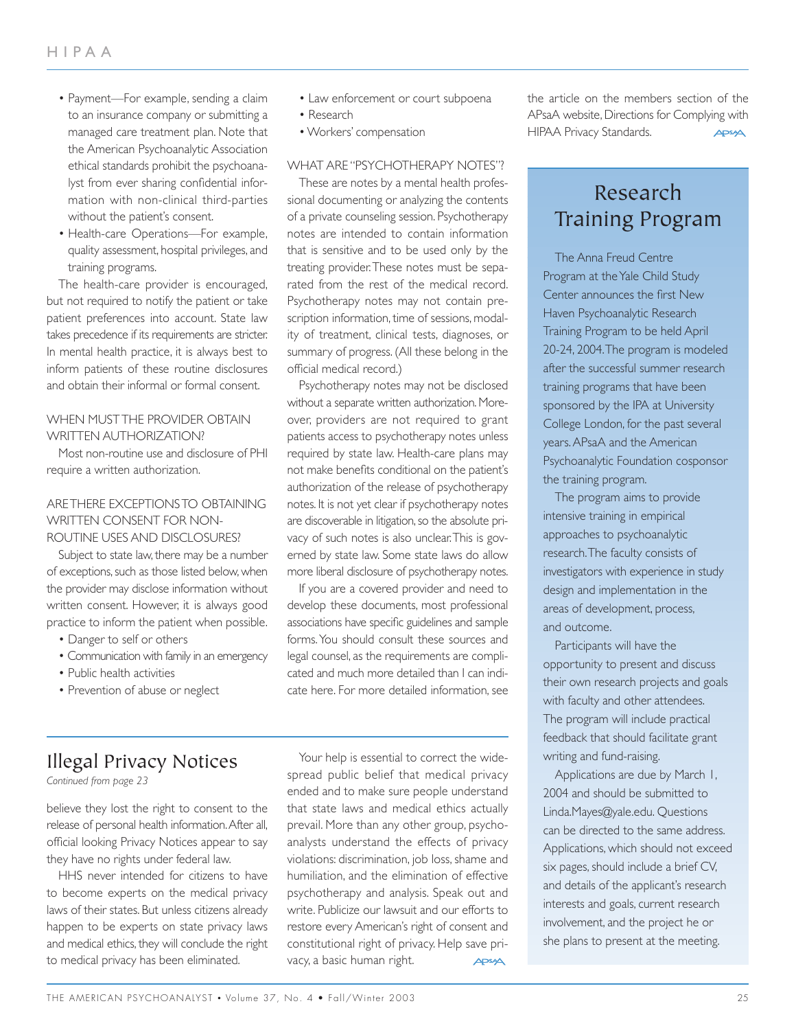- Payment—For example, sending a claim to an insurance company or submitting a managed care treatment plan. Note that the American Psychoanalytic Association ethical standards prohibit the psychoanalyst from ever sharing confidential information with non-clinical third-parties without the patient's consent.
- Health-care Operations—For example, quality assessment, hospital privileges, and training programs.

The health-care provider is encouraged, but not required to notify the patient or take patient preferences into account. State law takes precedence if its requirements are stricter. In mental health practice, it is always best to inform patients of these routine disclosures and obtain their informal or formal consent.

WHEN MUST THE PROVIDER OBTAIN WRITTEN AUTHORIZATION?

Most non-routine use and disclosure of PHI require a written authorization.

ARE THERE EXCEPTIONS TO OBTAINING WRITTEN CONSENT FOR NON-ROUTINE USES AND DISCLOSURES?

Subject to state law, there may be a number of exceptions, such as those listed below, when the provider may disclose information without written consent. However, it is always good practice to inform the patient when possible.

- Danger to self or others
- Communication with family in an emergency
- Public health activities
- Prevention of abuse or neglect
- Law enforcement or court subpoena
- Research
- Workers' compensation

WHAT ARE "PSYCHOTHERAPY NOTES"?

These are notes by a mental health professional documenting or analyzing the contents of a private counseling session. Psychotherapy notes are intended to contain information that is sensitive and to be used only by the treating provider. These notes must be separated from the rest of the medical record. Psychotherapy notes may not contain prescription information, time of sessions, modality of treatment, clinical tests, diagnoses, or summary of progress. (All these belong in the official medical record.)

Psychotherapy notes may not be disclosed without a separate written authorization. Moreover, providers are not required to grant patients access to psychotherapy notes unless required by state law. Health-care plans may not make benefits conditional on the patient's authorization of the release of psychotherapy notes. It is not yet clear if psychotherapy notes are discoverable in litigation, so the absolute privacy of such notes is also unclear. This is governed by state law. Some state laws do allow more liberal disclosure of psychotherapy notes.

If you are a covered provider and need to develop these documents, most professional associations have specific guidelines and sample forms. You should consult these sources and legal counsel, as the requirements are complicated and much more detailed than I can indicate here. For more detailed information, see the article on the members section of the APsaA website, Directions for Complying with HIPAA Privacy Standards.

## Illegal Privacy Notices

*Continued from page 23*

believe they lost the right to consent to the release of personal health information. After all, official looking Privacy Notices appear to say they have no rights under federal law.

HHS never intended for citizens to have to become experts on the medical privacy laws of their states. But unless citizens already happen to be experts on state privacy laws and medical ethics, they will conclude the right to medical privacy has been eliminated.

Your help is essential to correct the widespread public belief that medical privacy ended and to make sure people understand that state laws and medical ethics actually prevail. More than any other group, psychoanalysts understand the effects of privacy violations: discrimination, job loss, shame and humiliation, and the elimination of effective psychotherapy and analysis. Speak out and write. Publicize our lawsuit and our efforts to restore every American's right of consent and constitutional right of privacy. Help save privacy, a basic human right.

## Research Training Program

The Anna Freud Centre Program at the Yale Child Study Center announces the first New Haven Psychoanalytic Research Training Program to be held April 20-24, 2004. The program is modeled after the successful summer research training programs that have been sponsored by the IPA at University College London, for the past several years. APsaA and the American Psychoanalytic Foundation cosponsor the training program.

The program aims to provide intensive training in empirical approaches to psychoanalytic research. The faculty consists of investigators with experience in study design and implementation in the areas of development, process, and outcome.

Participants will have the opportunity to present and discuss their own research projects and goals with faculty and other attendees. The program will include practical feedback that should facilitate grant writing and fund-raising.

Applications are due by March 1, 2004 and should be submitted to Linda.Mayes@yale.edu. Questions can be directed to the same address. Applications, which should not exceed six pages, should include a brief CV, and details of the applicant's research interests and goals, current research involvement, and the project he or she plans to present at the meeting.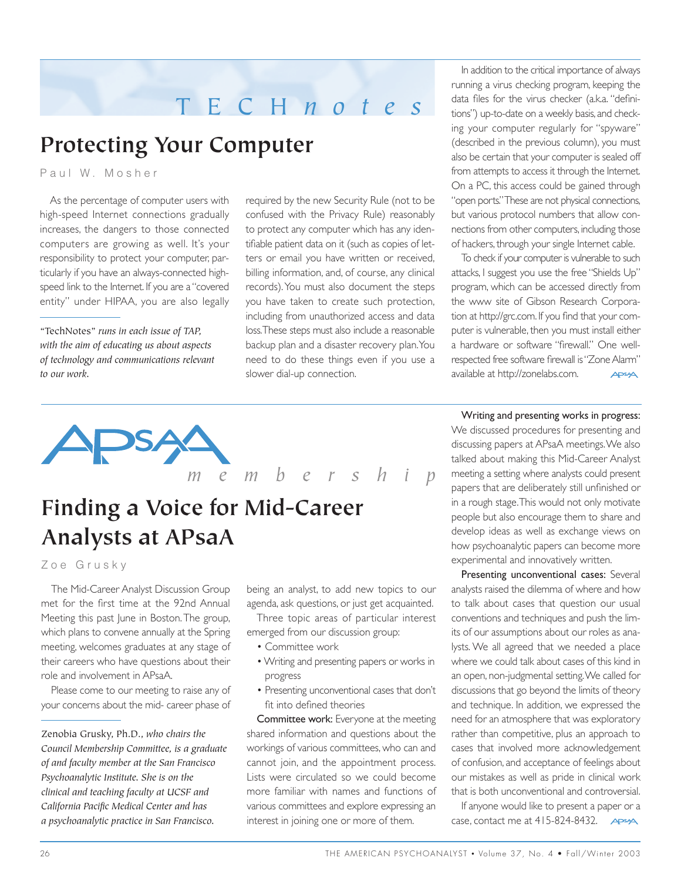TECH*notes*

# Protecting Your Computer

Paul W. Mosher

As the percentage of computer users with high-speed Internet connections gradually increases, the dangers to those connected computers are growing as well. It's your responsibility to protect your computer, particularly if you have an always-connected high-speed link to the Internet. If you are a "covered entity" under HIPAA, you are also legally required by the new Security Rule (not to be confused with the Privacy Rule) reasonably to protect any computer which has any identifiable patient data on it (such as copies of letters or email you have written or received, billing information, and, of course, any clinical records). You must also document the steps you have taken to create such protection, including from unauthorized access and data loss. These steps must also include a reasonable backup plan and a disaster recovery plan. You need to do these things even if you use a slower dial-up connection.

In addition to the critical importance of always running a virus checking program, keeping the data files for the virus checker (a.k.a. "definitions") up-to-date on a weekly basis, and checking your computer regularly for "spyware" (described in the previous column), you must also be certain that your computer is sealed off from attempts to access it through the Internet. On a PC, this access could be gained through "open ports." These are not physical connections, but various protocol numbers that allow connections from other computers, including those of hackers, through your single Internet cable.

To check if your computer is vulnerable to such attacks, I suggest you use the free "Shields Up" program, which can be accessed directly from the www site of Gibson Research Corporation at http://grc.com. If you find that your computer is vulnerable, then you must install either a hardware or software "firewall." One well-respected free software firewall is "Zone Alarm" available at http://zonelabs.com.

*"TechNotes" runs in each issue of TAP, with the aim of educating us about aspects of technology and communications relevant to our work.*

---

APsaA *membership*

# Finding a Voice for Mid-Career Analysts at APsaA

Zoe Grusky

The Mid-Career Analyst Discussion Group met for the first time at the 92nd Annual Meeting this past June in Boston. The group, which plans to convene annually at the Spring meeting, welcomes graduates at any stage of their careers who have questions about their role and involvement in APsaA.

Please come to our meeting to raise any of your concerns about the mid- career phase of being an analyst, to add new topics to our agenda, ask questions, or just get acquainted.

Three topic areas of particular interest emerged from our discussion group:

- Committee work
- Writing and presenting papers or works in progress
- Presenting unconventional cases that don't fit into defined theories

**Committee work:** Everyone at the meeting shared information and questions about the workings of various committees, who can and cannot join, and the appointment process. Lists were circulated so we could become more familiar with names and functions of various committees and explore expressing an interest in joining one or more of them.

**Writing and presenting works in progress:** We discussed procedures for presenting and discussing papers at APsaA meetings. We also talked about making this Mid-Career Analyst meeting a setting where analysts could present papers that are deliberately still unfinished or in a rough stage. This would not only motivate people but also encourage them to share and develop ideas as well as exchange views on how psychoanalytic papers can become more experimental and innovatively written.

**Presenting unconventional cases:** Several analysts raised the dilemma of where and how to talk about cases that question our usual conventions and techniques and push the limits of our assumptions about our roles as analysts. We all agreed that we needed a place where we could talk about cases of this kind in an open, non-judgmental setting. We called for discussions that go beyond the limits of theory and technique. In addition, we expressed the need for an atmosphere that was exploratory rather than competitive, plus an approach to cases that involved more acknowledgement of confusion, and acceptance of feelings about our mistakes as well as pride in clinical work that is both unconventional and controversial.

If anyone would like to present a paper or a case, contact me at 415-824-8432.

*Zenobia Grusky, Ph.D., who chairs the Council Membership Committee, is a graduate of and faculty member at the San Francisco Psychoanalytic Institute. She is on the clinical and teaching faculty at UCSF and California Pacific Medical Center and has a psychoanalytic practice in San Francisco.*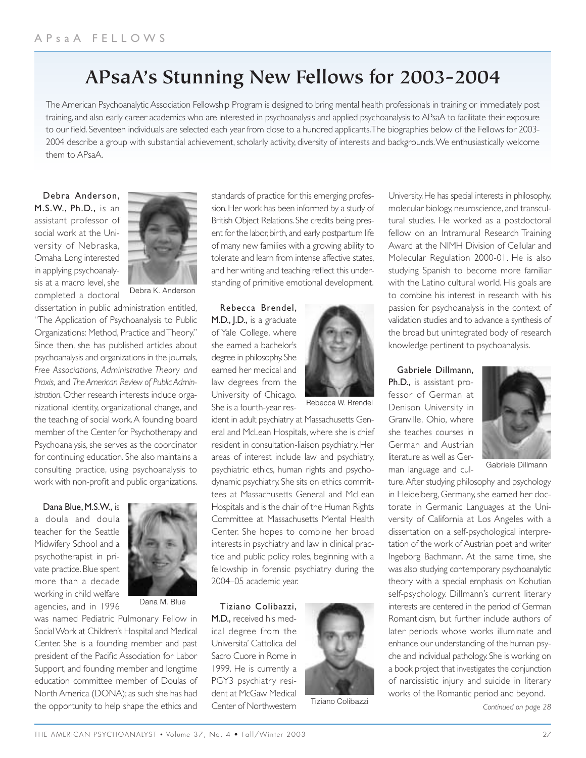# APsaA's Stunning New Fellows for 2003-2004

The American Psychoanalytic Association Fellowship Program is designed to bring mental health professionals in training or immediately post training, and also early career academics who are interested in psychoanalysis and applied psychoanalysis to APsaA to facilitate their exposure to our field. Seventeen individuals are selected each year from close to a hundred applicants. The biographies below of the Fellows for 2003-2004 describe a group with substantial achievement, scholarly activity, diversity of interests and backgrounds. We enthusiastically welcome them to APsaA.

Debra K. Anderson

**Debra Anderson, M.S.W., Ph.D.,** is an assistant professor of social work at the University of Nebraska, Omaha. Long interested in applying psychoanalysis at a macro level, she completed a doctoral dissertation in public administration entitled, "The Application of Psychoanalysis to Public Organizations: Method, Practice and Theory." Since then, she has published articles about psychoanalysis and organizations in the journals, *Free Associations, Administrative Theory and Praxis,* and *The American Review of Public Administration*. Other research interests include organizational identity, organizational change, and the teaching of social work. A founding board member of the Center for Psychotherapy and Psychoanalysis, she serves as the coordinator for continuing education. She also maintains a consulting practice, using psychoanalysis to work with non-profit and public organizations.

Dana M. Blue

**Dana Blue, M.S.W.,** is a doula and doula teacher for the Seattle Midwifery School and a psychotherapist in private practice. Blue spent more than a decade working in child welfare agencies, and in 1996 was named Pediatric Pulmonary Fellow in Social Work at Children's Hospital and Medical Center. She is a founding member and past president of the Pacific Association for Labor Support, and founding member and longtime education committee member of Doulas of North America (DONA); as such she has had the opportunity to help shape the ethics and standards of practice for this emerging profession. Her work has been informed by a study of British Object Relations. She credits being present for the labor, birth, and early postpartum life of many new families with a growing ability to tolerate and learn from intense affective states, and her writing and teaching reflect this understanding of primitive emotional development.

Rebecca W. Brendel

**Rebecca Brendel, M.D., J.D.,** is a graduate of Yale College, where she earned a bachelor's degree in philosophy. She earned her medical and law degrees from the University of Chicago. She is a fourth-year resident in adult psychiatry at Massachusetts General and McLean Hospitals, where she is chief resident in consultation-liaison psychiatry. Her areas of interest include law and psychiatry, psychiatric ethics, human rights and psychodynamic psychiatry. She sits on ethics committees at Massachusetts General and McLean Hospitals and is the chair of the Human Rights Committee at Massachusetts Mental Health Center. She hopes to combine her broad interests in psychiatry and law in clinical practice and public policy roles, beginning with a fellowship in forensic psychiatry during the 2004–05 academic year.

Tiziano Colibazzi

**Tiziano Colibazzi, M.D.,** received his medical degree from the Universita' Cattolica del Sacro Cuore in Rome in 1999. He is currently a PGY3 psychiatry resident at McGaw Medical Center of Northwestern University. He has special interests in philosophy, molecular biology, neuroscience, and transcultural studies. He worked as a postdoctoral fellow on an Intramural Research Training Award at the NIMH Division of Cellular and Molecular Regulation 2000-01. He is also studying Spanish to become more familiar with the Latino cultural world. His goals are to combine his interest in research with his passion for psychoanalysis in the context of validation studies and to advance a synthesis of the broad but unintegrated body of research knowledge pertinent to psychoanalysis.

Gabriele Dillmann

**Gabriele Dillmann, Ph.D.,** is assistant professor of German at Denison University in Granville, Ohio, where she teaches courses in German and Austrian literature as well as German language and culture. After studying philosophy and psychology in Heidelberg, Germany, she earned her doctorate in Germanic Languages at the University of California at Los Angeles with a dissertation on a self-psychological interpretation of the work of Austrian poet and writer Ingeborg Bachmann. At the same time, she was also studying contemporary psychoanalytic theory with a special emphasis on Kohutian self-psychology. Dillmann's current literary interests are centered in the period of German Romanticism, but further include authors of later periods whose works illuminate and enhance our understanding of the human psyche and individual pathology. She is working on a book project that investigates the conjunction of narcissistic injury and suicide in literary works of the Romantic period and beyond.

*Continued on page 28*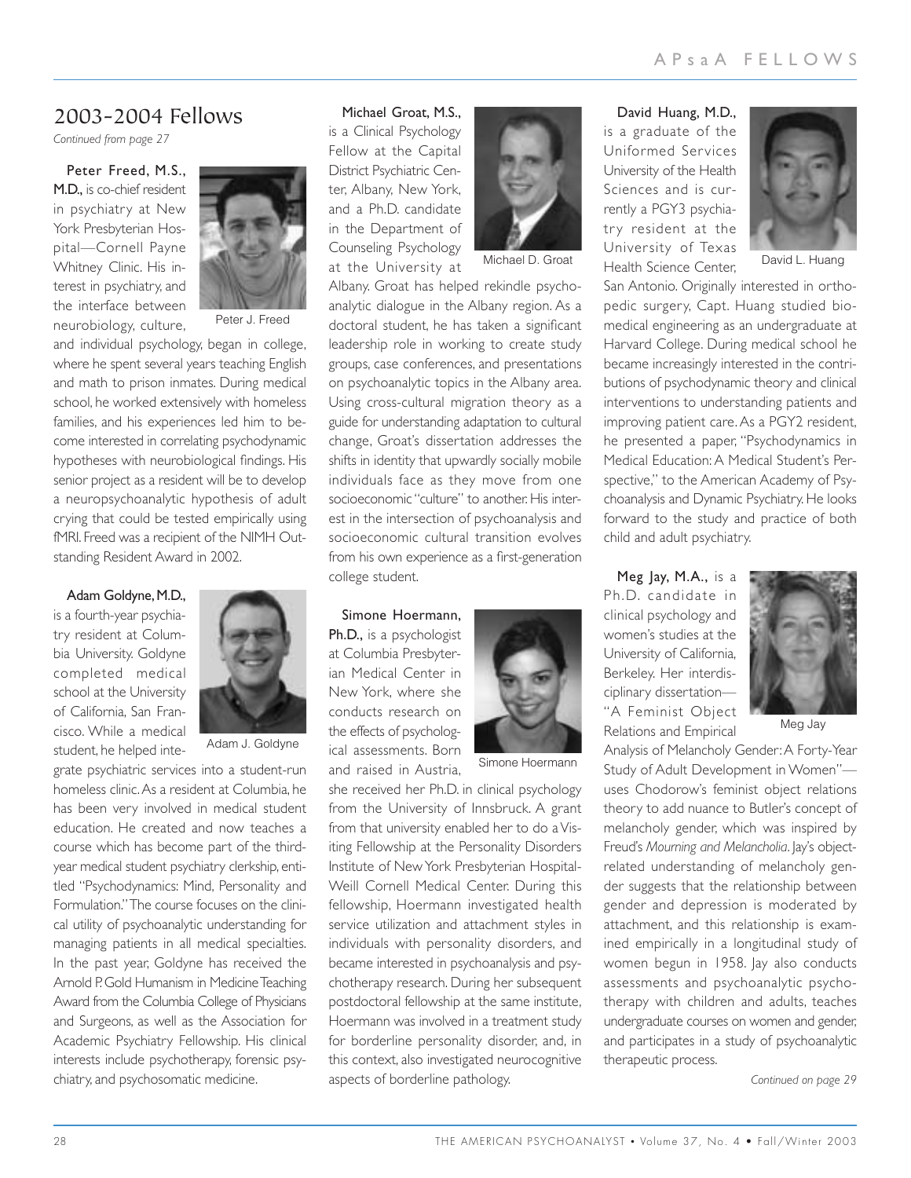## 2003-2004 Fellows

*Continued from page 27*

**Peter Freed, M.S., M.D.,** is co-chief resident in psychiatry at New York Presbyterian Hospital—Cornell Payne Whitney Clinic. His interest in psychiatry, and the interface between neurobiology, culture, and individual psychology, began in college, where he spent several years teaching English and math to prison inmates. During medical school, he worked extensively with homeless families, and his experiences led him to become interested in correlating psychodynamic hypotheses with neurobiological findings. His senior project as a resident will be to develop a neuropsychoanalytic hypothesis of adult crying that could be tested empirically using fMRI. Freed was a recipient of the NIMH Outstanding Resident Award in 2002.

Peter J. Freed

**Adam Goldyne, M.D.,** is a fourth-year psychiatry resident at Columbia University. Goldyne completed medical school at the University of California, San Francisco. While a medical student, he helped integrate psychiatric services into a student-run homeless clinic. As a resident at Columbia, he has been very involved in medical student education. He created and now teaches a course which has become part of the third-year medical student psychiatry clerkship, entitled "Psychodynamics: Mind, Personality and Formulation." The course focuses on the clinical utility of psychoanalytic understanding for managing patients in all medical specialties. In the past year, Goldyne has received the Arnold P. Gold Humanism in Medicine Teaching Award from the Columbia College of Physicians and Surgeons, as well as the Association for Academic Psychiatry Fellowship. His clinical interests include psychotherapy, forensic psychiatry, and psychosomatic medicine.

Adam J. Goldyne

**Michael Groat, M.S.,** is a Clinical Psychology Fellow at the Capital District Psychiatric Center, Albany, New York, and a Ph.D. candidate in the Department of Counseling Psychology at the University at Albany. Groat has helped rekindle psychoanalytic dialogue in the Albany region. As a doctoral student, he has taken a significant leadership role in working to create study groups, case conferences, and presentations on psychoanalytic topics in the Albany area. Using cross-cultural migration theory as a guide for understanding adaptation to cultural change, Groat's dissertation addresses the shifts in identity that upwardly socially mobile individuals face as they move from one socioeconomic "culture" to another. His interest in the intersection of psychoanalysis and socioeconomic cultural transition evolves from his own experience as a first-generation college student.

Michael D. Groat

**Simone Hoermann, Ph.D.,** is a psychologist at Columbia Presbyterian Medical Center in New York, where she conducts research on the effects of psychological assessments. Born and raised in Austria, she received her Ph.D. in clinical psychology from the University of Innsbruck. A grant from that university enabled her to do a Visiting Fellowship at the Personality Disorders Institute of New York Presbyterian Hospital-Weill Cornell Medical Center. During this fellowship, Hoermann investigated health service utilization and attachment styles in individuals with personality disorders, and became interested in psychoanalysis and psychotherapy research. During her subsequent postdoctoral fellowship at the same institute, Hoermann was involved in a treatment study for borderline personality disorder, and, in this context, also investigated neurocognitive aspects of borderline pathology.

Simone Hoermann

**David Huang, M.D.,** is a graduate of the Uniformed Services University of the Health Sciences and is currently a PGY3 psychiatry resident at the University of Texas Health Science Center, San Antonio. Originally interested in orthopedic surgery, Capt. Huang studied biomedical engineering as an undergraduate at Harvard College. During medical school he became increasingly interested in the contributions of psychodynamic theory and clinical interventions to understanding patients and improving patient care. As a PGY2 resident, he presented a paper, "Psychodynamics in Medical Education: A Medical Student's Perspective," to the American Academy of Psychoanalysis and Dynamic Psychiatry. He looks forward to the study and practice of both child and adult psychiatry.

David L. Huang

**Meg Jay, M.A.,** is a Ph.D. candidate in clinical psychology and women's studies at the University of California, Berkeley. Her interdisciplinary dissertation—"A Feminist Object Relations and Empirical Analysis of Melancholy Gender: A Forty-Year Study of Adult Development in Women"—uses Chodorow's feminist object relations theory to add nuance to Butler's concept of melancholy gender, which was inspired by Freud's *Mourning and Melancholia*. Jay's object-related understanding of melancholy gender suggests that the relationship between gender and depression is moderated by attachment, and this relationship is examined empirically in a longitudinal study of women begun in 1958. Jay also conducts assessments and psychoanalytic psychotherapy with children and adults, teaches undergraduate courses on women and gender, and participates in a study of psychoanalytic therapeutic process.

Meg Jay

*Continued on page 29*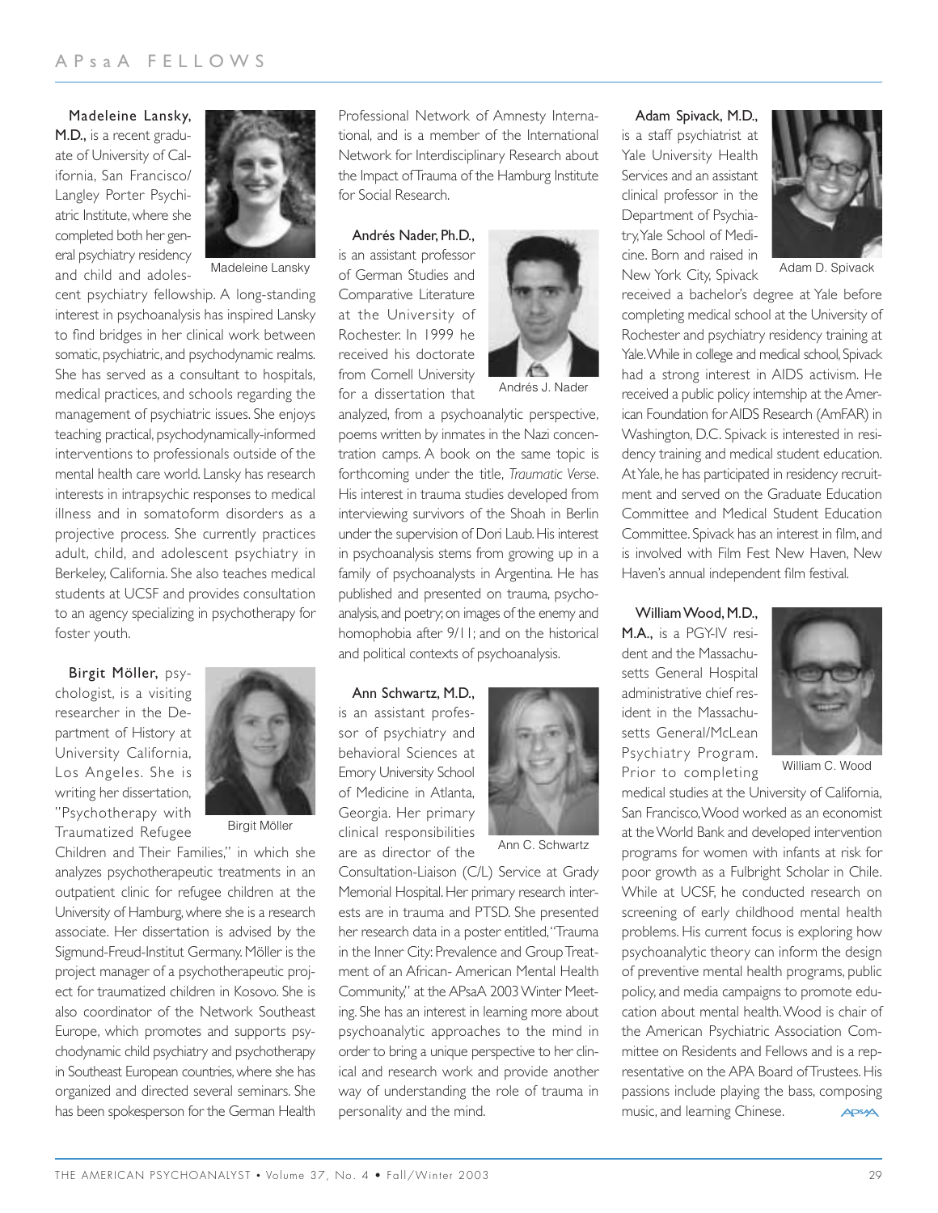## APsaA FELLOWS

**Madeleine Lansky, M.D.,** is a recent graduate of University of California, San Francisco/ Langley Porter Psychiatric Institute, where she completed both her general psychiatry residency and child and adolescent psychiatry fellowship. A long-standing interest in psychoanalysis has inspired Lansky to find bridges in her clinical work between somatic, psychiatric, and psychodynamic realms. She has served as a consultant to hospitals, medical practices, and schools regarding the management of psychiatric issues. She enjoys teaching practical, psychodynamically-informed interventions to professionals outside of the mental health care world. Lansky has research interests in intrapsychic responses to medical illness and in somatoform disorders as a projective process. She currently practices adult, child, and adolescent psychiatry in Berkeley, California. She also teaches medical students at UCSF and provides consultation to an agency specializing in psychotherapy for foster youth.

Madeleine Lansky

**Birgit Möller,** psychologist, is a visiting researcher in the Department of History at University California, Los Angeles. She is writing her dissertation, "Psychotherapy with Traumatized Refugee Children and Their Families," in which she analyzes psychotherapeutic treatments in an outpatient clinic for refugee children at the University of Hamburg, where she is a research associate. Her dissertation is advised by the Sigmund-Freud-Institut Germany. Möller is the project manager of a psychotherapeutic project for traumatized children in Kosovo. She is also coordinator of the Network Southeast Europe, which promotes and supports psychodynamic child psychiatry and psychotherapy in Southeast European countries, where she has organized and directed several seminars. She has been spokesperson for the German Health Professional Network of Amnesty International, and is a member of the International Network for Interdisciplinary Research about the Impact of Trauma of the Hamburg Institute for Social Research.

Birgit Möller

**Andrés Nader, Ph.D.,** is an assistant professor of German Studies and Comparative Literature at the University of Rochester. In 1999 he received his doctorate from Cornell University for a dissertation that analyzed, from a psychoanalytic perspective, poems written by inmates in the Nazi concentration camps. A book on the same topic is forthcoming under the title, *Traumatic Verse*. His interest in trauma studies developed from interviewing survivors of the Shoah in Berlin under the supervision of Dori Laub. His interest in psychoanalysis stems from growing up in a family of psychoanalysts in Argentina. He has published and presented on trauma, psychoanalysis, and poetry; on images of the enemy and homophobia after 9/11; and on the historical and political contexts of psychoanalysis.

Andrés J. Nader

**Ann Schwartz, M.D.,** is an assistant professor of psychiatry and behavioral Sciences at Emory University School of Medicine in Atlanta, Georgia. Her primary clinical responsibilities are as director of the Consultation-Liaison (C/L) Service at Grady Memorial Hospital. Her primary research interests are in trauma and PTSD. She presented her research data in a poster entitled, "Trauma in the Inner City: Prevalence and Group Treatment of an African- American Mental Health Community," at the APsaA 2003 Winter Meeting. She has an interest in learning more about psychoanalytic approaches to the mind in order to bring a unique perspective to her clinical and research work and provide another way of understanding the role of trauma in personality and the mind.

Ann C. Schwartz

**Adam Spivack, M.D.,** is a staff psychiatrist at Yale University Health Services and an assistant clinical professor in the Department of Psychiatry, Yale School of Medicine. Born and raised in New York City, Spivack received a bachelor's degree at Yale before completing medical school at the University of Rochester and psychiatry residency training at Yale. While in college and medical school, Spivack had a strong interest in AIDS activism. He received a public policy internship at the American Foundation for AIDS Research (AmFAR) in Washington, D.C. Spivack is interested in residency training and medical student education. At Yale, he has participated in residency recruitment and served on the Graduate Education Committee and Medical Student Education Committee. Spivack has an interest in film, and is involved with Film Fest New Haven, New Haven's annual independent film festival.

Adam D. Spivack

**William Wood, M.D., M.A.,** is a PGY-IV resident and the Massachusetts General Hospital administrative chief resident in the Massachusetts General/McLean Psychiatry Program. Prior to completing medical studies at the University of California, San Francisco, Wood worked as an economist at the World Bank and developed intervention programs for women with infants at risk for poor growth as a Fulbright Scholar in Chile. While at UCSF, he conducted research on screening of early childhood mental health problems. His current focus is exploring how psychoanalytic theory can inform the design of preventive mental health programs, public policy, and media campaigns to promote education about mental health. Wood is chair of the American Psychiatric Association Committee on Residents and Fellows and is a representative on the APA Board of Trustees. His passions include playing the bass, composing music, and learning Chinese.

William C. Wood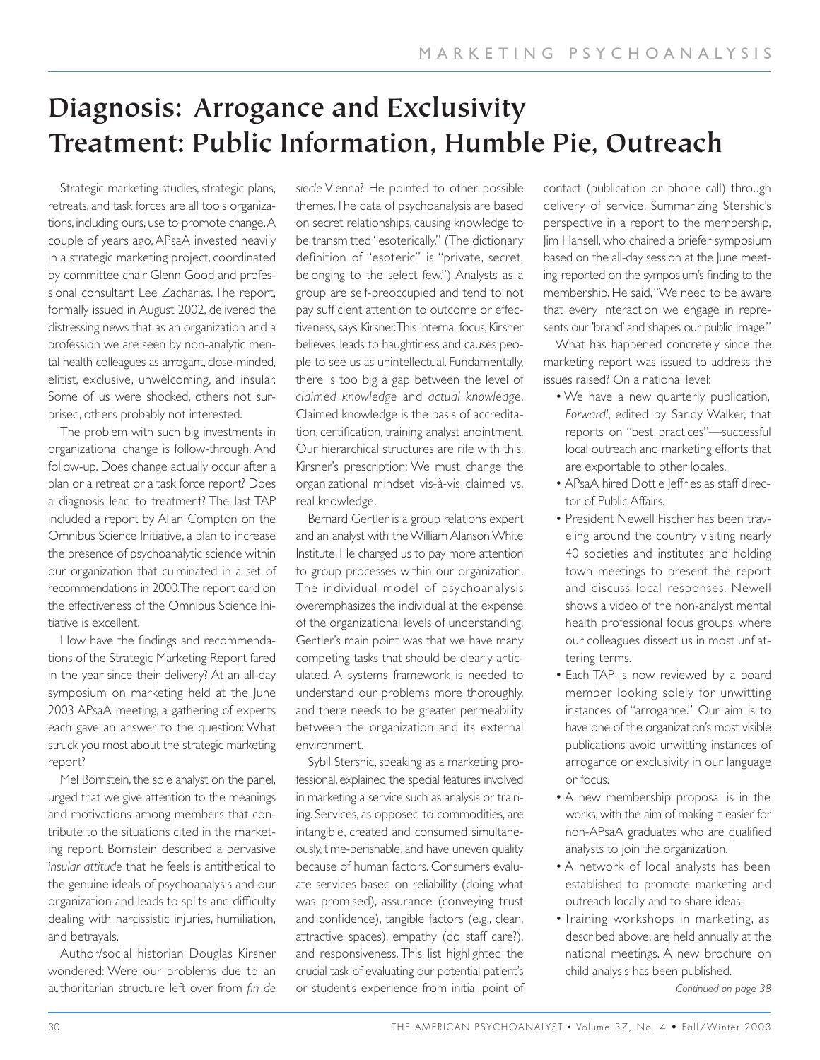# Diagnosis: Arrogance and Exclusivity Treatment: Public Information, Humble Pie, Outreach

Strategic marketing studies, strategic plans, retreats, and task forces are all tools organizations, including ours, use to promote change. A couple of years ago, APsaA invested heavily in a strategic marketing project, coordinated by committee chair Glenn Good and professional consultant Lee Zacharias. The report, formally issued in August 2002, delivered the distressing news that as an organization and a profession we are seen by non-analytic mental health colleagues as arrogant, close-minded, elitist, exclusive, unwelcoming, and insular. Some of us were shocked, others not surprised, others probably not interested.

The problem with such big investments in organizational change is follow-through. And follow-up. Does change actually occur after a plan or a retreat or a task force report? Does a diagnosis lead to treatment? The last TAP included a report by Allan Compton on the Omnibus Science Initiative, a plan to increase the presence of psychoanalytic science within our organization that culminated in a set of recommendations in 2000. The report card on the effectiveness of the Omnibus Science Initiative is excellent.

How have the findings and recommendations of the Strategic Marketing Report fared in the year since their delivery? At an all-day symposium on marketing held at the June 2003 APsaA meeting, a gathering of experts each gave an answer to the question: What struck you most about the strategic marketing report?

Mel Bornstein, the sole analyst on the panel, urged that we give attention to the meanings and motivations among members that contribute to the situations cited in the marketing report. Bornstein described a pervasive *insular attitude* that he feels is antithetical to the genuine ideals of psychoanalysis and our organization and leads to splits and difficulty dealing with narcissistic injuries, humiliation, and betrayals.

Author/social historian Douglas Kirsner wondered: Were our problems due to an authoritarian structure left over from *fin de siecle* Vienna? He pointed to other possible themes. The data of psychoanalysis are based on secret relationships, causing knowledge to be transmitted "esoterically." (The dictionary definition of "esoteric" is "private, secret, belonging to the select few.") Analysts as a group are self-preoccupied and tend to not pay sufficient attention to outcome or effectiveness, says Kirsner. This internal focus, Kirsner believes, leads to haughtiness and causes people to see us as unintellectual. Fundamentally, there is too big a gap between the level of *claimed knowledge* and *actual knowledge*. Claimed knowledge is the basis of accreditation, certification, training analyst anointment. Our hierarchical structures are rife with this. Kirsner's prescription: We must change the organizational mindset vis-à-vis claimed vs. real knowledge.

Bernard Gertler is a group relations expert and an analyst with the William Alanson White Institute. He charged us to pay more attention to group processes within our organization. The individual model of psychoanalysis overemphasizes the individual at the expense of the organizational levels of understanding. Gertler's main point was that we have many competing tasks that should be clearly articulated. A systems framework is needed to understand our problems more thoroughly, and there needs to be greater permeability between the organization and its external environment.

Sybil Stershic, speaking as a marketing professional, explained the special features involved in marketing a service such as analysis or training. Services, as opposed to commodities, are intangible, created and consumed simultaneously, time-perishable, and have uneven quality because of human factors. Consumers evaluate services based on reliability (doing what was promised), assurance (conveying trust and confidence), tangible factors (e.g., clean, attractive spaces), empathy (do staff care?), and responsiveness. This list highlighted the crucial task of evaluating our potential patient's or student's experience from initial point of contact (publication or phone call) through delivery of service. Summarizing Stershic's perspective in a report to the membership, Jim Hansell, who chaired a briefer symposium based on the all-day session at the June meeting, reported on the symposium's finding to the membership. He said, "We need to be aware that every interaction we engage in represents our 'brand' and shapes our public image."

What has happened concretely since the marketing report was issued to address the issues raised? On a national level:

- We have a new quarterly publication, *Forward!*, edited by Sandy Walker, that reports on "best practices"—successful local outreach and marketing efforts that are exportable to other locales.
- APsaA hired Dottie Jeffries as staff director of Public Affairs.
- President Newell Fischer has been traveling around the country visiting nearly 40 societies and institutes and holding town meetings to present the report and discuss local responses. Newell shows a video of the non-analyst mental health professional focus groups, where our colleagues dissect us in most unflattering terms.
- Each TAP is now reviewed by a board member looking solely for unwitting instances of "arrogance." Our aim is to have one of the organization's most visible publications avoid unwitting instances of arrogance or exclusivity in our language or focus.
- A new membership proposal is in the works, with the aim of making it easier for non-APsaA graduates who are qualified analysts to join the organization.
- A network of local analysts has been established to promote marketing and outreach locally and to share ideas.
- Training workshops in marketing, as described above, are held annually at the national meetings. A new brochure on child analysis has been published.

*Continued on page 38*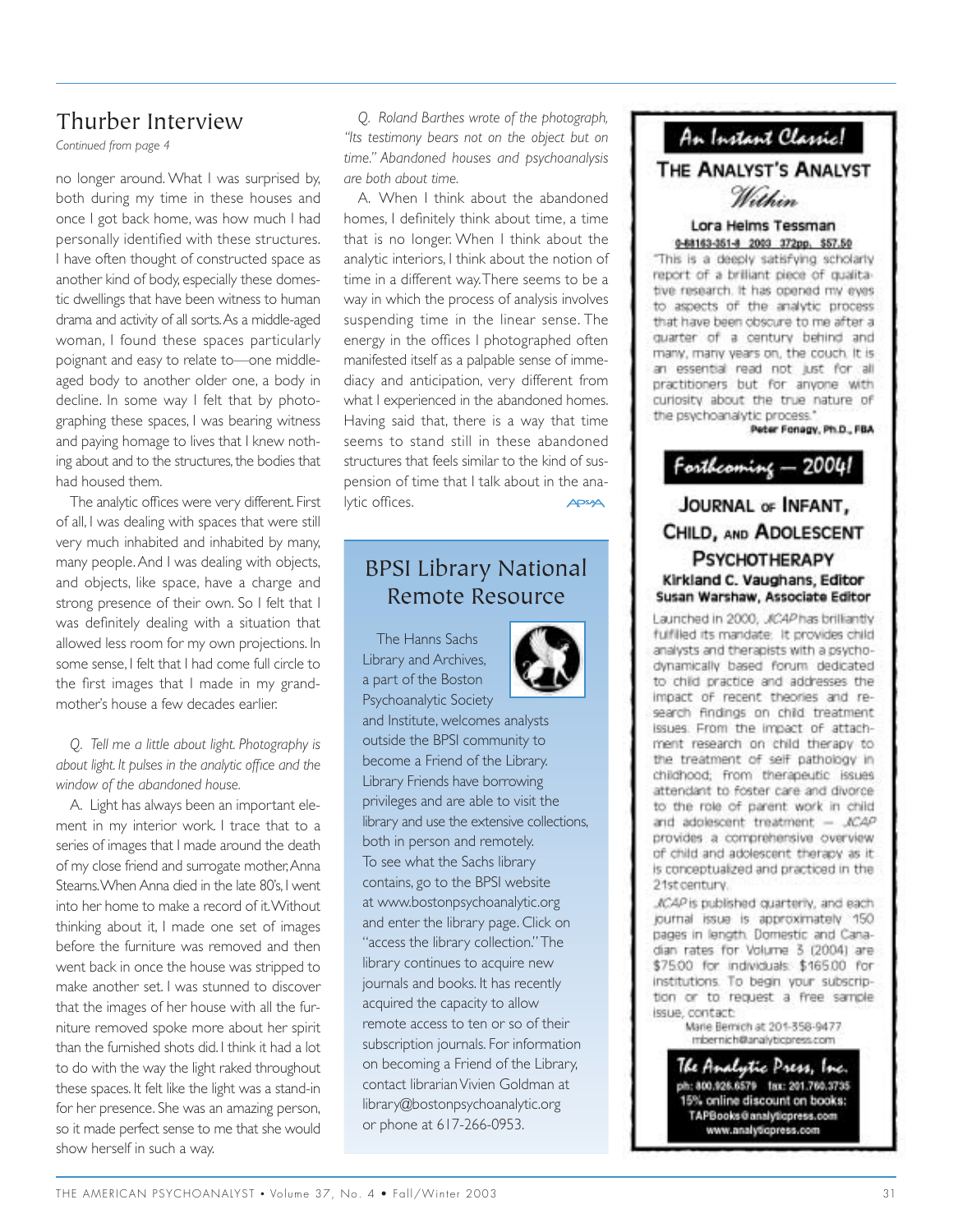## Thurber Interview

*Continued from page 4*

no longer around. What I was surprised by, both during my time in these houses and once I got back home, was how much I had personally identified with these structures. I have often thought of constructed space as another kind of body, especially these domestic dwellings that have been witness to human drama and activity of all sorts. As a middle-aged woman, I found these spaces particularly poignant and easy to relate to—one middle-aged body to another older one, a body in decline. In some way I felt that by photographing these spaces, I was bearing witness and paying homage to lives that I knew nothing about and to the structures, the bodies that had housed them.

The analytic offices were very different. First of all, I was dealing with spaces that were still very much inhabited and inhabited by many, many people. And I was dealing with objects, and objects, like space, have a charge and strong presence of their own. So I felt that I was definitely dealing with a situation that allowed less room for my own projections. In some sense, I felt that I had come full circle to the first images that I made in my grandmother's house a few decades earlier.

*Q. Tell me a little about light. Photography is about light. It pulses in the analytic office and the window of the abandoned house.*

A. Light has always been an important element in my interior work. I trace that to a series of images that I made around the death of my close friend and surrogate mother, Anna Stearns. When Anna died in the late 80's, I went into her home to make a record of it. Without thinking about it, I made one set of images before the furniture was removed and then went back in once the house was stripped to make another set. I was stunned to discover that the images of her house with all the furniture removed spoke more about her spirit than the furnished shots did. I think it had a lot to do with the way the light raked throughout these spaces. It felt like the light was a stand-in for her presence. She was an amazing person, so it made perfect sense to me that she would show herself in such a way.

*Q. Roland Barthes wrote of the photograph, "Its testimony bears not on the object but on time." Abandoned houses and psychoanalysis are both about time.*

A. When I think about the abandoned homes, I definitely think about time, a time that is no longer. When I think about the analytic interiors, I think about the notion of time in a different way. There seems to be a way in which the process of analysis involves suspending time in the linear sense. The energy in the offices I photographed often manifested itself as a palpable sense of immediacy and anticipation, very different from what I experienced in the abandoned homes. Having said that, there is a way that time seems to stand still in these abandoned structures that feels similar to the kind of suspension of time that I talk about in the analytic offices.

## BPSI Library National Remote Resource

The Hanns Sachs Library and Archives, a part of the Boston Psychoanalytic Society and Institute, welcomes analysts outside the BPSI community to become a Friend of the Library. Library Friends have borrowing privileges and are able to visit the library and use the extensive collections, both in person and remotely. To see what the Sachs library contains, go to the BPSI website at www.bostonpsychoanalytic.org and enter the library page. Click on "access the library collection." The library continues to acquire new journals and books. It has recently acquired the capacity to allow remote access to ten or so of their subscription journals. For information on becoming a Friend of the Library, contact librarian Vivien Goldman at library@bostonpsychoanalytic.org or phone at 617-266-0953.

**An Instant Classic!**

**THE ANALYST'S ANALYST *Within***

**Lora Heims Tessman**

0-88163-351-8 2003 372pp. $57.50

"This is a deeply satisfying scholarly report of a brilliant piece of qualitative research. It has opened my eyes to aspects of the analytic process that have been obscure to me after a quarter of a century behind and many, many years on, the couch. It is an essential read not just for all practitioners but for anyone with curiosity about the true nature of the psychoanalytic process."

**Peter Fonagy, Ph.D., FBA**

**Forthcoming — 2004!**

**JOURNAL OF INFANT, CHILD, AND ADOLESCENT PSYCHOTHERAPY**

**Kirkland C. Vaughans, Editor**
**Susan Warshaw, Associate Editor**

Launched in 2000, *JICAP* has brilliantly fulfilled its mandate. It provides child analysts and therapists with a psychodynamically based forum dedicated to child practice and addresses the impact of recent theories and research findings on child treatment issues. From the impact of attachment research on child therapy to the treatment of self pathology in childhood; from therapeutic issues attendant to foster care and divorce to the role of parent work in child and adolescent treatment — *JICAP* provides a comprehensive overview of child and adolescent therapy as it is conceptualized and practiced in the 21st century.

*JICAP* is published quarterly, and each journal issue is approximately 150 pages in length. Domestic and Canadian rates for Volume 3 (2004) are $75.00 for individuals; $165.00 for institutions. To begin your subscription or to request a free sample issue, contact:

Marie Bernich at 201-358-9477
mbernich@analyticpress.com

**The Analytic Press, Inc.**
ph: 800.926.6579 fax: 201.760.3735
15% online discount on books:
TAPBooks@analyticpress.com
www.analyticpress.com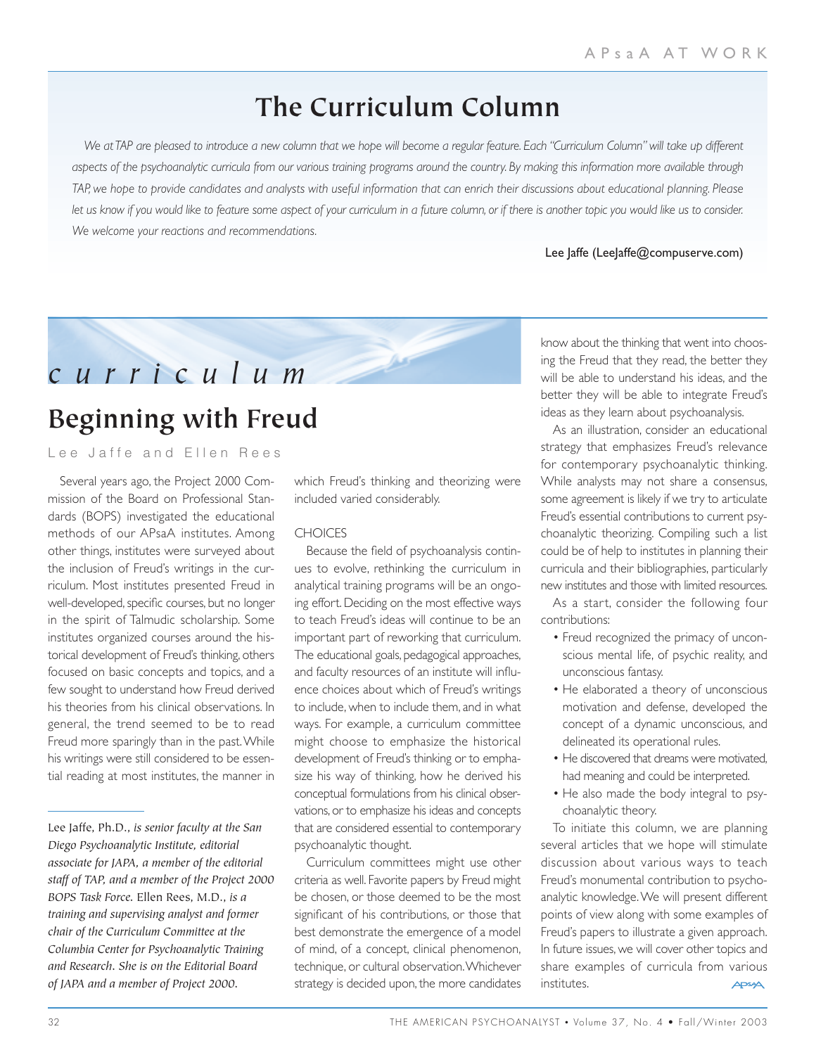# The Curriculum Column

*We at TAP are pleased to introduce a new column that we hope will become a regular feature. Each "Curriculum Column" will take up different aspects of the psychoanalytic curricula from our various training programs around the country. By making this information more available through TAP, we hope to provide candidates and analysts with useful information that can enrich their discussions about educational planning. Please let us know if you would like to feature some aspect of your curriculum in a future column, or if there is another topic you would like us to consider. We welcome your reactions and recommendations.*

Lee Jaffe (LeeJaffe@compuserve.com)

*curriculum*

## Beginning with Freud

Lee Jaffe and Ellen Rees

Several years ago, the Project 2000 Commission of the Board on Professional Standards (BOPS) investigated the educational methods of our APsaA institutes. Among other things, institutes were surveyed about the inclusion of Freud's writings in the curriculum. Most institutes presented Freud in well-developed, specific courses, but no longer in the spirit of Talmudic scholarship. Some institutes organized courses around the historical development of Freud's thinking, others focused on basic concepts and topics, and a few sought to understand how Freud derived his theories from his clinical observations. In general, the trend seemed to be to read Freud more sparingly than in the past. While his writings were still considered to be essential reading at most institutes, the manner in which Freud's thinking and theorizing were included varied considerably.

### CHOICES

Because the field of psychoanalysis continues to evolve, rethinking the curriculum in analytical training programs will be an ongoing effort. Deciding on the most effective ways to teach Freud's ideas will continue to be an important part of reworking that curriculum. The educational goals, pedagogical approaches, and faculty resources of an institute will influence choices about which of Freud's writings to include, when to include them, and in what ways. For example, a curriculum committee might choose to emphasize the historical development of Freud's thinking or to emphasize his way of thinking, how he derived his conceptual formulations from his clinical observations, or to emphasize his ideas and concepts that are considered essential to contemporary psychoanalytic thought.

Curriculum committees might use other criteria as well. Favorite papers by Freud might be chosen, or those deemed to be the most significant of his contributions, or those that best demonstrate the emergence of a model of mind, of a concept, clinical phenomenon, technique, or cultural observation. Whichever strategy is decided upon, the more candidates know about the thinking that went into choosing the Freud that they read, the better they will be able to understand his ideas, and the better they will be able to integrate Freud's ideas as they learn about psychoanalysis.

As an illustration, consider an educational strategy that emphasizes Freud's relevance for contemporary psychoanalytic thinking. While analysts may not share a consensus, some agreement is likely if we try to articulate Freud's essential contributions to current psychoanalytic theorizing. Compiling such a list could be of help to institutes in planning their curricula and their bibliographies, particularly new institutes and those with limited resources.

As a start, consider the following four contributions:

- Freud recognized the primacy of unconscious mental life, of psychic reality, and unconscious fantasy.
- He elaborated a theory of unconscious motivation and defense, developed the concept of a dynamic unconscious, and delineated its operational rules.
- He discovered that dreams were motivated, had meaning and could be interpreted.
- He also made the body integral to psychoanalytic theory.

To initiate this column, we are planning several articles that we hope will stimulate discussion about various ways to teach Freud's monumental contribution to psychoanalytic knowledge. We will present different points of view along with some examples of Freud's papers to illustrate a given approach. In future issues, we will cover other topics and share examples of curricula from various institutes.

---

Lee Jaffe, Ph.D., *is senior faculty at the San Diego Psychoanalytic Institute, editorial associate for JAPA, a member of the editorial staff of TAP, and a member of the Project 2000 BOPS Task Force.* Ellen Rees, M.D., *is a training and supervising analyst and former chair of the Curriculum Committee at the Columbia Center for Psychoanalytic Training and Research. She is on the Editorial Board of JAPA and a member of Project 2000.*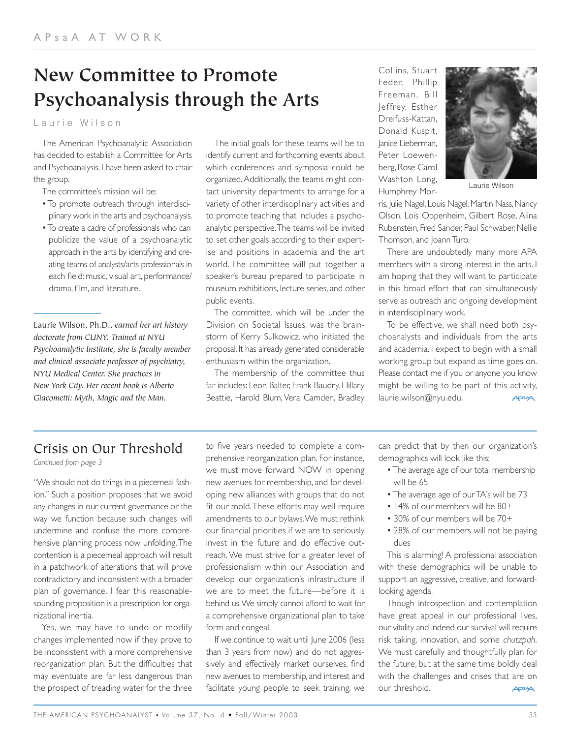# New Committee to Promote Psychoanalysis through the Arts

Laurie Wilson

The American Psychoanalytic Association has decided to establish a Committee for Arts and Psychoanalysis. I have been asked to chair the group.

The committee's mission will be:

- To promote outreach through interdisciplinary work in the arts and psychoanalysis.
- To create a cadre of professionals who can publicize the value of a psychoanalytic approach in the arts by identifying and creating teams of analysts/arts professionals in each field: music, visual art, performance/drama, film, and literature.

The initial goals for these teams will be to identify current and forthcoming events about which conferences and symposia could be organized. Additionally, the teams might contact university departments to arrange for a variety of other interdisciplinary activities and to promote teaching that includes a psychoanalytic perspective. The teams will be invited to set other goals according to their expertise and positions in academia and the art world. The committee will put together a speaker's bureau prepared to participate in museum exhibitions, lecture series, and other public events.

The committee, which will be under the Division on Societal Issues, was the brainstorm of Kerry Sulkowicz, who initiated the proposal. It has already generated considerable enthusiasm within the organization.

The membership of the committee thus far includes: Leon Balter, Frank Baudry, Hillary Beattie, Harold Blum, Vera Camden, Bradley Collins, Stuart Feder, Phillip Freeman, Bill Jeffrey, Esther Dreifuss-Kattan, Donald Kuspit, Janice Lieberman, Peter Loewenberg, Rose Carol Washton Long, Humphrey Morris, Julie Nagel, Louis Nagel, Martin Nass, Nancy Olson, Lois Oppenheim, Gilbert Rose, Alina Rubenstein, Fred Sander, Paul Schwaber, Nellie Thomson, and Joann Turo.

Laurie Wilson

There are undoubtedly many more APA members with a strong interest in the arts. I am hoping that they will want to participate in this broad effort that can simultaneously serve as outreach and ongoing development in interdisciplinary work.

To be effective, we shall need both psychoanalysts and individuals from the arts and academia. I expect to begin with a small working group but expand as time goes on. Please contact me if you or anyone you know might be willing to be part of this activity, laurie.wilson@nyu.edu.

---

Laurie Wilson, Ph.D., *earned her art history doctorate from CUNY. Trained at NYU Psychoanalytic Institute, she is faculty member and clinical associate professor of psychiatry, NYU Medical Center. She practices in New York City. Her recent book is Alberto Giacometti: Myth, Magic and the Man.*

---

## Crisis on Our Threshold

*Continued from page 3*

"We should not do things in a piecemeal fashion." Such a position proposes that we avoid any changes in our current governance or the way we function because such changes will undermine and confuse the more comprehensive planning process now unfolding. The contention is a piecemeal approach will result in a patchwork of alterations that will prove contradictory and inconsistent with a broader plan of governance. I fear this reasonable-sounding proposition is a prescription for organizational inertia.

Yes, we may have to undo or modify changes implemented now if they prove to be inconsistent with a more comprehensive reorganization plan. But the difficulties that may eventuate are far less dangerous than the prospect of treading water for the three to five years needed to complete a comprehensive reorganization plan. For instance, we must move forward NOW in opening new avenues for membership, and for developing new alliances with groups that do not fit our mold. These efforts may well require amendments to our bylaws. We must rethink our financial priorities if we are to seriously invest in the future and do effective outreach. We must strive for a greater level of professionalism within our Association and develop our organization's infrastructure if we are to meet the future—before it is behind us. We simply cannot afford to wait for a comprehensive organizational plan to take form and congeal.

If we continue to wait until June 2006 (less than 3 years from now) and do not aggressively and effectively market ourselves, find new avenues to membership, and interest and facilitate young people to seek training, we can predict that by then our organization's demographics will look like this:

- The average age of our total membership will be 65
- The average age of our TA's will be 73
- 14% of our members will be 80+
- 30% of our members will be 70+
- 28% of our members will not be paying dues

This is alarming! A professional association with these demographics will be unable to support an aggressive, creative, and forward-looking agenda.

Though introspection and contemplation have great appeal in our professional lives, our vitality and indeed our survival will require risk taking, innovation, and some *chutzpah*. We must carefully and thoughtfully plan for the future, but at the same time boldly deal with the challenges and crises that are on our threshold.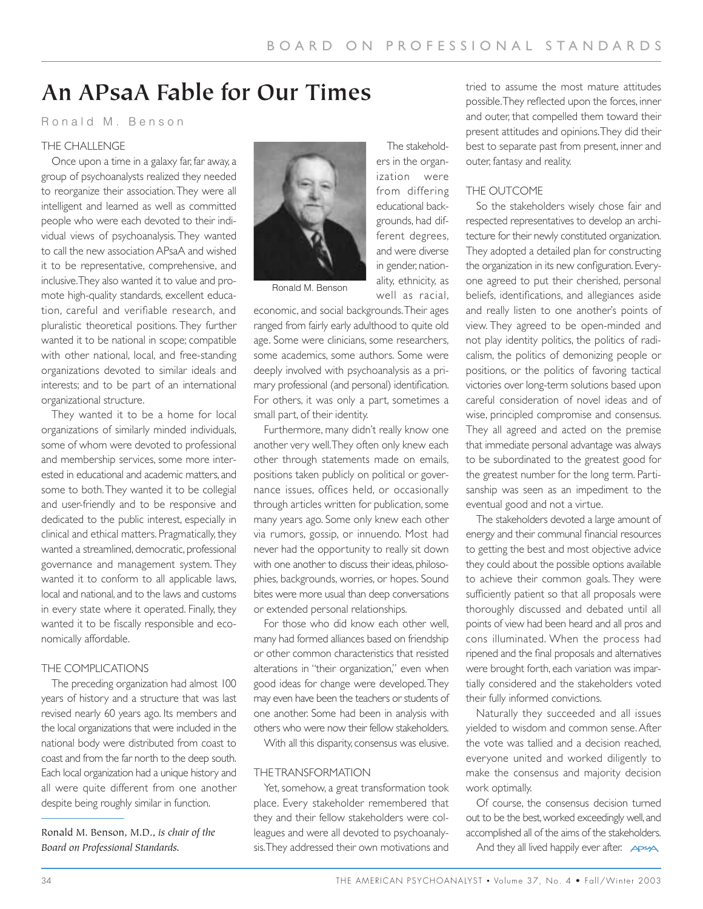# An APsaA Fable for Our Times

Ronald M. Benson

## THE CHALLENGE

Once upon a time in a galaxy far, far away, a group of psychoanalysts realized they needed to reorganize their association. They were all intelligent and learned as well as committed people who were each devoted to their individual views of psychoanalysis. They wanted to call the new association APsaA and wished it to be representative, comprehensive, and inclusive. They also wanted it to value and promote high-quality standards, excellent education, careful and verifiable research, and pluralistic theoretical positions. They further wanted it to be national in scope; compatible with other national, local, and free-standing organizations devoted to similar ideals and interests; and to be part of an international organizational structure.

They wanted it to be a home for local organizations of similarly minded individuals, some of whom were devoted to professional and membership services, some more interested in educational and academic matters, and some to both. They wanted it to be collegial and user-friendly and to be responsive and dedicated to the public interest, especially in clinical and ethical matters. Pragmatically, they wanted a streamlined, democratic, professional governance and management system. They wanted it to conform to all applicable laws, local and national, and to the laws and customs in every state where it operated. Finally, they wanted it to be fiscally responsible and economically affordable.

## THE COMPLICATIONS

The preceding organization had almost 100 years of history and a structure that was last revised nearly 60 years ago. Its members and the local organizations that were included in the national body were distributed from coast to coast and from the far north to the deep south. Each local organization had a unique history and all were quite different from one another despite being roughly similar in function.

Ronald M. Benson

The stakeholders in the organization were from differing educational backgrounds, had different degrees, and were diverse in gender, nationality, ethnicity, as well as racial, economic, and social backgrounds. Their ages ranged from fairly early adulthood to quite old age. Some were clinicians, some researchers, some academics, some authors. Some were deeply involved with psychoanalysis as a primary professional (and personal) identification. For others, it was only a part, sometimes a small part, of their identity.

Furthermore, many didn't really know one another very well. They often only knew each other through statements made on emails, positions taken publicly on political or governance issues, offices held, or occasionally through articles written for publication, some many years ago. Some only knew each other via rumors, gossip, or innuendo. Most had never had the opportunity to really sit down with one another to discuss their ideas, philosophies, backgrounds, worries, or hopes. Sound bites were more usual than deep conversations or extended personal relationships.

For those who did know each other well, many had formed alliances based on friendship or other common characteristics that resisted alterations in "their organization," even when good ideas for change were developed. They may even have been the teachers or students of one another. Some had been in analysis with others who were now their fellow stakeholders.

With all this disparity, consensus was elusive.

## THE TRANSFORMATION

Yet, somehow, a great transformation took place. Every stakeholder remembered that they and their fellow stakeholders were colleagues and were all devoted to psychoanalysis. They addressed their own motivations and tried to assume the most mature attitudes possible. They reflected upon the forces, inner and outer, that compelled them toward their present attitudes and opinions. They did their best to separate past from present, inner and outer, fantasy and reality.

## THE OUTCOME

So the stakeholders wisely chose fair and respected representatives to develop an architecture for their newly constituted organization. They adopted a detailed plan for constructing the organization in its new configuration. Everyone agreed to put their cherished, personal beliefs, identifications, and allegiances aside and really listen to one another's points of view. They agreed to be open-minded and not play identity politics, the politics of radicalism, the politics of demonizing people or positions, or the politics of favoring tactical victories over long-term solutions based upon careful consideration of novel ideas and of wise, principled compromise and consensus. They all agreed and acted on the premise that immediate personal advantage was always to be subordinated to the greatest good for the greatest number for the long term. Partisanship was seen as an impediment to the eventual good and not a virtue.

The stakeholders devoted a large amount of energy and their communal financial resources to getting the best and most objective advice they could about the possible options available to achieve their common goals. They were sufficiently patient so that all proposals were thoroughly discussed and debated until all points of view had been heard and all pros and cons illuminated. When the process had ripened and the final proposals and alternatives were brought forth, each variation was impartially considered and the stakeholders voted their fully informed convictions.

Naturally they succeeded and all issues yielded to wisdom and common sense. After the vote was tallied and a decision reached, everyone united and worked diligently to make the consensus and majority decision work optimally.

Of course, the consensus decision turned out to be the best, worked exceedingly well, and accomplished all of the aims of the stakeholders.

And they all lived happily ever after.

---

Ronald M. Benson, M.D., *is chair of the Board on Professional Standards.*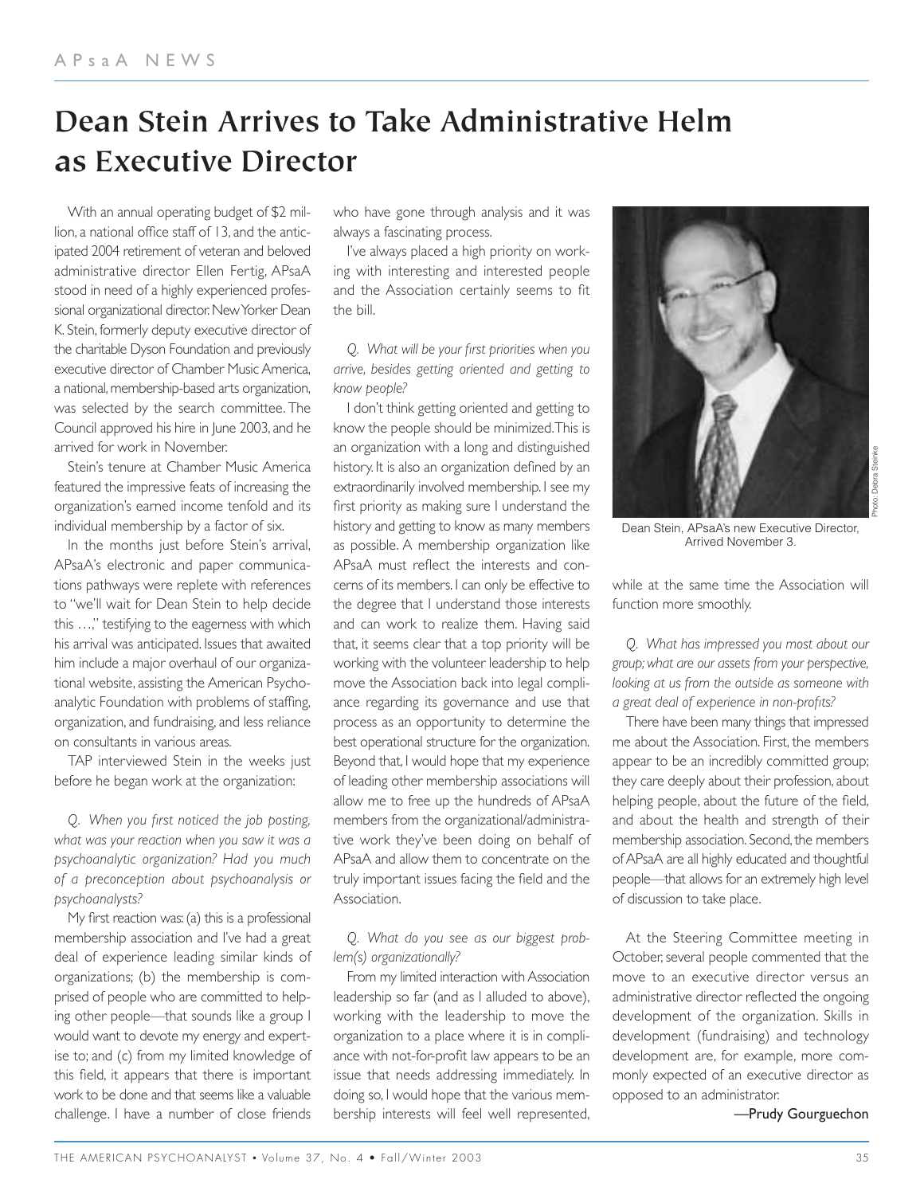# Dean Stein Arrives to Take Administrative Helm as Executive Director

With an annual operating budget of $2 million, a national office staff of 13, and the anticipated 2004 retirement of veteran and beloved administrative director Ellen Fertig, APsaA stood in need of a highly experienced professional organizational director. New Yorker Dean K. Stein, formerly deputy executive director of the charitable Dyson Foundation and previously executive director of Chamber Music America, a national, membership-based arts organization, was selected by the search committee. The Council approved his hire in June 2003, and he arrived for work in November.

Stein's tenure at Chamber Music America featured the impressive feats of increasing the organization's earned income tenfold and its individual membership by a factor of six.

In the months just before Stein's arrival, APsaA's electronic and paper communications pathways were replete with references to "we'll wait for Dean Stein to help decide this …," testifying to the eagerness with which his arrival was anticipated. Issues that awaited him include a major overhaul of our organizational website, assisting the American Psychoanalytic Foundation with problems of staffing, organization, and fundraising, and less reliance on consultants in various areas.

TAP interviewed Stein in the weeks just before he began work at the organization:

*Q. When you first noticed the job posting, what was your reaction when you saw it was a psychoanalytic organization? Had you much of a preconception about psychoanalysis or psychoanalysts?*

My first reaction was: (a) this is a professional membership association and I've had a great deal of experience leading similar kinds of organizations; (b) the membership is comprised of people who are committed to helping other people—that sounds like a group I would want to devote my energy and expertise to; and (c) from my limited knowledge of this field, it appears that there is important work to be done and that seems like a valuable challenge. I have a number of close friends who have gone through analysis and it was always a fascinating process.

I've always placed a high priority on working with interesting and interested people and the Association certainly seems to fit the bill.

*Q. What will be your first priorities when you arrive, besides getting oriented and getting to know people?*

I don't think getting oriented and getting to know the people should be minimized. This is an organization with a long and distinguished history. It is also an organization defined by an extraordinarily involved membership. I see my first priority as making sure I understand the history and getting to know as many members as possible. A membership organization like APsaA must reflect the interests and concerns of its members. I can only be effective to the degree that I understand those interests and can work to realize them. Having said that, it seems clear that a top priority will be working with the volunteer leadership to help move the Association back into legal compliance regarding its governance and use that process as an opportunity to determine the best operational structure for the organization. Beyond that, I would hope that my experience of leading other membership associations will allow me to free up the hundreds of APsaA members from the organizational/administrative work they've been doing on behalf of APsaA and allow them to concentrate on the truly important issues facing the field and the Association.

*Q. What do you see as our biggest problem(s) organizationally?*

From my limited interaction with Association leadership so far (and as I alluded to above), working with the leadership to move the organization to a place where it is in compliance with not-for-profit law appears to be an issue that needs addressing immediately. In doing so, I would hope that the various membership interests will feel well represented, while at the same time the Association will function more smoothly.

Photo: Debra Steinke

Dean Stein, APsaA's new Executive Director, Arrived November 3.

*Q. What has impressed you most about our group; what are our assets from your perspective, looking at us from the outside as someone with a great deal of experience in non-profits?*

There have been many things that impressed me about the Association. First, the members appear to be an incredibly committed group; they care deeply about their profession, about helping people, about the future of the field, and about the health and strength of their membership association. Second, the members of APsaA are all highly educated and thoughtful people—that allows for an extremely high level of discussion to take place.

At the Steering Committee meeting in October, several people commented that the move to an executive director versus an administrative director reflected the ongoing development of the organization. Skills in development (fundraising) and technology development are, for example, more commonly expected of an executive director as opposed to an administrator.

—Prudy Gourguechon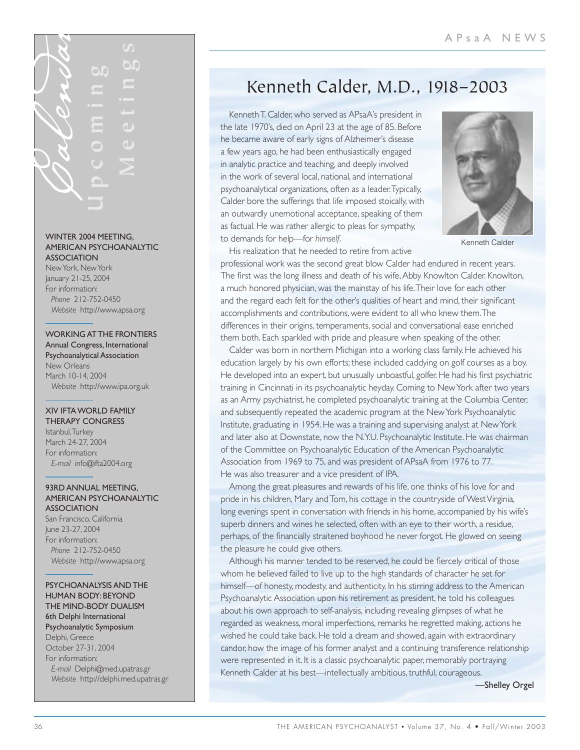# Calendar: Upcoming Meetings

**WINTER 2004 MEETING, AMERICAN PSYCHOANALYTIC ASSOCIATION**
New York, New York
January 21-25, 2004
For information:
*Phone* 212-752-0450
*Website* http://www.apsa.org

**WORKING AT THE FRONTIERS**
Annual Congress, International Psychoanalytical Association
New Orleans
March 10-14, 2004
*Website* http://www.ipa.org.uk

**XIV IFTA WORLD FAMILY THERAPY CONGRESS**
Istanbul, Turkey
March 24-27, 2004
For information:
*E-mail* info@ifta2004.org

**93RD ANNUAL MEETING, AMERICAN PSYCHOANALYTIC ASSOCIATION**
San Francisco, California
June 23-27, 2004
For information:
*Phone* 212-752-0450
*Website* http://www.apsa.org

**PSYCHOANALYSIS AND THE HUMAN BODY: BEYOND THE MIND-BODY DUALISM**
6th Delphi International Psychoanalytic Symposium
Delphi, Greece
October 27-31, 2004
For information:
*E-mail* Delphi@med.upatras.gr
*Website* http://delphi.med.upatras.gr

# Kenneth Calder, M.D., 1918–2003

Kenneth T. Calder, who served as APsaA's president in the late 1970's, died on April 23 at the age of 85. Before he became aware of early signs of Alzheimer's disease a few years ago, he had been enthusiastically engaged in analytic practice and teaching, and deeply involved in the work of several local, national, and international psychoanalytical organizations, often as a leader. Typically, Calder bore the sufferings that life imposed stoically, with an outwardly unemotional acceptance, speaking of them as factual. He was rather allergic to pleas for sympathy, to demands for help—for *himself*.

Kenneth Calder

His realization that he needed to retire from active professional work was the second great blow Calder had endured in recent years. The first was the long illness and death of his wife, Abby Knowlton Calder. Knowlton, a much honored physician, was the mainstay of his life. Their love for each other and the regard each felt for the other's qualities of heart and mind, their significant accomplishments and contributions, were evident to all who knew them. The differences in their origins, temperaments, social and conversational ease enriched them both. Each sparkled with pride and pleasure when speaking of the other.

Calder was born in northern Michigan into a working class family. He achieved his education largely by his own efforts; these included caddying on golf courses as a boy. He developed into an expert, but unusually unboastful, golfer. He had his first psychiatric training in Cincinnati in its psychoanalytic heyday. Coming to New York after two years as an Army psychiatrist, he completed psychoanalytic training at the Columbia Center, and subsequently repeated the academic program at the New York Psychoanalytic Institute, graduating in 1954. He was a training and supervising analyst at New York and later also at Downstate, now the N.Y.U. Psychoanalytic Institute. He was chairman of the Committee on Psychoanalytic Education of the American Psychoanalytic Association from 1969 to 75, and was president of APsaA from 1976 to 77. He was also treasurer and a vice president of IPA.

Among the great pleasures and rewards of his life, one thinks of his love for and pride in his children, Mary and Tom, his cottage in the countryside of West Virginia, long evenings spent in conversation with friends in his home, accompanied by his wife's superb dinners and wines he selected, often with an eye to their worth, a residue, perhaps, of the financially straitened boyhood he never forgot. He glowed on seeing the pleasure he could give others.

Although his manner tended to be reserved, he could be fiercely critical of those whom he believed failed to live up to the high standards of character he set for himself—of honesty, modesty, and authenticity. In his stirring address to the American Psychoanalytic Association upon his retirement as president, he told his colleagues about his own approach to self-analysis, including revealing glimpses of what he regarded as weakness, moral imperfections, remarks he regretted making, actions he wished he could take back. He told a dream and showed, again with extraordinary candor, how the image of his former analyst and a continuing transference relationship were represented in it. It is a classic psychoanalytic paper, memorably portraying Kenneth Calder at his best—intellectually ambitious, truthful, courageous.

—Shelley Orgel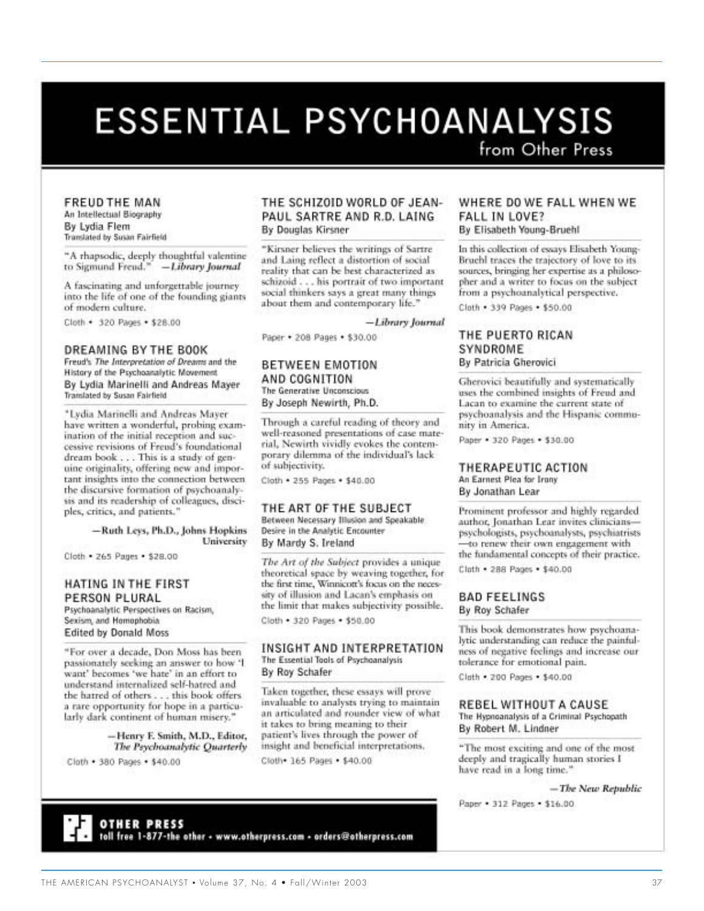# ESSENTIAL PSYCHOANALYSIS

from Other Press

### FREUD THE MAN

An Intellectual Biography

By Lydia Flem

Translated by Susan Fairfield

"A rhapsodic, deeply thoughtful valentine to Sigmund Freud." —*Library Journal*

A fascinating and unforgettable journey into the life of one of the founding giants of modern culture.

Cloth • 320 Pages • $28.00

### DREAMING BY THE BOOK

Freud's *The Interpretation of Dreams* and the History of the Psychoanalytic Movement

By Lydia Marinelli and Andreas Mayer

Translated by Susan Fairfield

"Lydia Marinelli and Andreas Mayer have written a wonderful, probing examination of the initial reception and successive revisions of Freud's foundational dream book . . . This is a study of genuine originality, offering new and important insights into the connection between the discursive formation of psychoanalysis and its readership of colleagues, disciples, critics, and patients."

—Ruth Leys, Ph.D., Johns Hopkins University

Cloth • 265 Pages • $28.00

### HATING IN THE FIRST PERSON PLURAL

Psychoanalytic Perspectives on Racism, Sexism, and Homophobia

Edited by Donald Moss

"For over a decade, Don Moss has been passionately seeking an answer to how 'I want' becomes 'we hate' in an effort to understand internalized self-hatred and the hatred of others . . . this book offers a rare opportunity for hope in a particularly dark continent of human misery."

—Henry F. Smith, M.D., Editor, *The Psychoanalytic Quarterly*

Cloth • 380 Pages • $40.00

### THE SCHIZOID WORLD OF JEAN-PAUL SARTRE AND R.D. LAING

By Douglas Kirsner

"Kirsner believes the writings of Sartre and Laing reflect a distortion of social reality that can be best characterized as schizoid . . . his portrait of two important social thinkers says a great many things about them and contemporary life."

—*Library Journal*

Paper • 208 Pages • $30.00

### BETWEEN EMOTION AND COGNITION

The Generative Unconscious

By Joseph Newirth, Ph.D.

Through a careful reading of theory and well-reasoned presentations of case material, Newirth vividly evokes the contemporary dilemma of the individual's lack of subjectivity.

Cloth • 255 Pages • $40.00

### THE ART OF THE SUBJECT

Between Necessary Illusion and Speakable Desire in the Analytic Encounter

By Mardy S. Ireland

*The Art of the Subject* provides a unique theoretical space by weaving together, for the first time, Winnicott's focus on the necessity of illusion and Lacan's emphasis on the limit that makes subjectivity possible.

Cloth • 320 Pages • $50.00

### INSIGHT AND INTERPRETATION

The Essential Tools of Psychoanalysis

By Roy Schafer

Taken together, these essays will prove invaluable to analysts trying to maintain an articulated and rounder view of what it takes to bring meaning to their patient's lives through the power of insight and beneficial interpretations.

Cloth• 165 Pages • $40.00

### WHERE DO WE FALL WHEN WE FALL IN LOVE?

By Elisabeth Young-Bruehl

In this collection of essays Elisabeth Young-Bruehl traces the trajectory of love to its sources, bringing her expertise as a philosopher and a writer to focus on the subject from a psychoanalytical perspective.

Cloth • 339 Pages • $50.00

### THE PUERTO RICAN SYNDROME

By Patricia Gherovici

Gherovici beautifully and systematically uses the combined insights of Freud and Lacan to examine the current state of psychoanalysis and the Hispanic community in America.

Paper • 320 Pages • $30.00

### THERAPEUTIC ACTION

An Earnest Plea for Irony

By Jonathan Lear

Prominent professor and highly regarded author, Jonathan Lear invites clinicians—psychologists, psychoanalysts, psychiatrists—to renew their own engagement with the fundamental concepts of their practice.

Cloth • 288 Pages • $40.00

### BAD FEELINGS

By Roy Schafer

This book demonstrates how psychoanalytic understanding can reduce the painfulness of negative feelings and increase our tolerance for emotional pain.

Cloth • 200 Pages • $40.00

### REBEL WITHOUT A CAUSE

The Hypnoanalysis of a Criminal Psychopath

By Robert M. Lindner

"The most exciting and one of the most deeply and tragically human stories I have read in a long time."

—*The New Republic*

Paper • 312 Pages • $16.00

**OTHER PRESS**

toll free 1-877-the other • www.otherpress.com • orders@otherpress.com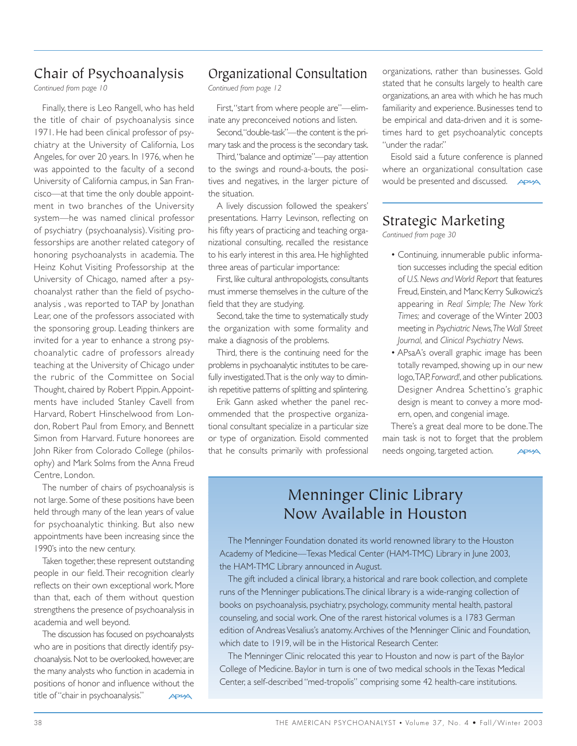## Chair of Psychoanalysis

*Continued from page 10*

Finally, there is Leo Rangell, who has held the title of chair of psychoanalysis since 1971. He had been clinical professor of psychiatry at the University of California, Los Angeles, for over 20 years. In 1976, when he was appointed to the faculty of a second University of California campus, in San Francisco—at that time the only double appointment in two branches of the University system—he was named clinical professor of psychiatry (psychoanalysis). Visiting professorships are another related category of honoring psychoanalysts in academia. The Heinz Kohut Visiting Professorship at the University of Chicago, named after a psychoanalyst rather than the field of psychoanalysis , was reported to TAP by Jonathan Lear, one of the professors associated with the sponsoring group. Leading thinkers are invited for a year to enhance a strong psychoanalytic cadre of professors already teaching at the University of Chicago under the rubric of the Committee on Social Thought, chaired by Robert Pippin. Appointments have included Stanley Cavell from Harvard, Robert Hinschelwood from London, Robert Paul from Emory, and Bennett Simon from Harvard. Future honorees are John Riker from Colorado College (philosophy) and Mark Solms from the Anna Freud Centre, London.

The number of chairs of psychoanalysis is not large. Some of these positions have been held through many of the lean years of value for psychoanalytic thinking. But also new appointments have been increasing since the 1990's into the new century.

Taken together, these represent outstanding people in our field. Their recognition clearly reflects on their own exceptional work. More than that, each of them without question strengthens the presence of psychoanalysis in academia and well beyond.

The discussion has focused on psychoanalysts who are in positions that directly identify psychoanalysis. Not to be overlooked, however, are the many analysts who function in academia in positions of honor and influence without the title of "chair in psychoanalysis."

## Organizational Consultation

*Continued from page 12*

First, "start from where people are"—eliminate any preconceived notions and listen.

Second, "double-task"—the content is the primary task and the process is the secondary task.

Third, "balance and optimize"—pay attention to the swings and round-a-bouts, the positives and negatives, in the larger picture of the situation.

A lively discussion followed the speakers' presentations. Harry Levinson, reflecting on his fifty years of practicing and teaching organizational consulting, recalled the resistance to his early interest in this area. He highlighted three areas of particular importance:

First, like cultural anthropologists, consultants must immerse themselves in the culture of the field that they are studying.

Second, take the time to systematically study the organization with some formality and make a diagnosis of the problems.

Third, there is the continuing need for the problems in psychoanalytic institutes to be carefully investigated. That is the only way to diminish repetitive patterns of splitting and splintering.

Erik Gann asked whether the panel recommended that the prospective organizational consultant specialize in a particular size or type of organization. Eisold commented that he consults primarily with professional organizations, rather than businesses. Gold stated that he consults largely to health care organizations, an area with which he has much familiarity and experience. Businesses tend to be empirical and data-driven and it is sometimes hard to get psychoanalytic concepts "under the radar."

Eisold said a future conference is planned where an organizational consultation case would be presented and discussed.

## Strategic Marketing

*Continued from page 30*

- Continuing, innumerable public information successes including the special edition of *U.S. News and World Report* that features Freud, Einstein, and Marx; Kerry Sulkowicz's appearing in *Real Simple; The New York Times;* and coverage of the Winter 2003 meeting in *Psychiatric News, The Wall Street Journal,* and *Clinical Psychiatry News*.
- APsaA's overall graphic image has been totally revamped, showing up in our new logo, TAP, *Forward!*, and other publications. Designer Andrea Schettino's graphic design is meant to convey a more modern, open, and congenial image.

There's a great deal more to be done. The main task is not to forget that the problem needs ongoing, targeted action.

## Menninger Clinic Library Now Available in Houston

The Menninger Foundation donated its world renowned library to the Houston Academy of Medicine—Texas Medical Center (HAM-TMC) Library in June 2003, the HAM-TMC Library announced in August.

The gift included a clinical library, a historical and rare book collection, and complete runs of the Menninger publications. The clinical library is a wide-ranging collection of books on psychoanalysis, psychiatry, psychology, community mental health, pastoral counseling, and social work. One of the rarest historical volumes is a 1783 German edition of Andreas Vesalius's anatomy. Archives of the Menninger Clinic and Foundation, which date to 1919, will be in the Historical Research Center.

The Menninger Clinic relocated this year to Houston and now is part of the Baylor College of Medicine. Baylor in turn is one of two medical schools in the Texas Medical Center, a self-described "med-tropolis" comprising some 42 health-care institutions.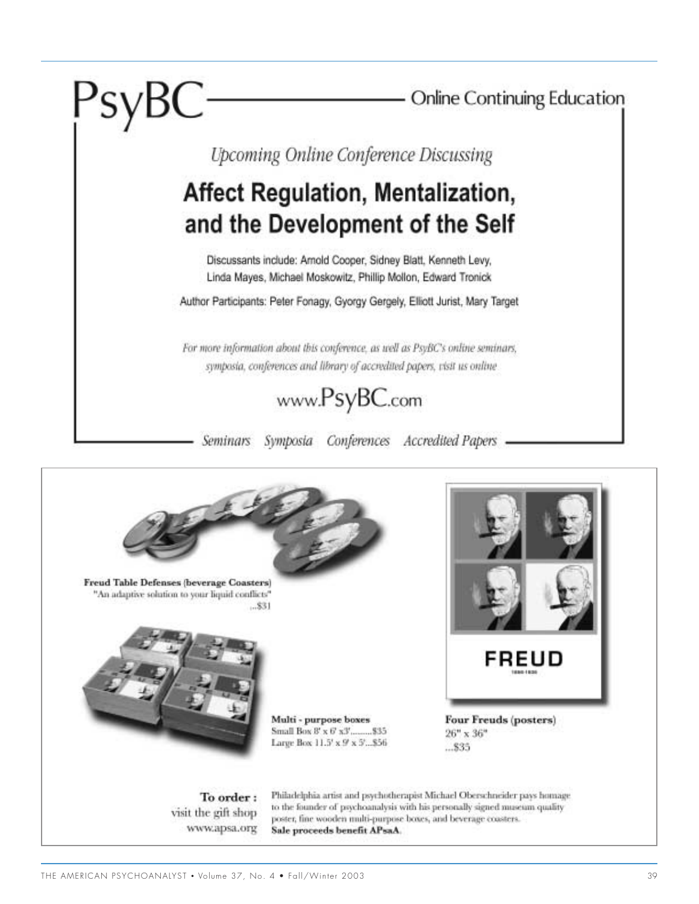# PsyBC — Online Continuing Education

*Upcoming Online Conference Discussing*

## Affect Regulation, Mentalization, and the Development of the Self

Discussants include: Arnold Cooper, Sidney Blatt, Kenneth Levy, Linda Mayes, Michael Moskowitz, Phillip Mollon, Edward Tronick

Author Participants: Peter Fonagy, Gyorgy Gergely, Elliott Jurist, Mary Target

*For more information about this conference, as well as PsyBC's online seminars, symposia, conferences and library of accredited papers, visit us online*

www.PsyBC.com

*Seminars Symposia Conferences Accredited Papers*

---

**Freud Table Defenses (beverage Coasters)**
"An adaptive solution to your liquid conflicts"
...$31

**Multi - purpose boxes**
Small Box 8' x 6' x3'.........$35
Large Box 11.5' x 9' x 5'...$56

FREUD

**Four Freuds (posters)**
26" x 36"
...$35

**To order :**
visit the gift shop
www.apsa.org

Philadelphia artist and psychotherapist Michael Oberschneider pays homage to the founder of psychoanalysis with his personally signed museum quality poster, fine wooden multi-purpose boxes, and beverage coasters.
**Sale proceeds benefit APsaA.**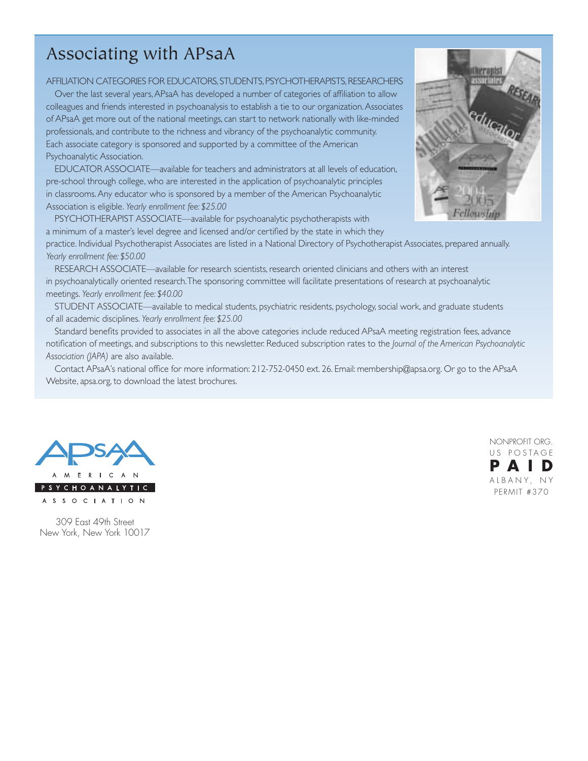# Associating with APsaA

AFFILIATION CATEGORIES FOR EDUCATORS, STUDENTS, PSYCHOTHERAPISTS, RESEARCHERS

Over the last several years, APsaA has developed a number of categories of affiliation to allow colleagues and friends interested in psychoanalysis to establish a tie to our organization. Associates of APsaA get more out of the national meetings, can start to network nationally with like-minded professionals, and contribute to the richness and vibrancy of the psychoanalytic community. Each associate category is sponsored and supported by a committee of the American Psychoanalytic Association.

EDUCATOR ASSOCIATE—available for teachers and administrators at all levels of education, pre-school through college, who are interested in the application of psychoanalytic principles in classrooms. Any educator who is sponsored by a member of the American Psychoanalytic Association is eligible. *Yearly enrollment fee: $25.00*

PSYCHOTHERAPIST ASSOCIATE—available for psychoanalytic psychotherapists with a minimum of a master's level degree and licensed and/or certified by the state in which they practice. Individual Psychotherapist Associates are listed in a National Directory of Psychotherapist Associates, prepared annually. *Yearly enrollment fee: $50.00*

RESEARCH ASSOCIATE—available for research scientists, research oriented clinicians and others with an interest in psychoanalytically oriented research. The sponsoring committee will facilitate presentations of research at psychoanalytic meetings. *Yearly enrollment fee: $40.00*

STUDENT ASSOCIATE—available to medical students, psychiatric residents, psychology, social work, and graduate students of all academic disciplines. *Yearly enrollment fee: $25.00*

Standard benefits provided to associates in all the above categories include reduced APsaA meeting registration fees, advance notification of meetings, and subscriptions to this newsletter. Reduced subscription rates to the *Journal of the American Psychoanalytic Association (JAPA)* are also available.

Contact APsaA's national office for more information: 212-752-0450 ext. 26. Email: membership@apsa.org. Or go to the APsaA Website, apsa.org, to download the latest brochures.

APsaA
AMERICAN
PSYCHOANALYTIC
ASSOCIATION

309 East 49th Street
New York, New York 10017

NONPROFIT ORG.
US POSTAGE
**PAID**
ALBANY, NY
PERMIT #370